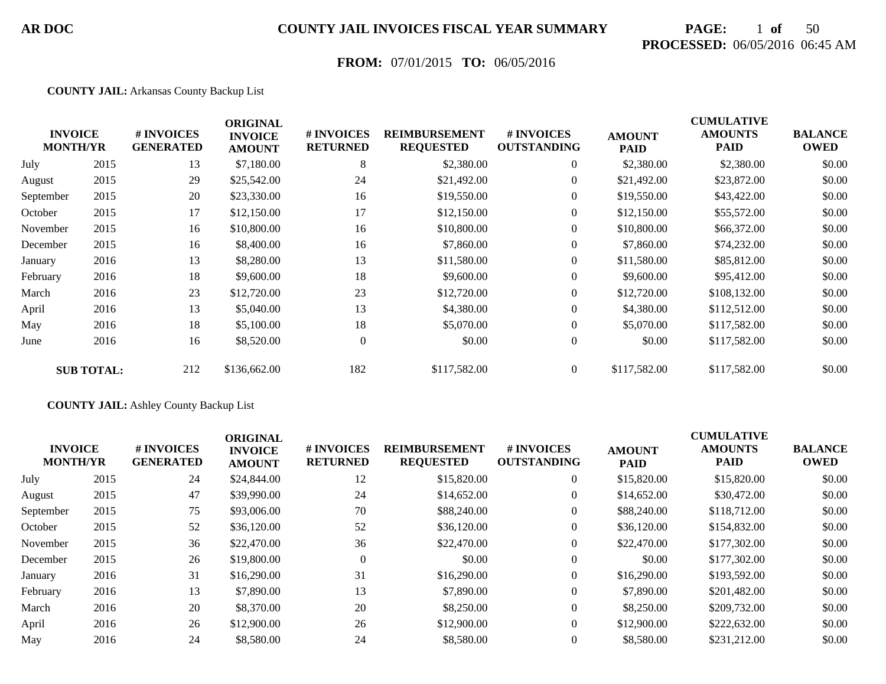**AR DOC** **COUNTY JAIL INVOICES FISCAL YEAR SUMMARY**

**PROCESSED:** 06/05/2016 06:45 AM

**FROM:** 07/01/2015 **TO:** 06/05/2016

**COUNTY JAIL:** Arkansas County Backup List

| INVOICE MONTH/YR | | # INVOICES GENERATED | ORIGINAL INVOICE AMOUNT | # INVOICES RETURNED | REIMBURSEMENT REQUESTED | # INVOICES OUTSTANDING | AMOUNT PAID | CUMULATIVE AMOUNTS PAID | BALANCE OWED |
|---|---|---|---|---|---|---|---|---|---|
| July | 2015 | 13 | $7,180.00 | 8 | $2,380.00 | 0 | $2,380.00 | $2,380.00 | $0.00 |
| August | 2015 | 29 | $25,542.00 | 24 | $21,492.00 | 0 | $21,492.00 | $23,872.00 | $0.00 |
| September | 2015 | 20 | $23,330.00 | 16 | $19,550.00 | 0 | $19,550.00 | $43,422.00 | $0.00 |
| October | 2015 | 17 | $12,150.00 | 17 | $12,150.00 | 0 | $12,150.00 | $55,572.00 | $0.00 |
| November | 2015 | 16 | $10,800.00 | 16 | $10,800.00 | 0 | $10,800.00 | $66,372.00 | $0.00 |
| December | 2015 | 16 | $8,400.00 | 16 | $7,860.00 | 0 | $7,860.00 | $74,232.00 | $0.00 |
| January | 2016 | 13 | $8,280.00 | 13 | $11,580.00 | 0 | $11,580.00 | $85,812.00 | $0.00 |
| February | 2016 | 18 | $9,600.00 | 18 | $9,600.00 | 0 | $9,600.00 | $95,412.00 | $0.00 |
| March | 2016 | 23 | $12,720.00 | 23 | $12,720.00 | 0 | $12,720.00 | $108,132.00 | $0.00 |
| April | 2016 | 13 | $5,040.00 | 13 | $4,380.00 | 0 | $4,380.00 | $112,512.00 | $0.00 |
| May | 2016 | 18 | $5,100.00 | 18 | $5,070.00 | 0 | $5,070.00 | $117,582.00 | $0.00 |
| June | 2016 | 16 | $8,520.00 | 0 | $0.00 | 0 | $0.00 | $117,582.00 | $0.00 |
| **SUB TOTAL:** | | 212 | $136,662.00 | 182 | $117,582.00 | 0 | $117,582.00 | $117,582.00 | $0.00 |

**COUNTY JAIL:** Ashley County Backup List

| INVOICE MONTH/YR | | # INVOICES GENERATED | ORIGINAL INVOICE AMOUNT | # INVOICES RETURNED | REIMBURSEMENT REQUESTED | # INVOICES OUTSTANDING | AMOUNT PAID | CUMULATIVE AMOUNTS PAID | BALANCE OWED |
|---|---|---|---|---|---|---|---|---|---|
| July | 2015 | 24 | $24,844.00 | 12 | $15,820.00 | 0 | $15,820.00 | $15,820.00 | $0.00 |
| August | 2015 | 47 | $39,990.00 | 24 | $14,652.00 | 0 | $14,652.00 | $30,472.00 | $0.00 |
| September | 2015 | 75 | $93,006.00 | 70 | $88,240.00 | 0 | $88,240.00 | $118,712.00 | $0.00 |
| October | 2015 | 52 | $36,120.00 | 52 | $36,120.00 | 0 | $36,120.00 | $154,832.00 | $0.00 |
| November | 2015 | 36 | $22,470.00 | 36 | $22,470.00 | 0 | $22,470.00 | $177,302.00 | $0.00 |
| December | 2015 | 26 | $19,800.00 | 0 | $0.00 | 0 | $0.00 | $177,302.00 | $0.00 |
| January | 2016 | 31 | $16,290.00 | 31 | $16,290.00 | 0 | $16,290.00 | $193,592.00 | $0.00 |
| February | 2016 | 13 | $7,890.00 | 13 | $7,890.00 | 0 | $7,890.00 | $201,482.00 | $0.00 |
| March | 2016 | 20 | $8,370.00 | 20 | $8,250.00 | 0 | $8,250.00 | $209,732.00 | $0.00 |
| April | 2016 | 26 | $12,900.00 | 26 | $12,900.00 | 0 | $12,900.00 | $222,632.00 | $0.00 |
| May | 2016 | 24 | $8,580.00 | 24 | $8,580.00 | 0 | $8,580.00 | $231,212.00 | $0.00 |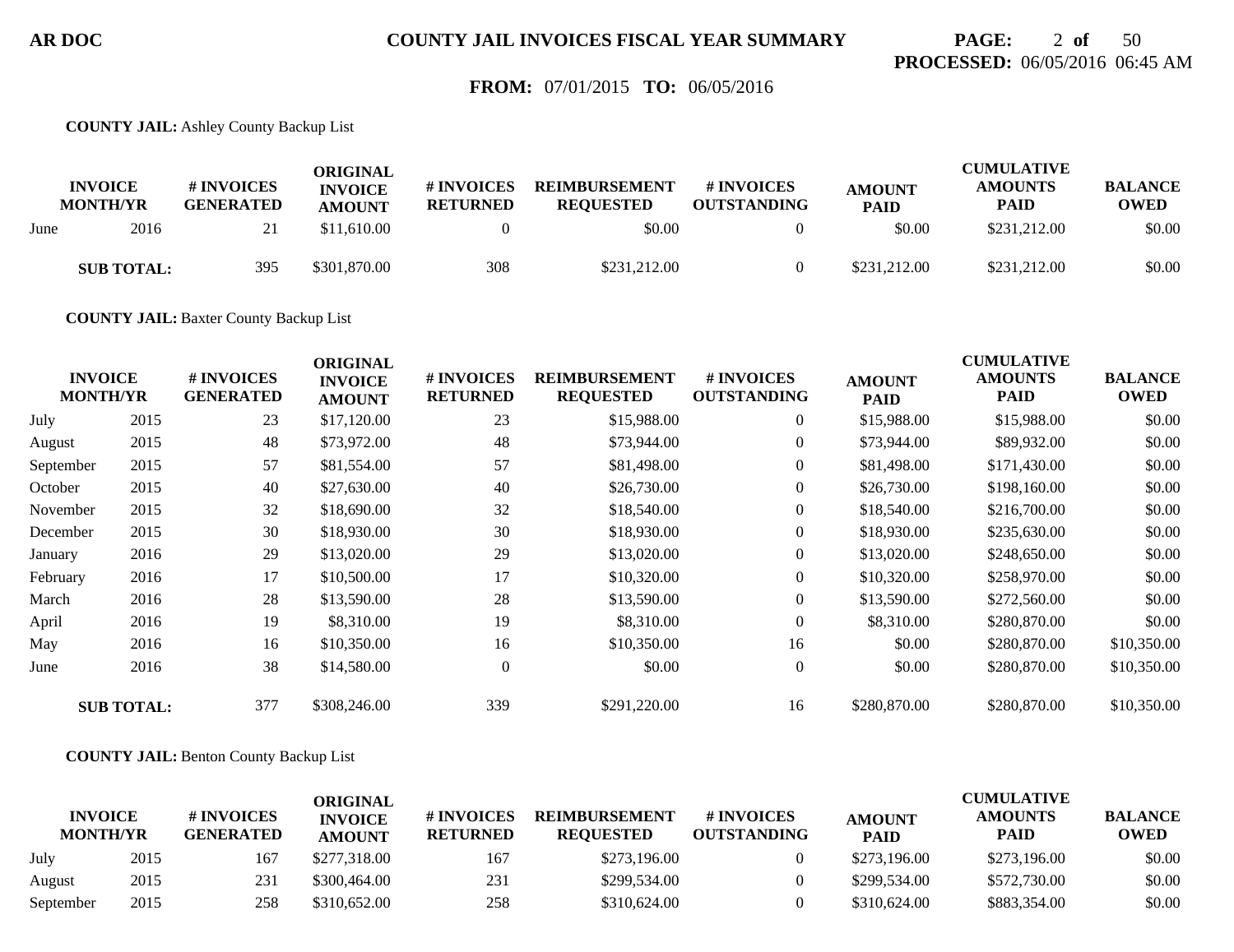**COUNTY JAIL:** Ashley County Backup List

| INVOICE MONTH/YR | | # INVOICES GENERATED | ORIGINAL INVOICE AMOUNT | # INVOICES RETURNED | REIMBURSEMENT REQUESTED | # INVOICES OUTSTANDING | AMOUNT PAID | CUMULATIVE AMOUNTS PAID | BALANCE OWED |
|---|---|---|---|---|---|---|---|---|---|
| June | 2016 | 21 | $11,610.00 | 0 | $0.00 | 0 | $0.00 | $231,212.00 | $0.00 |
| **SUB TOTAL:** | | 395 | $301,870.00 | 308 | $231,212.00 | 0 | $231,212.00 | $231,212.00 | $0.00 |

**COUNTY JAIL:** Baxter County Backup List

| INVOICE MONTH/YR | | # INVOICES GENERATED | ORIGINAL INVOICE AMOUNT | # INVOICES RETURNED | REIMBURSEMENT REQUESTED | # INVOICES OUTSTANDING | AMOUNT PAID | CUMULATIVE AMOUNTS PAID | BALANCE OWED |
|---|---|---|---|---|---|---|---|---|---|
| July | 2015 | 23 | $17,120.00 | 23 | $15,988.00 | 0 | $15,988.00 | $15,988.00 | $0.00 |
| August | 2015 | 48 | $73,972.00 | 48 | $73,944.00 | 0 | $73,944.00 | $89,932.00 | $0.00 |
| September | 2015 | 57 | $81,554.00 | 57 | $81,498.00 | 0 | $81,498.00 | $171,430.00 | $0.00 |
| October | 2015 | 40 | $27,630.00 | 40 | $26,730.00 | 0 | $26,730.00 | $198,160.00 | $0.00 |
| November | 2015 | 32 | $18,690.00 | 32 | $18,540.00 | 0 | $18,540.00 | $216,700.00 | $0.00 |
| December | 2015 | 30 | $18,930.00 | 30 | $18,930.00 | 0 | $18,930.00 | $235,630.00 | $0.00 |
| January | 2016 | 29 | $13,020.00 | 29 | $13,020.00 | 0 | $13,020.00 | $248,650.00 | $0.00 |
| February | 2016 | 17 | $10,500.00 | 17 | $10,320.00 | 0 | $10,320.00 | $258,970.00 | $0.00 |
| March | 2016 | 28 | $13,590.00 | 28 | $13,590.00 | 0 | $13,590.00 | $272,560.00 | $0.00 |
| April | 2016 | 19 | $8,310.00 | 19 | $8,310.00 | 0 | $8,310.00 | $280,870.00 | $0.00 |
| May | 2016 | 16 | $10,350.00 | 16 | $10,350.00 | 16 | $0.00 | $280,870.00 | $10,350.00 |
| June | 2016 | 38 | $14,580.00 | 0 | $0.00 | 0 | $0.00 | $280,870.00 | $10,350.00 |
| **SUB TOTAL:** | | 377 | $308,246.00 | 339 | $291,220.00 | 16 | $280,870.00 | $280,870.00 | $10,350.00 |

**COUNTY JAIL:** Benton County Backup List

| INVOICE MONTH/YR | | # INVOICES GENERATED | ORIGINAL INVOICE AMOUNT | # INVOICES RETURNED | REIMBURSEMENT REQUESTED | # INVOICES OUTSTANDING | AMOUNT PAID | CUMULATIVE AMOUNTS PAID | BALANCE OWED |
|---|---|---|---|---|---|---|---|---|---|
| July | 2015 | 167 | $277,318.00 | 167 | $273,196.00 | 0 | $273,196.00 | $273,196.00 | $0.00 |
| August | 2015 | 231 | $300,464.00 | 231 | $299,534.00 | 0 | $299,534.00 | $572,730.00 | $0.00 |
| September | 2015 | 258 | $310,652.00 | 258 | $310,624.00 | 0 | $310,624.00 | $883,354.00 | $0.00 |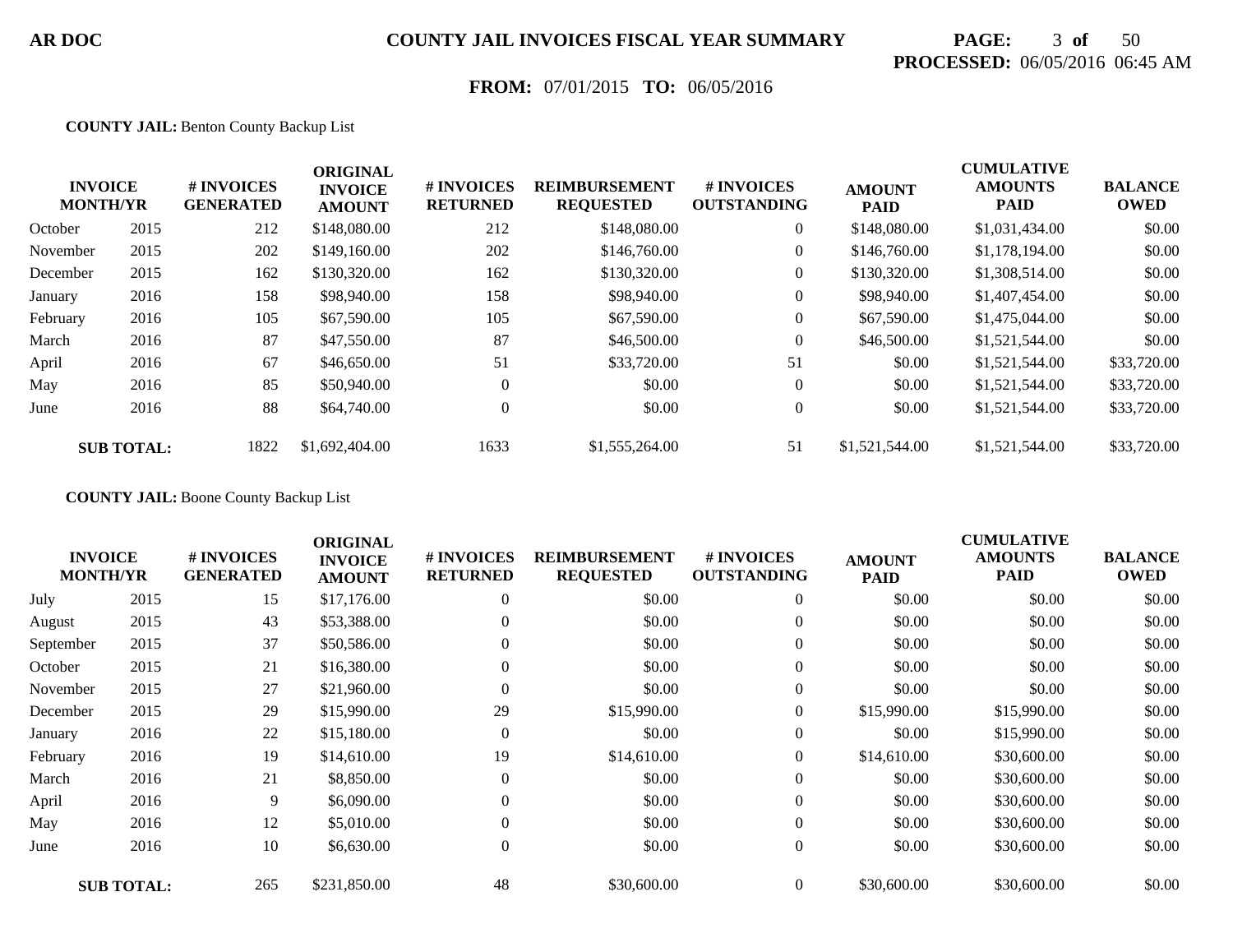**AR DOC** **COUNTY JAIL INVOICES FISCAL YEAR SUMMARY**

**PROCESSED:** 06/05/2016 06:45 AM

**FROM:** 07/01/2015 **TO:** 06/05/2016

**COUNTY JAIL:** Benton County Backup List

| INVOICE MONTH/YR | | # INVOICES GENERATED | ORIGINAL INVOICE AMOUNT | # INVOICES RETURNED | REIMBURSEMENT REQUESTED | # INVOICES OUTSTANDING | AMOUNT PAID | CUMULATIVE AMOUNTS PAID | BALANCE OWED |
|---|---|---|---|---|---|---|---|---|---|
| October | 2015 | 212 | $148,080.00 | 212 | $148,080.00 | 0 | $148,080.00 | $1,031,434.00 | $0.00 |
| November | 2015 | 202 | $149,160.00 | 202 | $146,760.00 | 0 | $146,760.00 | $1,178,194.00 | $0.00 |
| December | 2015 | 162 | $130,320.00 | 162 | $130,320.00 | 0 | $130,320.00 | $1,308,514.00 | $0.00 |
| January | 2016 | 158 | $98,940.00 | 158 | $98,940.00 | 0 | $98,940.00 | $1,407,454.00 | $0.00 |
| February | 2016 | 105 | $67,590.00 | 105 | $67,590.00 | 0 | $67,590.00 | $1,475,044.00 | $0.00 |
| March | 2016 | 87 | $47,550.00 | 87 | $46,500.00 | 0 | $46,500.00 | $1,521,544.00 | $0.00 |
| April | 2016 | 67 | $46,650.00 | 51 | $33,720.00 | 51 | $0.00 | $1,521,544.00 | $33,720.00 |
| May | 2016 | 85 | $50,940.00 | 0 | $0.00 | 0 | $0.00 | $1,521,544.00 | $33,720.00 |
| June | 2016 | 88 | $64,740.00 | 0 | $0.00 | 0 | $0.00 | $1,521,544.00 | $33,720.00 |
| **SUB TOTAL:** | | 1822 | $1,692,404.00 | 1633 | $1,555,264.00 | 51 | $1,521,544.00 | $1,521,544.00 | $33,720.00 |

**COUNTY JAIL:** Boone County Backup List

| INVOICE MONTH/YR | | # INVOICES GENERATED | ORIGINAL INVOICE AMOUNT | # INVOICES RETURNED | REIMBURSEMENT REQUESTED | # INVOICES OUTSTANDING | AMOUNT PAID | CUMULATIVE AMOUNTS PAID | BALANCE OWED |
|---|---|---|---|---|---|---|---|---|---|
| July | 2015 | 15 | $17,176.00 | 0 | $0.00 | 0 | $0.00 | $0.00 | $0.00 |
| August | 2015 | 43 | $53,388.00 | 0 | $0.00 | 0 | $0.00 | $0.00 | $0.00 |
| September | 2015 | 37 | $50,586.00 | 0 | $0.00 | 0 | $0.00 | $0.00 | $0.00 |
| October | 2015 | 21 | $16,380.00 | 0 | $0.00 | 0 | $0.00 | $0.00 | $0.00 |
| November | 2015 | 27 | $21,960.00 | 0 | $0.00 | 0 | $0.00 | $0.00 | $0.00 |
| December | 2015 | 29 | $15,990.00 | 29 | $15,990.00 | 0 | $15,990.00 | $15,990.00 | $0.00 |
| January | 2016 | 22 | $15,180.00 | 0 | $0.00 | 0 | $0.00 | $15,990.00 | $0.00 |
| February | 2016 | 19 | $14,610.00 | 19 | $14,610.00 | 0 | $14,610.00 | $30,600.00 | $0.00 |
| March | 2016 | 21 | $8,850.00 | 0 | $0.00 | 0 | $0.00 | $30,600.00 | $0.00 |
| April | 2016 | 9 | $6,090.00 | 0 | $0.00 | 0 | $0.00 | $30,600.00 | $0.00 |
| May | 2016 | 12 | $5,010.00 | 0 | $0.00 | 0 | $0.00 | $30,600.00 | $0.00 |
| June | 2016 | 10 | $6,630.00 | 0 | $0.00 | 0 | $0.00 | $30,600.00 | $0.00 |
| **SUB TOTAL:** | | 265 | $231,850.00 | 48 | $30,600.00 | 0 | $30,600.00 | $30,600.00 | $0.00 |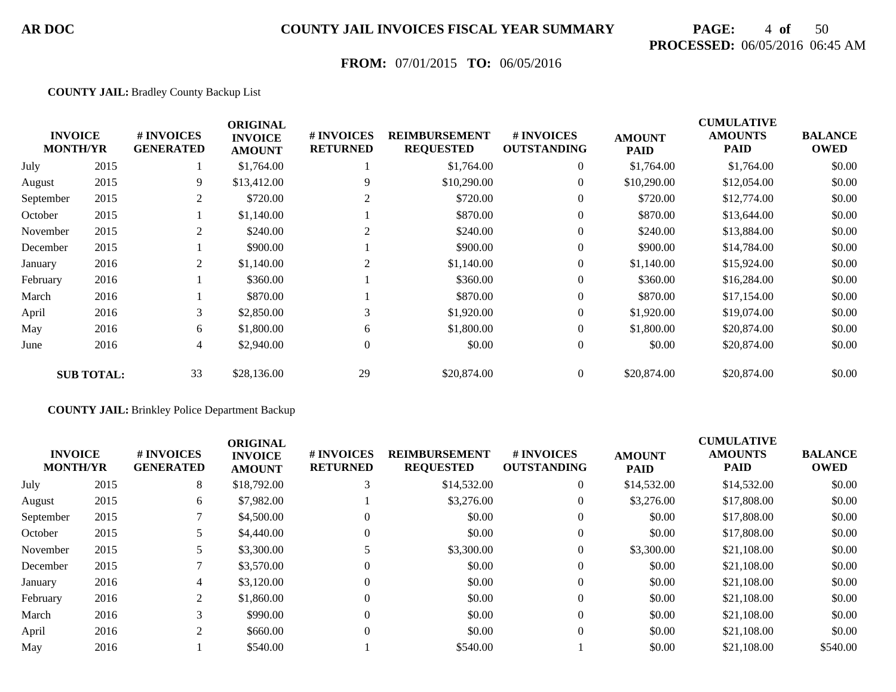**AR DOC** **COUNTY JAIL INVOICES FISCAL YEAR SUMMARY**

**PROCESSED:** 06/05/2016 06:45 AM

**FROM:** 07/01/2015 **TO:** 06/05/2016

**COUNTY JAIL:** Bradley County Backup List

| INVOICE MONTH/YR | | # INVOICES GENERATED | ORIGINAL INVOICE AMOUNT | # INVOICES RETURNED | REIMBURSEMENT REQUESTED | # INVOICES OUTSTANDING | AMOUNT PAID | CUMULATIVE AMOUNTS PAID | BALANCE OWED |
|---|---|---|---|---|---|---|---|---|---|
| July | 2015 | 1 | $1,764.00 | 1 | $1,764.00 | 0 | $1,764.00 | $1,764.00 | $0.00 |
| August | 2015 | 9 | $13,412.00 | 9 | $10,290.00 | 0 | $10,290.00 | $12,054.00 | $0.00 |
| September | 2015 | 2 | $720.00 | 2 | $720.00 | 0 | $720.00 | $12,774.00 | $0.00 |
| October | 2015 | 1 | $1,140.00 | 1 | $870.00 | 0 | $870.00 | $13,644.00 | $0.00 |
| November | 2015 | 2 | $240.00 | 2 | $240.00 | 0 | $240.00 | $13,884.00 | $0.00 |
| December | 2015 | 1 | $900.00 | 1 | $900.00 | 0 | $900.00 | $14,784.00 | $0.00 |
| January | 2016 | 2 | $1,140.00 | 2 | $1,140.00 | 0 | $1,140.00 | $15,924.00 | $0.00 |
| February | 2016 | 1 | $360.00 | 1 | $360.00 | 0 | $360.00 | $16,284.00 | $0.00 |
| March | 2016 | 1 | $870.00 | 1 | $870.00 | 0 | $870.00 | $17,154.00 | $0.00 |
| April | 2016 | 3 | $2,850.00 | 3 | $1,920.00 | 0 | $1,920.00 | $19,074.00 | $0.00 |
| May | 2016 | 6 | $1,800.00 | 6 | $1,800.00 | 0 | $1,800.00 | $20,874.00 | $0.00 |
| June | 2016 | 4 | $2,940.00 | 0 | $0.00 | 0 | $0.00 | $20,874.00 | $0.00 |
| **SUB TOTAL:** | | 33 | $28,136.00 | 29 | $20,874.00 | 0 | $20,874.00 | $20,874.00 | $0.00 |

**COUNTY JAIL:** Brinkley Police Department Backup

| INVOICE MONTH/YR | | # INVOICES GENERATED | ORIGINAL INVOICE AMOUNT | # INVOICES RETURNED | REIMBURSEMENT REQUESTED | # INVOICES OUTSTANDING | AMOUNT PAID | CUMULATIVE AMOUNTS PAID | BALANCE OWED |
|---|---|---|---|---|---|---|---|---|---|
| July | 2015 | 8 | $18,792.00 | 3 | $14,532.00 | 0 | $14,532.00 | $14,532.00 | $0.00 |
| August | 2015 | 6 | $7,982.00 | 1 | $3,276.00 | 0 | $3,276.00 | $17,808.00 | $0.00 |
| September | 2015 | 7 | $4,500.00 | 0 | $0.00 | 0 | $0.00 | $17,808.00 | $0.00 |
| October | 2015 | 5 | $4,440.00 | 0 | $0.00 | 0 | $0.00 | $17,808.00 | $0.00 |
| November | 2015 | 5 | $3,300.00 | 5 | $3,300.00 | 0 | $3,300.00 | $21,108.00 | $0.00 |
| December | 2015 | 7 | $3,570.00 | 0 | $0.00 | 0 | $0.00 | $21,108.00 | $0.00 |
| January | 2016 | 4 | $3,120.00 | 0 | $0.00 | 0 | $0.00 | $21,108.00 | $0.00 |
| February | 2016 | 2 | $1,860.00 | 0 | $0.00 | 0 | $0.00 | $21,108.00 | $0.00 |
| March | 2016 | 3 | $990.00 | 0 | $0.00 | 0 | $0.00 | $21,108.00 | $0.00 |
| April | 2016 | 2 | $660.00 | 0 | $0.00 | 0 | $0.00 | $21,108.00 | $0.00 |
| May | 2016 | 1 | $540.00 | 1 | $540.00 | 1 | $0.00 | $21,108.00 | $540.00 |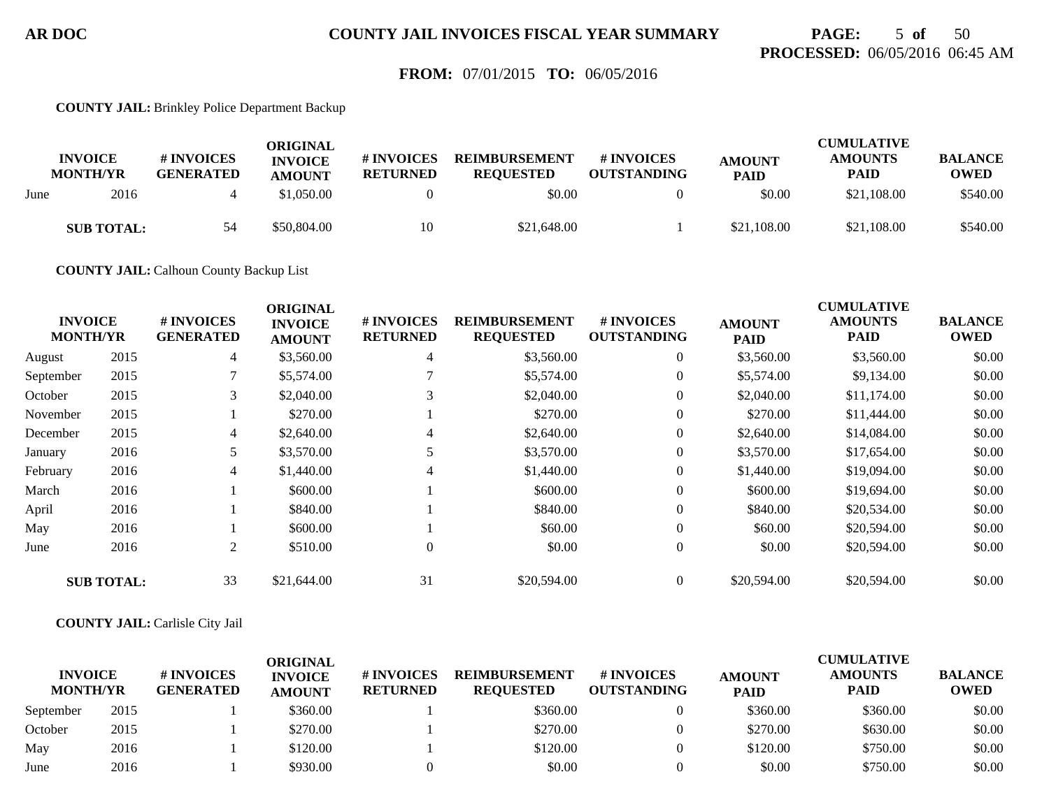**COUNTY JAIL:** Brinkley Police Department Backup

| INVOICE MONTH/YR | | # INVOICES GENERATED | ORIGINAL INVOICE AMOUNT | # INVOICES RETURNED | REIMBURSEMENT REQUESTED | # INVOICES OUTSTANDING | AMOUNT PAID | CUMULATIVE AMOUNTS PAID | BALANCE OWED |
|---|---|---|---|---|---|---|---|---|---|
| June | 2016 | 4 | $1,050.00 | 0 | $0.00 | 0 | $0.00 | $21,108.00 | $540.00 |
| **SUB TOTAL:** | | 54 | $50,804.00 | 10 | $21,648.00 | 1 | $21,108.00 | $21,108.00 | $540.00 |

**COUNTY JAIL:** Calhoun County Backup List

| INVOICE MONTH/YR | | # INVOICES GENERATED | ORIGINAL INVOICE AMOUNT | # INVOICES RETURNED | REIMBURSEMENT REQUESTED | # INVOICES OUTSTANDING | AMOUNT PAID | CUMULATIVE AMOUNTS PAID | BALANCE OWED |
|---|---|---|---|---|---|---|---|---|---|
| August | 2015 | 4 | $3,560.00 | 4 | $3,560.00 | 0 | $3,560.00 | $3,560.00 | $0.00 |
| September | 2015 | 7 | $5,574.00 | 7 | $5,574.00 | 0 | $5,574.00 | $9,134.00 | $0.00 |
| October | 2015 | 3 | $2,040.00 | 3 | $2,040.00 | 0 | $2,040.00 | $11,174.00 | $0.00 |
| November | 2015 | 1 | $270.00 | 1 | $270.00 | 0 | $270.00 | $11,444.00 | $0.00 |
| December | 2015 | 4 | $2,640.00 | 4 | $2,640.00 | 0 | $2,640.00 | $14,084.00 | $0.00 |
| January | 2016 | 5 | $3,570.00 | 5 | $3,570.00 | 0 | $3,570.00 | $17,654.00 | $0.00 |
| February | 2016 | 4 | $1,440.00 | 4 | $1,440.00 | 0 | $1,440.00 | $19,094.00 | $0.00 |
| March | 2016 | 1 | $600.00 | 1 | $600.00 | 0 | $600.00 | $19,694.00 | $0.00 |
| April | 2016 | 1 | $840.00 | 1 | $840.00 | 0 | $840.00 | $20,534.00 | $0.00 |
| May | 2016 | 1 | $600.00 | 1 | $60.00 | 0 | $60.00 | $20,594.00 | $0.00 |
| June | 2016 | 2 | $510.00 | 0 | $0.00 | 0 | $0.00 | $20,594.00 | $0.00 |
| **SUB TOTAL:** | | 33 | $21,644.00 | 31 | $20,594.00 | 0 | $20,594.00 | $20,594.00 | $0.00 |

**COUNTY JAIL:** Carlisle City Jail

| INVOICE MONTH/YR | | # INVOICES GENERATED | ORIGINAL INVOICE AMOUNT | # INVOICES RETURNED | REIMBURSEMENT REQUESTED | # INVOICES OUTSTANDING | AMOUNT PAID | CUMULATIVE AMOUNTS PAID | BALANCE OWED |
|---|---|---|---|---|---|---|---|---|---|
| September | 2015 | 1 | $360.00 | 1 | $360.00 | 0 | $360.00 | $360.00 | $0.00 |
| October | 2015 | 1 | $270.00 | 1 | $270.00 | 0 | $270.00 | $630.00 | $0.00 |
| May | 2016 | 1 | $120.00 | 1 | $120.00 | 0 | $120.00 | $750.00 | $0.00 |
| June | 2016 | 1 | $930.00 | 0 | $0.00 | 0 | $0.00 | $750.00 | $0.00 |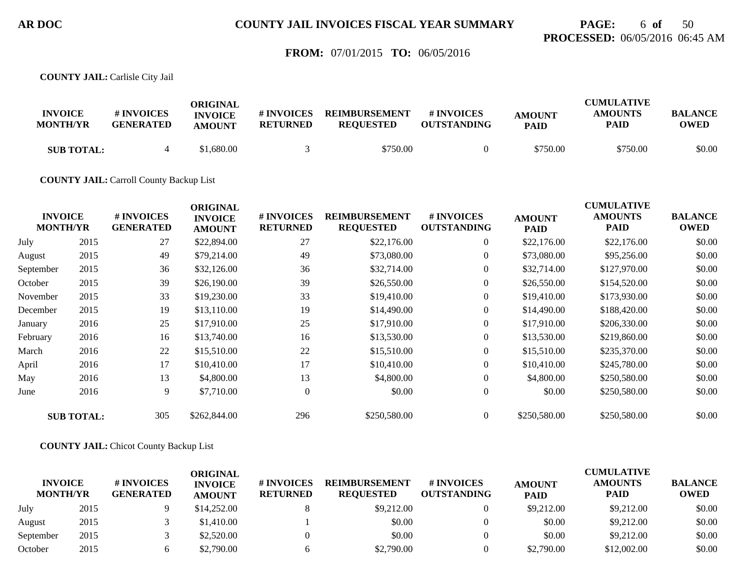**AR DOC** **COUNTY JAIL INVOICES FISCAL YEAR SUMMARY**

**PROCESSED:** 06/05/2016 06:45 AM

**FROM:** 07/01/2015 **TO:** 06/05/2016

**COUNTY JAIL:** Carlisle City Jail

| INVOICE MONTH/YR | | # INVOICES GENERATED | ORIGINAL INVOICE AMOUNT | # INVOICES RETURNED | REIMBURSEMENT REQUESTED | # INVOICES OUTSTANDING | AMOUNT PAID | CUMULATIVE AMOUNTS PAID | BALANCE OWED |
|---|---|---|---|---|---|---|---|---|---|
| **SUB TOTAL:** | | 4 | $1,680.00 | 3 | $750.00 | 0 | $750.00 | $750.00 | $0.00 |

**COUNTY JAIL:** Carroll County Backup List

| INVOICE MONTH/YR | | # INVOICES GENERATED | ORIGINAL INVOICE AMOUNT | # INVOICES RETURNED | REIMBURSEMENT REQUESTED | # INVOICES OUTSTANDING | AMOUNT PAID | CUMULATIVE AMOUNTS PAID | BALANCE OWED |
|---|---|---|---|---|---|---|---|---|---|
| July | 2015 | 27 | $22,894.00 | 27 | $22,176.00 | 0 | $22,176.00 | $22,176.00 | $0.00 |
| August | 2015 | 49 | $79,214.00 | 49 | $73,080.00 | 0 | $73,080.00 | $95,256.00 | $0.00 |
| September | 2015 | 36 | $32,126.00 | 36 | $32,714.00 | 0 | $32,714.00 | $127,970.00 | $0.00 |
| October | 2015 | 39 | $26,190.00 | 39 | $26,550.00 | 0 | $26,550.00 | $154,520.00 | $0.00 |
| November | 2015 | 33 | $19,230.00 | 33 | $19,410.00 | 0 | $19,410.00 | $173,930.00 | $0.00 |
| December | 2015 | 19 | $13,110.00 | 19 | $14,490.00 | 0 | $14,490.00 | $188,420.00 | $0.00 |
| January | 2016 | 25 | $17,910.00 | 25 | $17,910.00 | 0 | $17,910.00 | $206,330.00 | $0.00 |
| February | 2016 | 16 | $13,740.00 | 16 | $13,530.00 | 0 | $13,530.00 | $219,860.00 | $0.00 |
| March | 2016 | 22 | $15,510.00 | 22 | $15,510.00 | 0 | $15,510.00 | $235,370.00 | $0.00 |
| April | 2016 | 17 | $10,410.00 | 17 | $10,410.00 | 0 | $10,410.00 | $245,780.00 | $0.00 |
| May | 2016 | 13 | $4,800.00 | 13 | $4,800.00 | 0 | $4,800.00 | $250,580.00 | $0.00 |
| June | 2016 | 9 | $7,710.00 | 0 | $0.00 | 0 | $0.00 | $250,580.00 | $0.00 |
| **SUB TOTAL:** | | 305 | $262,844.00 | 296 | $250,580.00 | 0 | $250,580.00 | $250,580.00 | $0.00 |

**COUNTY JAIL:** Chicot County Backup List

| INVOICE MONTH/YR | | # INVOICES GENERATED | ORIGINAL INVOICE AMOUNT | # INVOICES RETURNED | REIMBURSEMENT REQUESTED | # INVOICES OUTSTANDING | AMOUNT PAID | CUMULATIVE AMOUNTS PAID | BALANCE OWED |
|---|---|---|---|---|---|---|---|---|---|
| July | 2015 | 9 | $14,252.00 | 8 | $9,212.00 | 0 | $9,212.00 | $9,212.00 | $0.00 |
| August | 2015 | 3 | $1,410.00 | 1 | $0.00 | 0 | $0.00 | $9,212.00 | $0.00 |
| September | 2015 | 3 | $2,520.00 | 0 | $0.00 | 0 | $0.00 | $9,212.00 | $0.00 |
| October | 2015 | 6 | $2,790.00 | 6 | $2,790.00 | 0 | $2,790.00 | $12,002.00 | $0.00 |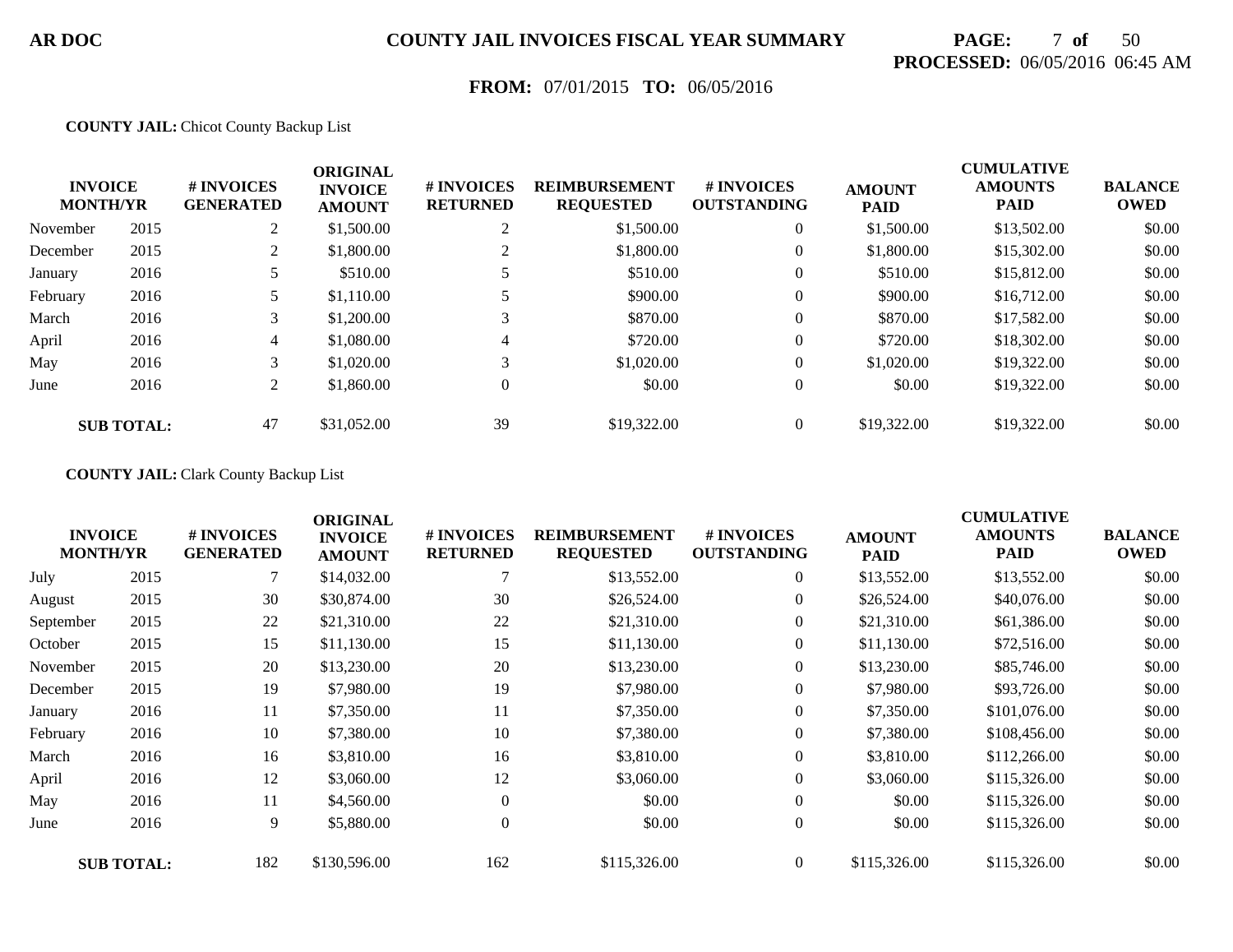**FROM:** 07/01/2015 **TO:** 06/05/2016

**COUNTY JAIL:** Chicot County Backup List

| INVOICE MONTH/YR | | # INVOICES GENERATED | ORIGINAL INVOICE AMOUNT | # INVOICES RETURNED | REIMBURSEMENT REQUESTED | # INVOICES OUTSTANDING | AMOUNT PAID | CUMULATIVE AMOUNTS PAID | BALANCE OWED |
|---|---|---|---|---|---|---|---|---|---|
| November | 2015 | 2 | $1,500.00 | 2 | $1,500.00 | 0 | $1,500.00 | $13,502.00 | $0.00 |
| December | 2015 | 2 | $1,800.00 | 2 | $1,800.00 | 0 | $1,800.00 | $15,302.00 | $0.00 |
| January | 2016 | 5 | $510.00 | 5 | $510.00 | 0 | $510.00 | $15,812.00 | $0.00 |
| February | 2016 | 5 | $1,110.00 | 5 | $900.00 | 0 | $900.00 | $16,712.00 | $0.00 |
| March | 2016 | 3 | $1,200.00 | 3 | $870.00 | 0 | $870.00 | $17,582.00 | $0.00 |
| April | 2016 | 4 | $1,080.00 | 4 | $720.00 | 0 | $720.00 | $18,302.00 | $0.00 |
| May | 2016 | 3 | $1,020.00 | 3 | $1,020.00 | 0 | $1,020.00 | $19,322.00 | $0.00 |
| June | 2016 | 2 | $1,860.00 | 0 | $0.00 | 0 | $0.00 | $19,322.00 | $0.00 |
| **SUB TOTAL:** | | 47 | $31,052.00 | 39 | $19,322.00 | 0 | $19,322.00 | $19,322.00 | $0.00 |

**COUNTY JAIL:** Clark County Backup List

| INVOICE MONTH/YR | | # INVOICES GENERATED | ORIGINAL INVOICE AMOUNT | # INVOICES RETURNED | REIMBURSEMENT REQUESTED | # INVOICES OUTSTANDING | AMOUNT PAID | CUMULATIVE AMOUNTS PAID | BALANCE OWED |
|---|---|---|---|---|---|---|---|---|---|
| July | 2015 | 7 | $14,032.00 | 7 | $13,552.00 | 0 | $13,552.00 | $13,552.00 | $0.00 |
| August | 2015 | 30 | $30,874.00 | 30 | $26,524.00 | 0 | $26,524.00 | $40,076.00 | $0.00 |
| September | 2015 | 22 | $21,310.00 | 22 | $21,310.00 | 0 | $21,310.00 | $61,386.00 | $0.00 |
| October | 2015 | 15 | $11,130.00 | 15 | $11,130.00 | 0 | $11,130.00 | $72,516.00 | $0.00 |
| November | 2015 | 20 | $13,230.00 | 20 | $13,230.00 | 0 | $13,230.00 | $85,746.00 | $0.00 |
| December | 2015 | 19 | $7,980.00 | 19 | $7,980.00 | 0 | $7,980.00 | $93,726.00 | $0.00 |
| January | 2016 | 11 | $7,350.00 | 11 | $7,350.00 | 0 | $7,350.00 | $101,076.00 | $0.00 |
| February | 2016 | 10 | $7,380.00 | 10 | $7,380.00 | 0 | $7,380.00 | $108,456.00 | $0.00 |
| March | 2016 | 16 | $3,810.00 | 16 | $3,810.00 | 0 | $3,810.00 | $112,266.00 | $0.00 |
| April | 2016 | 12 | $3,060.00 | 12 | $3,060.00 | 0 | $3,060.00 | $115,326.00 | $0.00 |
| May | 2016 | 11 | $4,560.00 | 0 | $0.00 | 0 | $0.00 | $115,326.00 | $0.00 |
| June | 2016 | 9 | $5,880.00 | 0 | $0.00 | 0 | $0.00 | $115,326.00 | $0.00 |
| **SUB TOTAL:** | | 182 | $130,596.00 | 162 | $115,326.00 | 0 | $115,326.00 | $115,326.00 | $0.00 |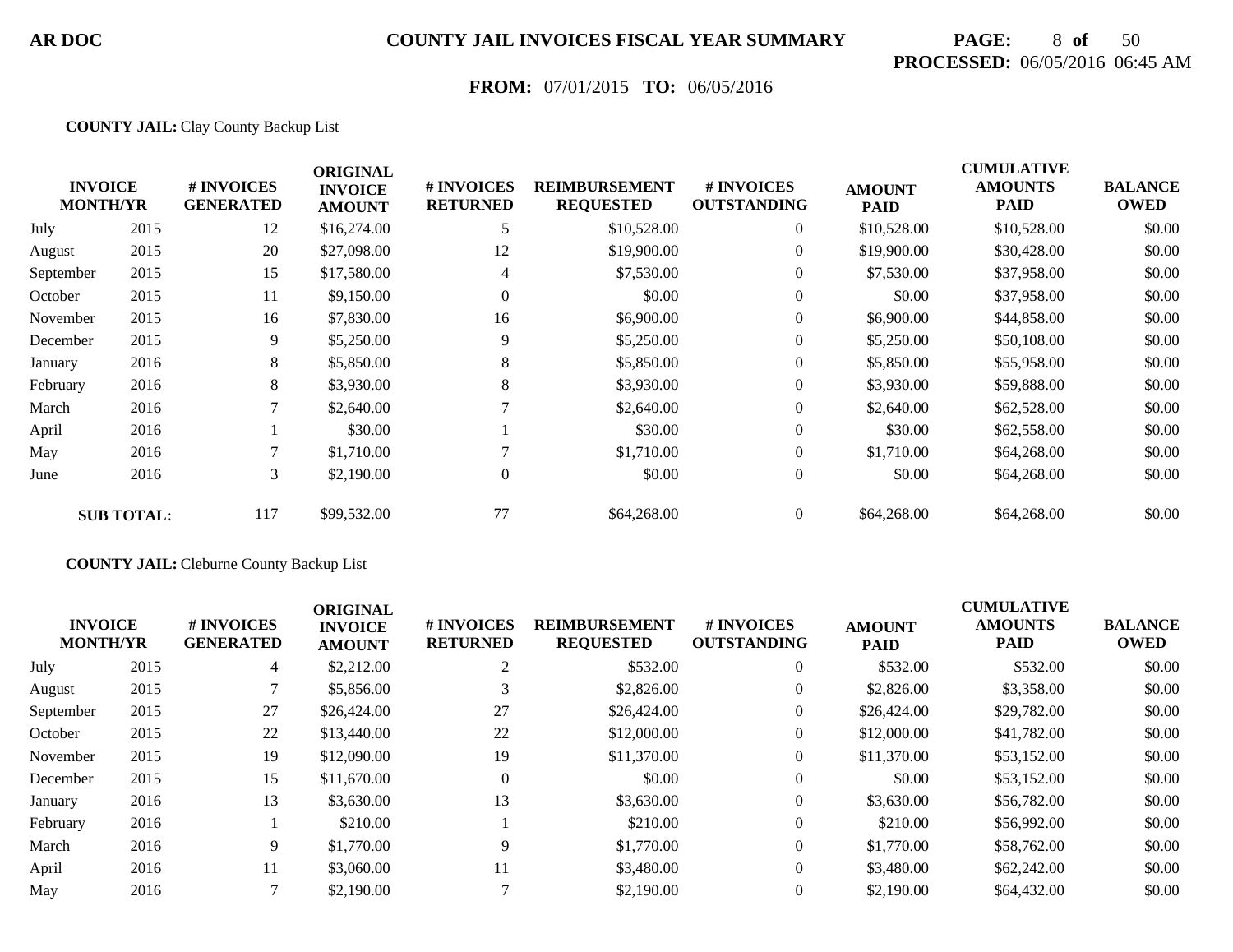**AR DOC** **COUNTY JAIL INVOICES FISCAL YEAR SUMMARY**

**PROCESSED:** 06/05/2016 06:45 AM

**FROM:** 07/01/2015 **TO:** 06/05/2016

**COUNTY JAIL:** Clay County Backup List

| INVOICE MONTH/YR | | # INVOICES GENERATED | ORIGINAL INVOICE AMOUNT | # INVOICES RETURNED | REIMBURSEMENT REQUESTED | # INVOICES OUTSTANDING | AMOUNT PAID | CUMULATIVE AMOUNTS PAID | BALANCE OWED |
|---|---|---|---|---|---|---|---|---|---|
| July | 2015 | 12 | $16,274.00 | 5 | $10,528.00 | 0 | $10,528.00 | $10,528.00 | $0.00 |
| August | 2015 | 20 | $27,098.00 | 12 | $19,900.00 | 0 | $19,900.00 | $30,428.00 | $0.00 |
| September | 2015 | 15 | $17,580.00 | 4 | $7,530.00 | 0 | $7,530.00 | $37,958.00 | $0.00 |
| October | 2015 | 11 | $9,150.00 | 0 | $0.00 | 0 | $0.00 | $37,958.00 | $0.00 |
| November | 2015 | 16 | $7,830.00 | 16 | $6,900.00 | 0 | $6,900.00 | $44,858.00 | $0.00 |
| December | 2015 | 9 | $5,250.00 | 9 | $5,250.00 | 0 | $5,250.00 | $50,108.00 | $0.00 |
| January | 2016 | 8 | $5,850.00 | 8 | $5,850.00 | 0 | $5,850.00 | $55,958.00 | $0.00 |
| February | 2016 | 8 | $3,930.00 | 8 | $3,930.00 | 0 | $3,930.00 | $59,888.00 | $0.00 |
| March | 2016 | 7 | $2,640.00 | 7 | $2,640.00 | 0 | $2,640.00 | $62,528.00 | $0.00 |
| April | 2016 | 1 | $30.00 | 1 | $30.00 | 0 | $30.00 | $62,558.00 | $0.00 |
| May | 2016 | 7 | $1,710.00 | 7 | $1,710.00 | 0 | $1,710.00 | $64,268.00 | $0.00 |
| June | 2016 | 3 | $2,190.00 | 0 | $0.00 | 0 | $0.00 | $64,268.00 | $0.00 |
| **SUB TOTAL:** | | 117 | $99,532.00 | 77 | $64,268.00 | 0 | $64,268.00 | $64,268.00 | $0.00 |

**COUNTY JAIL:** Cleburne County Backup List

| INVOICE MONTH/YR | | # INVOICES GENERATED | ORIGINAL INVOICE AMOUNT | # INVOICES RETURNED | REIMBURSEMENT REQUESTED | # INVOICES OUTSTANDING | AMOUNT PAID | CUMULATIVE AMOUNTS PAID | BALANCE OWED |
|---|---|---|---|---|---|---|---|---|---|
| July | 2015 | 4 | $2,212.00 | 2 | $532.00 | 0 | $532.00 | $532.00 | $0.00 |
| August | 2015 | 7 | $5,856.00 | 3 | $2,826.00 | 0 | $2,826.00 | $3,358.00 | $0.00 |
| September | 2015 | 27 | $26,424.00 | 27 | $26,424.00 | 0 | $26,424.00 | $29,782.00 | $0.00 |
| October | 2015 | 22 | $13,440.00 | 22 | $12,000.00 | 0 | $12,000.00 | $41,782.00 | $0.00 |
| November | 2015 | 19 | $12,090.00 | 19 | $11,370.00 | 0 | $11,370.00 | $53,152.00 | $0.00 |
| December | 2015 | 15 | $11,670.00 | 0 | $0.00 | 0 | $0.00 | $53,152.00 | $0.00 |
| January | 2016 | 13 | $3,630.00 | 13 | $3,630.00 | 0 | $3,630.00 | $56,782.00 | $0.00 |
| February | 2016 | 1 | $210.00 | 1 | $210.00 | 0 | $210.00 | $56,992.00 | $0.00 |
| March | 2016 | 9 | $1,770.00 | 9 | $1,770.00 | 0 | $1,770.00 | $58,762.00 | $0.00 |
| April | 2016 | 11 | $3,060.00 | 11 | $3,480.00 | 0 | $3,480.00 | $62,242.00 | $0.00 |
| May | 2016 | 7 | $2,190.00 | 7 | $2,190.00 | 0 | $2,190.00 | $64,432.00 | $0.00 |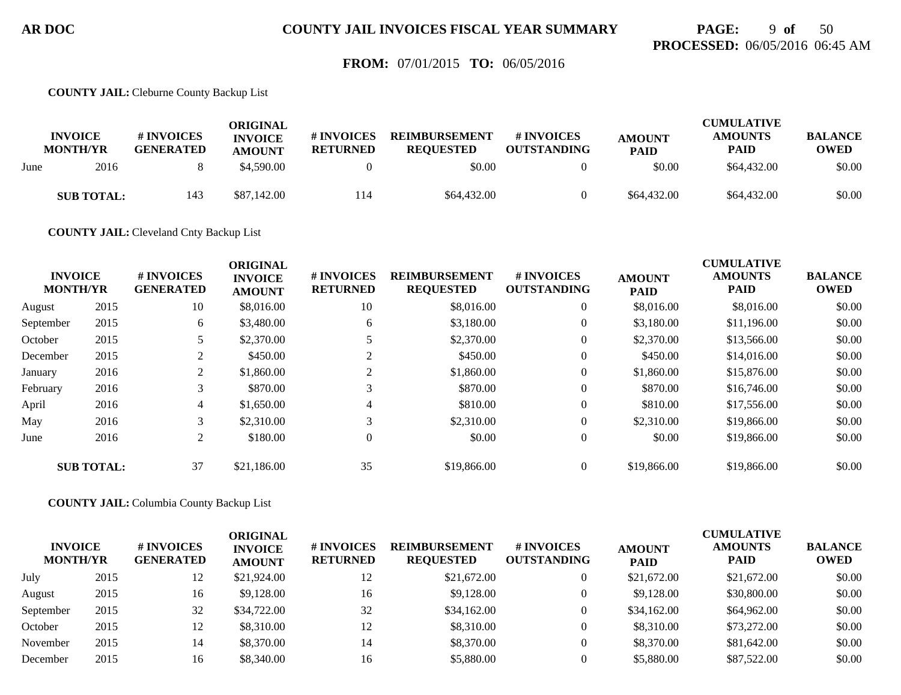**FROM:** 07/01/2015 **TO:** 06/05/2016

**COUNTY JAIL:** Cleburne County Backup List

| INVOICE MONTH/YR | | # INVOICES GENERATED | ORIGINAL INVOICE AMOUNT | # INVOICES RETURNED | REIMBURSEMENT REQUESTED | # INVOICES OUTSTANDING | AMOUNT PAID | CUMULATIVE AMOUNTS PAID | BALANCE OWED |
|---|---|---|---|---|---|---|---|---|---|
| June | 2016 | 8 | $4,590.00 | 0 | $0.00 | 0 | $0.00 | $64,432.00 | $0.00 |
| **SUB TOTAL:** | | 143 | $87,142.00 | 114 | $64,432.00 | 0 | $64,432.00 | $64,432.00 | $0.00 |

**COUNTY JAIL:** Cleveland Cnty Backup List

| INVOICE MONTH/YR | | # INVOICES GENERATED | ORIGINAL INVOICE AMOUNT | # INVOICES RETURNED | REIMBURSEMENT REQUESTED | # INVOICES OUTSTANDING | AMOUNT PAID | CUMULATIVE AMOUNTS PAID | BALANCE OWED |
|---|---|---|---|---|---|---|---|---|---|
| August | 2015 | 10 | $8,016.00 | 10 | $8,016.00 | 0 | $8,016.00 | $8,016.00 | $0.00 |
| September | 2015 | 6 | $3,480.00 | 6 | $3,180.00 | 0 | $3,180.00 | $11,196.00 | $0.00 |
| October | 2015 | 5 | $2,370.00 | 5 | $2,370.00 | 0 | $2,370.00 | $13,566.00 | $0.00 |
| December | 2015 | 2 | $450.00 | 2 | $450.00 | 0 | $450.00 | $14,016.00 | $0.00 |
| January | 2016 | 2 | $1,860.00 | 2 | $1,860.00 | 0 | $1,860.00 | $15,876.00 | $0.00 |
| February | 2016 | 3 | $870.00 | 3 | $870.00 | 0 | $870.00 | $16,746.00 | $0.00 |
| April | 2016 | 4 | $1,650.00 | 4 | $810.00 | 0 | $810.00 | $17,556.00 | $0.00 |
| May | 2016 | 3 | $2,310.00 | 3 | $2,310.00 | 0 | $2,310.00 | $19,866.00 | $0.00 |
| June | 2016 | 2 | $180.00 | 0 | $0.00 | 0 | $0.00 | $19,866.00 | $0.00 |
| **SUB TOTAL:** | | 37 | $21,186.00 | 35 | $19,866.00 | 0 | $19,866.00 | $19,866.00 | $0.00 |

**COUNTY JAIL:** Columbia County Backup List

| INVOICE MONTH/YR | | # INVOICES GENERATED | ORIGINAL INVOICE AMOUNT | # INVOICES RETURNED | REIMBURSEMENT REQUESTED | # INVOICES OUTSTANDING | AMOUNT PAID | CUMULATIVE AMOUNTS PAID | BALANCE OWED |
|---|---|---|---|---|---|---|---|---|---|
| July | 2015 | 12 | $21,924.00 | 12 | $21,672.00 | 0 | $21,672.00 | $21,672.00 | $0.00 |
| August | 2015 | 16 | $9,128.00 | 16 | $9,128.00 | 0 | $9,128.00 | $30,800.00 | $0.00 |
| September | 2015 | 32 | $34,722.00 | 32 | $34,162.00 | 0 | $34,162.00 | $64,962.00 | $0.00 |
| October | 2015 | 12 | $8,310.00 | 12 | $8,310.00 | 0 | $8,310.00 | $73,272.00 | $0.00 |
| November | 2015 | 14 | $8,370.00 | 14 | $8,370.00 | 0 | $8,370.00 | $81,642.00 | $0.00 |
| December | 2015 | 16 | $8,340.00 | 16 | $5,880.00 | 0 | $5,880.00 | $87,522.00 | $0.00 |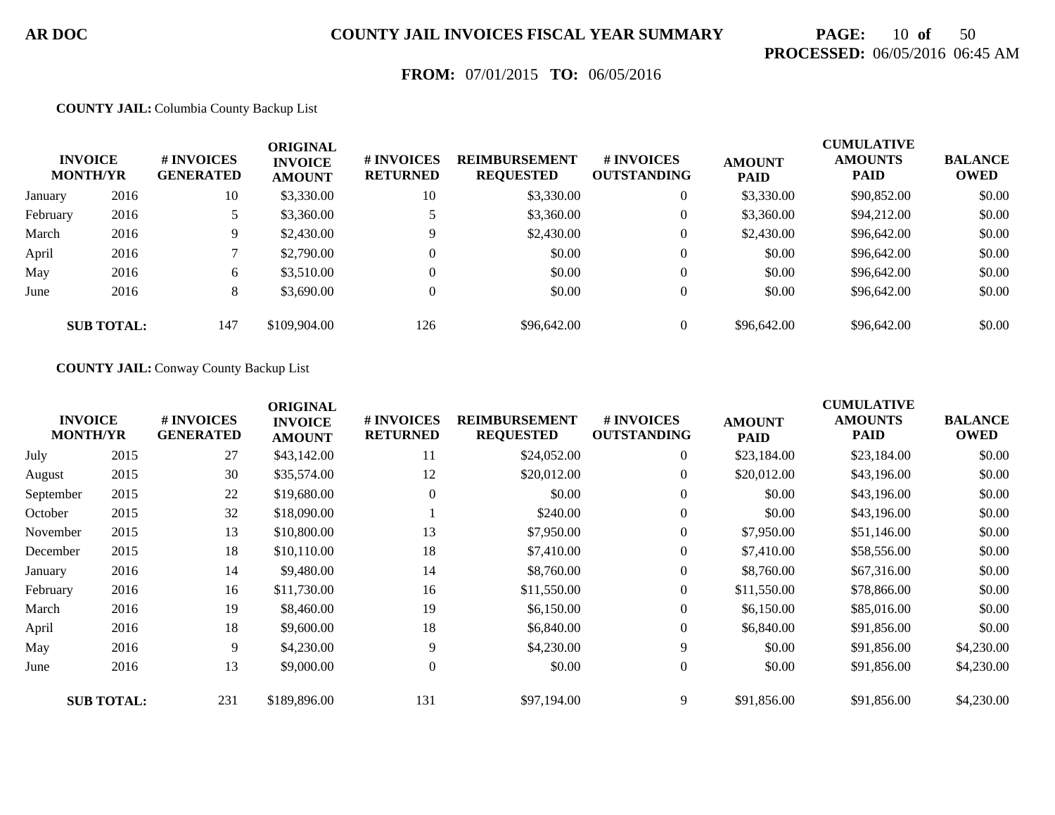**COUNTY JAIL:** Columbia County Backup List

| INVOICE MONTH/YR | | # INVOICES GENERATED | ORIGINAL INVOICE AMOUNT | # INVOICES RETURNED | REIMBURSEMENT REQUESTED | # INVOICES OUTSTANDING | AMOUNT PAID | CUMULATIVE AMOUNTS PAID | BALANCE OWED |
|---|---|---|---|---|---|---|---|---|---|
| January | 2016 | 10 | $3,330.00 | 10 | $3,330.00 | 0 | $3,330.00 | $90,852.00 | $0.00 |
| February | 2016 | 5 | $3,360.00 | 5 | $3,360.00 | 0 | $3,360.00 | $94,212.00 | $0.00 |
| March | 2016 | 9 | $2,430.00 | 9 | $2,430.00 | 0 | $2,430.00 | $96,642.00 | $0.00 |
| April | 2016 | 7 | $2,790.00 | 0 | $0.00 | 0 | $0.00 | $96,642.00 | $0.00 |
| May | 2016 | 6 | $3,510.00 | 0 | $0.00 | 0 | $0.00 | $96,642.00 | $0.00 |
| June | 2016 | 8 | $3,690.00 | 0 | $0.00 | 0 | $0.00 | $96,642.00 | $0.00 |
| **SUB TOTAL:** | | 147 | $109,904.00 | 126 | $96,642.00 | 0 | $96,642.00 | $96,642.00 | $0.00 |

**COUNTY JAIL:** Conway County Backup List

| INVOICE MONTH/YR | | # INVOICES GENERATED | ORIGINAL INVOICE AMOUNT | # INVOICES RETURNED | REIMBURSEMENT REQUESTED | # INVOICES OUTSTANDING | AMOUNT PAID | CUMULATIVE AMOUNTS PAID | BALANCE OWED |
|---|---|---|---|---|---|---|---|---|---|
| July | 2015 | 27 | $43,142.00 | 11 | $24,052.00 | 0 | $23,184.00 | $23,184.00 | $0.00 |
| August | 2015 | 30 | $35,574.00 | 12 | $20,012.00 | 0 | $20,012.00 | $43,196.00 | $0.00 |
| September | 2015 | 22 | $19,680.00 | 0 | $0.00 | 0 | $0.00 | $43,196.00 | $0.00 |
| October | 2015 | 32 | $18,090.00 | 1 | $240.00 | 0 | $0.00 | $43,196.00 | $0.00 |
| November | 2015 | 13 | $10,800.00 | 13 | $7,950.00 | 0 | $7,950.00 | $51,146.00 | $0.00 |
| December | 2015 | 18 | $10,110.00 | 18 | $7,410.00 | 0 | $7,410.00 | $58,556.00 | $0.00 |
| January | 2016 | 14 | $9,480.00 | 14 | $8,760.00 | 0 | $8,760.00 | $67,316.00 | $0.00 |
| February | 2016 | 16 | $11,730.00 | 16 | $11,550.00 | 0 | $11,550.00 | $78,866.00 | $0.00 |
| March | 2016 | 19 | $8,460.00 | 19 | $6,150.00 | 0 | $6,150.00 | $85,016.00 | $0.00 |
| April | 2016 | 18 | $9,600.00 | 18 | $6,840.00 | 0 | $6,840.00 | $91,856.00 | $0.00 |
| May | 2016 | 9 | $4,230.00 | 9 | $4,230.00 | 9 | $0.00 | $91,856.00 | $4,230.00 |
| June | 2016 | 13 | $9,000.00 | 0 | $0.00 | 0 | $0.00 | $91,856.00 | $4,230.00 |
| **SUB TOTAL:** | | 231 | $189,896.00 | 131 | $97,194.00 | 9 | $91,856.00 | $91,856.00 | $4,230.00 |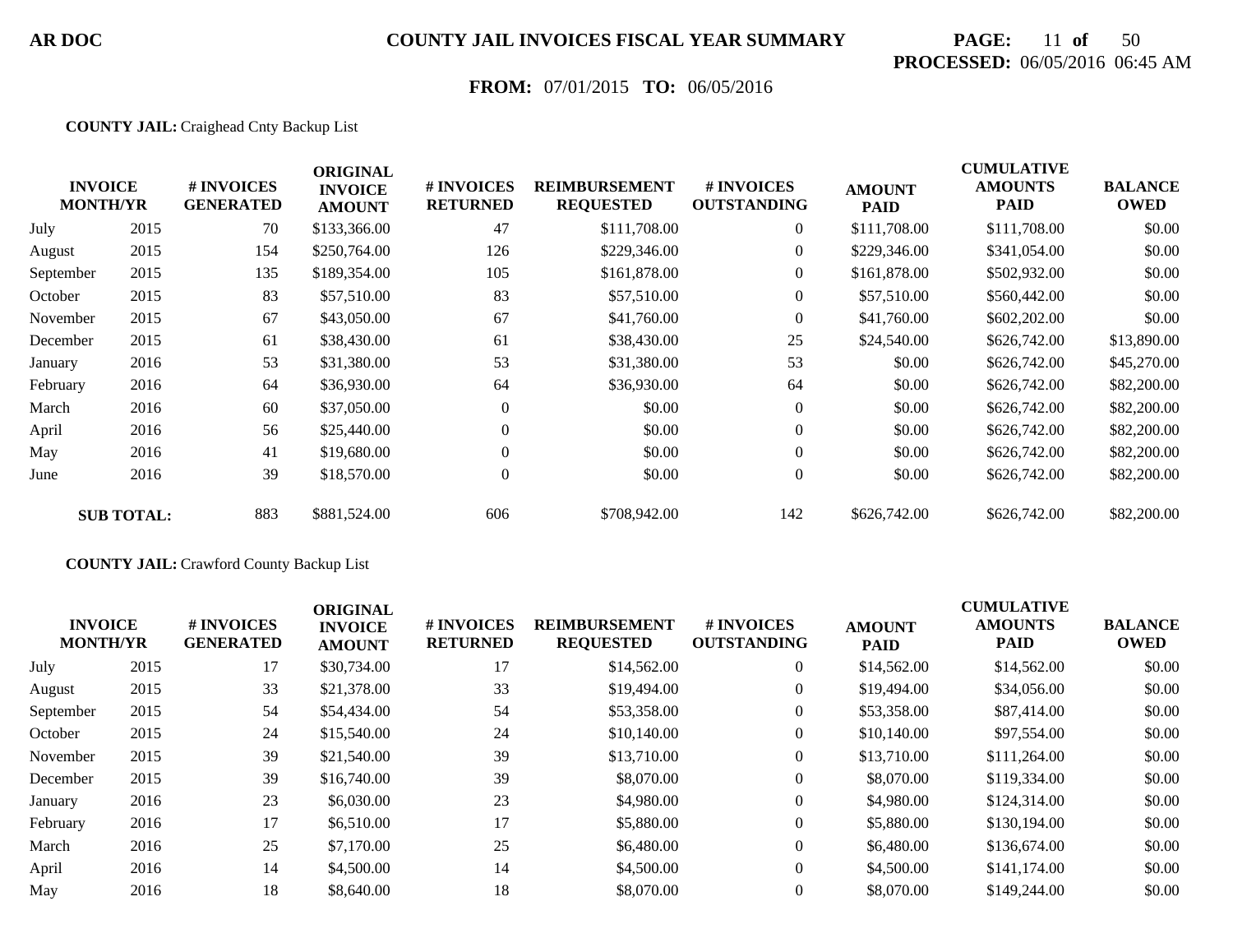**AR DOC** **COUNTY JAIL INVOICES FISCAL YEAR SUMMARY**

**PROCESSED:** 06/05/2016 06:45 AM

**FROM:** 07/01/2015 **TO:** 06/05/2016

**COUNTY JAIL:** Craighead Cnty Backup List

| INVOICE MONTH/YR | | # INVOICES GENERATED | ORIGINAL INVOICE AMOUNT | # INVOICES RETURNED | REIMBURSEMENT REQUESTED | # INVOICES OUTSTANDING | AMOUNT PAID | CUMULATIVE AMOUNTS PAID | BALANCE OWED |
|---|---|---|---|---|---|---|---|---|---|
| July | 2015 | 70 | $133,366.00 | 47 | $111,708.00 | 0 | $111,708.00 | $111,708.00 | $0.00 |
| August | 2015 | 154 | $250,764.00 | 126 | $229,346.00 | 0 | $229,346.00 | $341,054.00 | $0.00 |
| September | 2015 | 135 | $189,354.00 | 105 | $161,878.00 | 0 | $161,878.00 | $502,932.00 | $0.00 |
| October | 2015 | 83 | $57,510.00 | 83 | $57,510.00 | 0 | $57,510.00 | $560,442.00 | $0.00 |
| November | 2015 | 67 | $43,050.00 | 67 | $41,760.00 | 0 | $41,760.00 | $602,202.00 | $0.00 |
| December | 2015 | 61 | $38,430.00 | 61 | $38,430.00 | 25 | $24,540.00 | $626,742.00 | $13,890.00 |
| January | 2016 | 53 | $31,380.00 | 53 | $31,380.00 | 53 | $0.00 | $626,742.00 | $45,270.00 |
| February | 2016 | 64 | $36,930.00 | 64 | $36,930.00 | 64 | $0.00 | $626,742.00 | $82,200.00 |
| March | 2016 | 60 | $37,050.00 | 0 | $0.00 | 0 | $0.00 | $626,742.00 | $82,200.00 |
| April | 2016 | 56 | $25,440.00 | 0 | $0.00 | 0 | $0.00 | $626,742.00 | $82,200.00 |
| May | 2016 | 41 | $19,680.00 | 0 | $0.00 | 0 | $0.00 | $626,742.00 | $82,200.00 |
| June | 2016 | 39 | $18,570.00 | 0 | $0.00 | 0 | $0.00 | $626,742.00 | $82,200.00 |
| **SUB TOTAL:** | | 883 | $881,524.00 | 606 | $708,942.00 | 142 | $626,742.00 | $626,742.00 | $82,200.00 |

**COUNTY JAIL:** Crawford County Backup List

| INVOICE MONTH/YR | | # INVOICES GENERATED | ORIGINAL INVOICE AMOUNT | # INVOICES RETURNED | REIMBURSEMENT REQUESTED | # INVOICES OUTSTANDING | AMOUNT PAID | CUMULATIVE AMOUNTS PAID | BALANCE OWED |
|---|---|---|---|---|---|---|---|---|---|
| July | 2015 | 17 | $30,734.00 | 17 | $14,562.00 | 0 | $14,562.00 | $14,562.00 | $0.00 |
| August | 2015 | 33 | $21,378.00 | 33 | $19,494.00 | 0 | $19,494.00 | $34,056.00 | $0.00 |
| September | 2015 | 54 | $54,434.00 | 54 | $53,358.00 | 0 | $53,358.00 | $87,414.00 | $0.00 |
| October | 2015 | 24 | $15,540.00 | 24 | $10,140.00 | 0 | $10,140.00 | $97,554.00 | $0.00 |
| November | 2015 | 39 | $21,540.00 | 39 | $13,710.00 | 0 | $13,710.00 | $111,264.00 | $0.00 |
| December | 2015 | 39 | $16,740.00 | 39 | $8,070.00 | 0 | $8,070.00 | $119,334.00 | $0.00 |
| January | 2016 | 23 | $6,030.00 | 23 | $4,980.00 | 0 | $4,980.00 | $124,314.00 | $0.00 |
| February | 2016 | 17 | $6,510.00 | 17 | $5,880.00 | 0 | $5,880.00 | $130,194.00 | $0.00 |
| March | 2016 | 25 | $7,170.00 | 25 | $6,480.00 | 0 | $6,480.00 | $136,674.00 | $0.00 |
| April | 2016 | 14 | $4,500.00 | 14 | $4,500.00 | 0 | $4,500.00 | $141,174.00 | $0.00 |
| May | 2016 | 18 | $8,640.00 | 18 | $8,070.00 | 0 | $8,070.00 | $149,244.00 | $0.00 |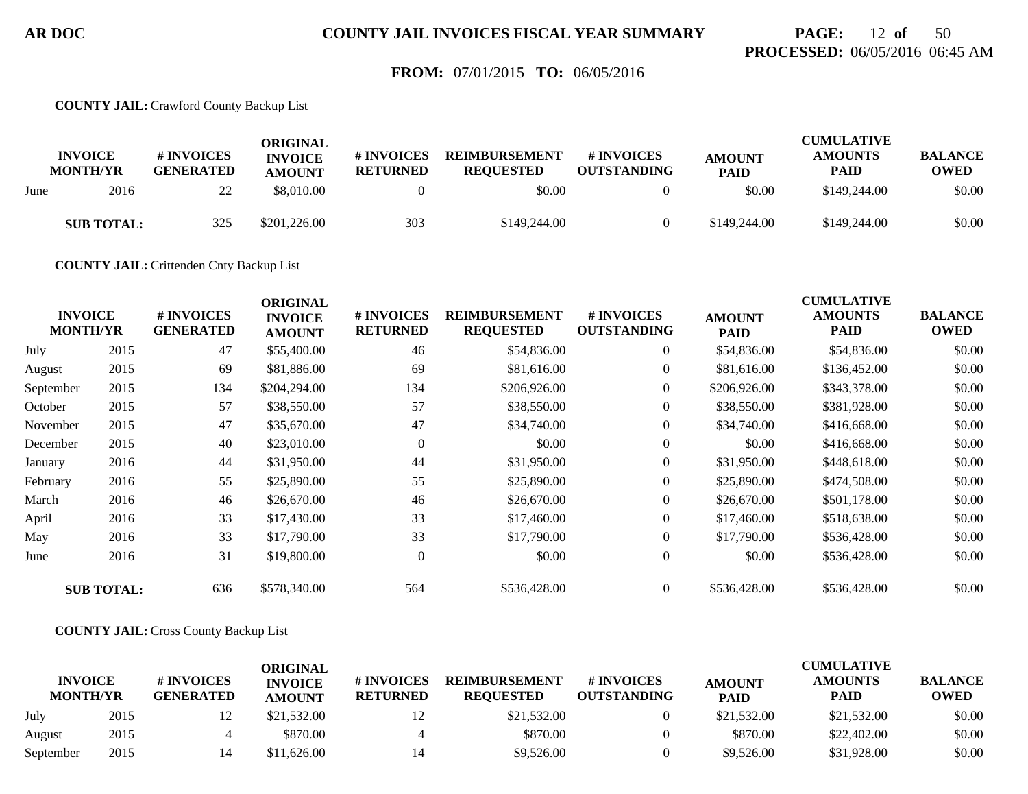**FROM:** 07/01/2015 **TO:** 06/05/2016

**COUNTY JAIL:** Crawford County Backup List

| INVOICE MONTH/YR | | # INVOICES GENERATED | ORIGINAL INVOICE AMOUNT | # INVOICES RETURNED | REIMBURSEMENT REQUESTED | # INVOICES OUTSTANDING | AMOUNT PAID | CUMULATIVE AMOUNTS PAID | BALANCE OWED |
|---|---|---|---|---|---|---|---|---|---|
| June | 2016 | 22 | $8,010.00 | 0 | $0.00 | 0 | $0.00 | $149,244.00 | $0.00 |
| **SUB TOTAL:** | | 325 | $201,226.00 | 303 | $149,244.00 | 0 | $149,244.00 | $149,244.00 | $0.00 |

**COUNTY JAIL:** Crittenden Cnty Backup List

| INVOICE MONTH/YR | | # INVOICES GENERATED | ORIGINAL INVOICE AMOUNT | # INVOICES RETURNED | REIMBURSEMENT REQUESTED | # INVOICES OUTSTANDING | AMOUNT PAID | CUMULATIVE AMOUNTS PAID | BALANCE OWED |
|---|---|---|---|---|---|---|---|---|---|
| July | 2015 | 47 | $55,400.00 | 46 | $54,836.00 | 0 | $54,836.00 | $54,836.00 | $0.00 |
| August | 2015 | 69 | $81,886.00 | 69 | $81,616.00 | 0 | $81,616.00 | $136,452.00 | $0.00 |
| September | 2015 | 134 | $204,294.00 | 134 | $206,926.00 | 0 | $206,926.00 | $343,378.00 | $0.00 |
| October | 2015 | 57 | $38,550.00 | 57 | $38,550.00 | 0 | $38,550.00 | $381,928.00 | $0.00 |
| November | 2015 | 47 | $35,670.00 | 47 | $34,740.00 | 0 | $34,740.00 | $416,668.00 | $0.00 |
| December | 2015 | 40 | $23,010.00 | 0 | $0.00 | 0 | $0.00 | $416,668.00 | $0.00 |
| January | 2016 | 44 | $31,950.00 | 44 | $31,950.00 | 0 | $31,950.00 | $448,618.00 | $0.00 |
| February | 2016 | 55 | $25,890.00 | 55 | $25,890.00 | 0 | $25,890.00 | $474,508.00 | $0.00 |
| March | 2016 | 46 | $26,670.00 | 46 | $26,670.00 | 0 | $26,670.00 | $501,178.00 | $0.00 |
| April | 2016 | 33 | $17,430.00 | 33 | $17,460.00 | 0 | $17,460.00 | $518,638.00 | $0.00 |
| May | 2016 | 33 | $17,790.00 | 33 | $17,790.00 | 0 | $17,790.00 | $536,428.00 | $0.00 |
| June | 2016 | 31 | $19,800.00 | 0 | $0.00 | 0 | $0.00 | $536,428.00 | $0.00 |
| **SUB TOTAL:** | | 636 | $578,340.00 | 564 | $536,428.00 | 0 | $536,428.00 | $536,428.00 | $0.00 |

**COUNTY JAIL:** Cross County Backup List

| INVOICE MONTH/YR | | # INVOICES GENERATED | ORIGINAL INVOICE AMOUNT | # INVOICES RETURNED | REIMBURSEMENT REQUESTED | # INVOICES OUTSTANDING | AMOUNT PAID | CUMULATIVE AMOUNTS PAID | BALANCE OWED |
|---|---|---|---|---|---|---|---|---|---|
| July | 2015 | 12 | $21,532.00 | 12 | $21,532.00 | 0 | $21,532.00 | $21,532.00 | $0.00 |
| August | 2015 | 4 | $870.00 | 4 | $870.00 | 0 | $870.00 | $22,402.00 | $0.00 |
| September | 2015 | 14 | $11,626.00 | 14 | $9,526.00 | 0 | $9,526.00 | $31,928.00 | $0.00 |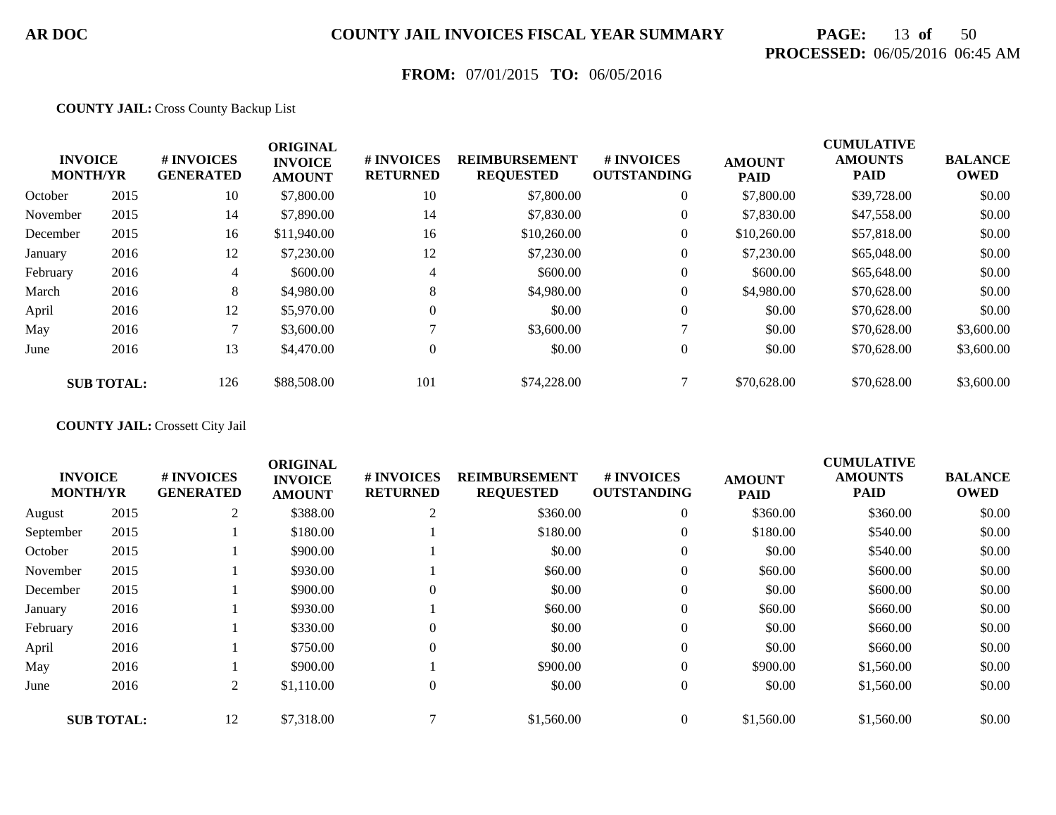AR DOC **COUNTY JAIL INVOICES FISCAL YEAR SUMMARY**

**PROCESSED:** 06/05/2016 06:45 AM

**FROM:** 07/01/2015 **TO:** 06/05/2016

**COUNTY JAIL:** Cross County Backup List

| INVOICE MONTH/YR | | # INVOICES GENERATED | ORIGINAL INVOICE AMOUNT | # INVOICES RETURNED | REIMBURSEMENT REQUESTED | # INVOICES OUTSTANDING | AMOUNT PAID | CUMULATIVE AMOUNTS PAID | BALANCE OWED |
|---|---|---|---|---|---|---|---|---|---|
| October | 2015 | 10 | $7,800.00 | 10 | $7,800.00 | 0 | $7,800.00 | $39,728.00 | $0.00 |
| November | 2015 | 14 | $7,890.00 | 14 | $7,830.00 | 0 | $7,830.00 | $47,558.00 | $0.00 |
| December | 2015 | 16 | $11,940.00 | 16 | $10,260.00 | 0 | $10,260.00 | $57,818.00 | $0.00 |
| January | 2016 | 12 | $7,230.00 | 12 | $7,230.00 | 0 | $7,230.00 | $65,048.00 | $0.00 |
| February | 2016 | 4 | $600.00 | 4 | $600.00 | 0 | $600.00 | $65,648.00 | $0.00 |
| March | 2016 | 8 | $4,980.00 | 8 | $4,980.00 | 0 | $4,980.00 | $70,628.00 | $0.00 |
| April | 2016 | 12 | $5,970.00 | 0 | $0.00 | 0 | $0.00 | $70,628.00 | $0.00 |
| May | 2016 | 7 | $3,600.00 | 7 | $3,600.00 | 7 | $0.00 | $70,628.00 | $3,600.00 |
| June | 2016 | 13 | $4,470.00 | 0 | $0.00 | 0 | $0.00 | $70,628.00 | $3,600.00 |
| **SUB TOTAL:** | | 126 | $88,508.00 | 101 | $74,228.00 | 7 | $70,628.00 | $70,628.00 | $3,600.00 |

**COUNTY JAIL:** Crossett City Jail

| INVOICE MONTH/YR | | # INVOICES GENERATED | ORIGINAL INVOICE AMOUNT | # INVOICES RETURNED | REIMBURSEMENT REQUESTED | # INVOICES OUTSTANDING | AMOUNT PAID | CUMULATIVE AMOUNTS PAID | BALANCE OWED |
|---|---|---|---|---|---|---|---|---|---|
| August | 2015 | 2 | $388.00 | 2 | $360.00 | 0 | $360.00 | $360.00 | $0.00 |
| September | 2015 | 1 | $180.00 | 1 | $180.00 | 0 | $180.00 | $540.00 | $0.00 |
| October | 2015 | 1 | $900.00 | 1 | $0.00 | 0 | $0.00 | $540.00 | $0.00 |
| November | 2015 | 1 | $930.00 | 1 | $60.00 | 0 | $60.00 | $600.00 | $0.00 |
| December | 2015 | 1 | $900.00 | 0 | $0.00 | 0 | $0.00 | $600.00 | $0.00 |
| January | 2016 | 1 | $930.00 | 1 | $60.00 | 0 | $60.00 | $660.00 | $0.00 |
| February | 2016 | 1 | $330.00 | 0 | $0.00 | 0 | $0.00 | $660.00 | $0.00 |
| April | 2016 | 1 | $750.00 | 0 | $0.00 | 0 | $0.00 | $660.00 | $0.00 |
| May | 2016 | 1 | $900.00 | 1 | $900.00 | 0 | $900.00 | $1,560.00 | $0.00 |
| June | 2016 | 2 | $1,110.00 | 0 | $0.00 | 0 | $0.00 | $1,560.00 | $0.00 |
| **SUB TOTAL:** | | 12 | $7,318.00 | 7 | $1,560.00 | 0 | $1,560.00 | $1,560.00 | $0.00 |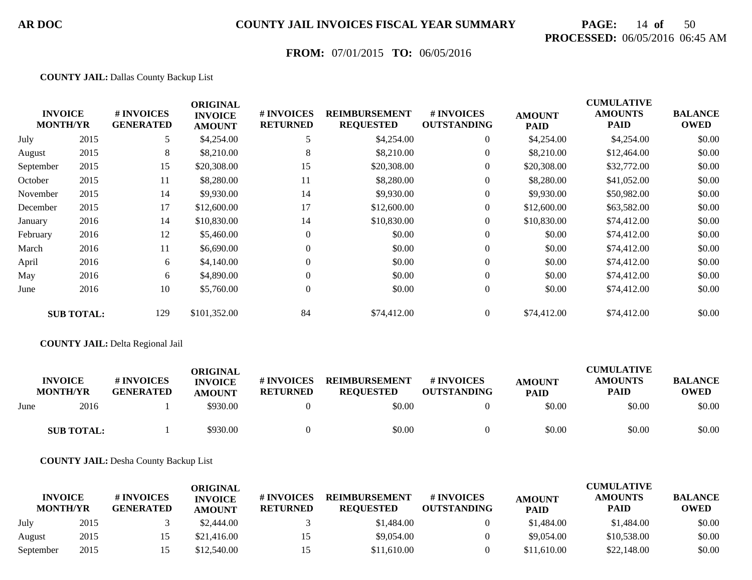**COUNTY JAIL:** Dallas County Backup List

| INVOICE MONTH/YR | | # INVOICES GENERATED | ORIGINAL INVOICE AMOUNT | # INVOICES RETURNED | REIMBURSEMENT REQUESTED | # INVOICES OUTSTANDING | AMOUNT PAID | CUMULATIVE AMOUNTS PAID | BALANCE OWED |
|---|---|---|---|---|---|---|---|---|---|
| July | 2015 | 5 | $4,254.00 | 5 | $4,254.00 | 0 | $4,254.00 | $4,254.00 | $0.00 |
| August | 2015 | 8 | $8,210.00 | 8 | $8,210.00 | 0 | $8,210.00 | $12,464.00 | $0.00 |
| September | 2015 | 15 | $20,308.00 | 15 | $20,308.00 | 0 | $20,308.00 | $32,772.00 | $0.00 |
| October | 2015 | 11 | $8,280.00 | 11 | $8,280.00 | 0 | $8,280.00 | $41,052.00 | $0.00 |
| November | 2015 | 14 | $9,930.00 | 14 | $9,930.00 | 0 | $9,930.00 | $50,982.00 | $0.00 |
| December | 2015 | 17 | $12,600.00 | 17 | $12,600.00 | 0 | $12,600.00 | $63,582.00 | $0.00 |
| January | 2016 | 14 | $10,830.00 | 14 | $10,830.00 | 0 | $10,830.00 | $74,412.00 | $0.00 |
| February | 2016 | 12 | $5,460.00 | 0 | $0.00 | 0 | $0.00 | $74,412.00 | $0.00 |
| March | 2016 | 11 | $6,690.00 | 0 | $0.00 | 0 | $0.00 | $74,412.00 | $0.00 |
| April | 2016 | 6 | $4,140.00 | 0 | $0.00 | 0 | $0.00 | $74,412.00 | $0.00 |
| May | 2016 | 6 | $4,890.00 | 0 | $0.00 | 0 | $0.00 | $74,412.00 | $0.00 |
| June | 2016 | 10 | $5,760.00 | 0 | $0.00 | 0 | $0.00 | $74,412.00 | $0.00 |
| **SUB TOTAL:** | | 129 | $101,352.00 | 84 | $74,412.00 | 0 | $74,412.00 | $74,412.00 | $0.00 |

**COUNTY JAIL:** Delta Regional Jail

| INVOICE MONTH/YR | | # INVOICES GENERATED | ORIGINAL INVOICE AMOUNT | # INVOICES RETURNED | REIMBURSEMENT REQUESTED | # INVOICES OUTSTANDING | AMOUNT PAID | CUMULATIVE AMOUNTS PAID | BALANCE OWED |
|---|---|---|---|---|---|---|---|---|---|
| June | 2016 | 1 | $930.00 | 0 | $0.00 | 0 | $0.00 | $0.00 | $0.00 |
| **SUB TOTAL:** | | 1 | $930.00 | 0 | $0.00 | 0 | $0.00 | $0.00 | $0.00 |

**COUNTY JAIL:** Desha County Backup List

| INVOICE MONTH/YR | | # INVOICES GENERATED | ORIGINAL INVOICE AMOUNT | # INVOICES RETURNED | REIMBURSEMENT REQUESTED | # INVOICES OUTSTANDING | AMOUNT PAID | CUMULATIVE AMOUNTS PAID | BALANCE OWED |
|---|---|---|---|---|---|---|---|---|---|
| July | 2015 | 3 | $2,444.00 | 3 | $1,484.00 | 0 | $1,484.00 | $1,484.00 | $0.00 |
| August | 2015 | 15 | $21,416.00 | 15 | $9,054.00 | 0 | $9,054.00 | $10,538.00 | $0.00 |
| September | 2015 | 15 | $12,540.00 | 15 | $11,610.00 | 0 | $11,610.00 | $22,148.00 | $0.00 |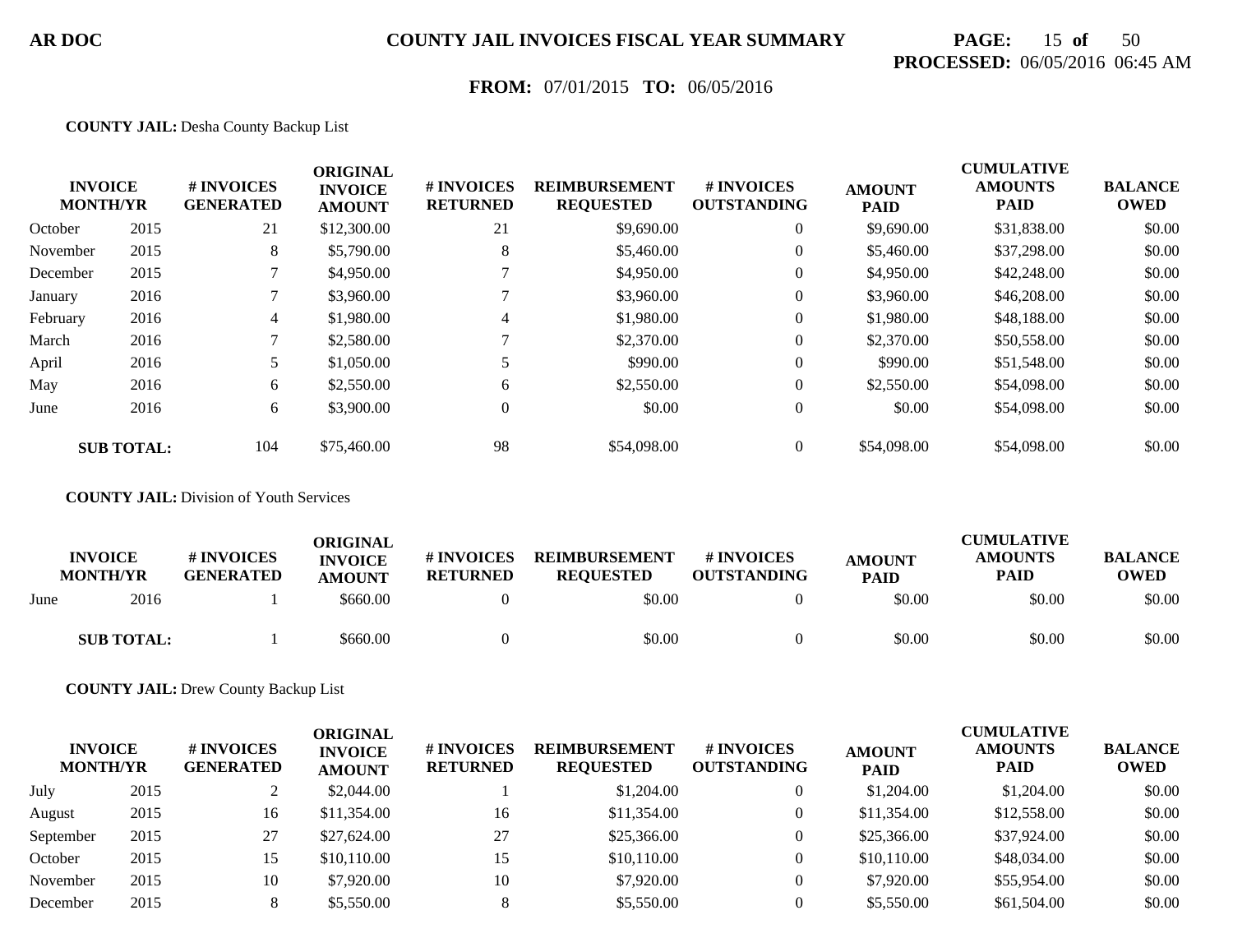**AR DOC** **COUNTY JAIL INVOICES FISCAL YEAR SUMMARY**

**PROCESSED:** 06/05/2016 06:45 AM

**FROM:** 07/01/2015 **TO:** 06/05/2016

**COUNTY JAIL:** Desha County Backup List

| INVOICE MONTH/YR | | # INVOICES GENERATED | ORIGINAL INVOICE AMOUNT | # INVOICES RETURNED | REIMBURSEMENT REQUESTED | # INVOICES OUTSTANDING | AMOUNT PAID | CUMULATIVE AMOUNTS PAID | BALANCE OWED |
|---|---|---|---|---|---|---|---|---|---|
| October | 2015 | 21 | $12,300.00 | 21 | $9,690.00 | 0 | $9,690.00 | $31,838.00 | $0.00 |
| November | 2015 | 8 | $5,790.00 | 8 | $5,460.00 | 0 | $5,460.00 | $37,298.00 | $0.00 |
| December | 2015 | 7 | $4,950.00 | 7 | $4,950.00 | 0 | $4,950.00 | $42,248.00 | $0.00 |
| January | 2016 | 7 | $3,960.00 | 7 | $3,960.00 | 0 | $3,960.00 | $46,208.00 | $0.00 |
| February | 2016 | 4 | $1,980.00 | 4 | $1,980.00 | 0 | $1,980.00 | $48,188.00 | $0.00 |
| March | 2016 | 7 | $2,580.00 | 7 | $2,370.00 | 0 | $2,370.00 | $50,558.00 | $0.00 |
| April | 2016 | 5 | $1,050.00 | 5 | $990.00 | 0 | $990.00 | $51,548.00 | $0.00 |
| May | 2016 | 6 | $2,550.00 | 6 | $2,550.00 | 0 | $2,550.00 | $54,098.00 | $0.00 |
| June | 2016 | 6 | $3,900.00 | 0 | $0.00 | 0 | $0.00 | $54,098.00 | $0.00 |
| **SUB TOTAL:** | | 104 | $75,460.00 | 98 | $54,098.00 | 0 | $54,098.00 | $54,098.00 | $0.00 |

**COUNTY JAIL:** Division of Youth Services

| INVOICE MONTH/YR | | # INVOICES GENERATED | ORIGINAL INVOICE AMOUNT | # INVOICES RETURNED | REIMBURSEMENT REQUESTED | # INVOICES OUTSTANDING | AMOUNT PAID | CUMULATIVE AMOUNTS PAID | BALANCE OWED |
|---|---|---|---|---|---|---|---|---|---|
| June | 2016 | 1 | $660.00 | 0 | $0.00 | 0 | $0.00 | $0.00 | $0.00 |
| **SUB TOTAL:** | | 1 | $660.00 | 0 | $0.00 | 0 | $0.00 | $0.00 | $0.00 |

**COUNTY JAIL:** Drew County Backup List

| INVOICE MONTH/YR | | # INVOICES GENERATED | ORIGINAL INVOICE AMOUNT | # INVOICES RETURNED | REIMBURSEMENT REQUESTED | # INVOICES OUTSTANDING | AMOUNT PAID | CUMULATIVE AMOUNTS PAID | BALANCE OWED |
|---|---|---|---|---|---|---|---|---|---|
| July | 2015 | 2 | $2,044.00 | 1 | $1,204.00 | 0 | $1,204.00 | $1,204.00 | $0.00 |
| August | 2015 | 16 | $11,354.00 | 16 | $11,354.00 | 0 | $11,354.00 | $12,558.00 | $0.00 |
| September | 2015 | 27 | $27,624.00 | 27 | $25,366.00 | 0 | $25,366.00 | $37,924.00 | $0.00 |
| October | 2015 | 15 | $10,110.00 | 15 | $10,110.00 | 0 | $10,110.00 | $48,034.00 | $0.00 |
| November | 2015 | 10 | $7,920.00 | 10 | $7,920.00 | 0 | $7,920.00 | $55,954.00 | $0.00 |
| December | 2015 | 8 | $5,550.00 | 8 | $5,550.00 | 0 | $5,550.00 | $61,504.00 | $0.00 |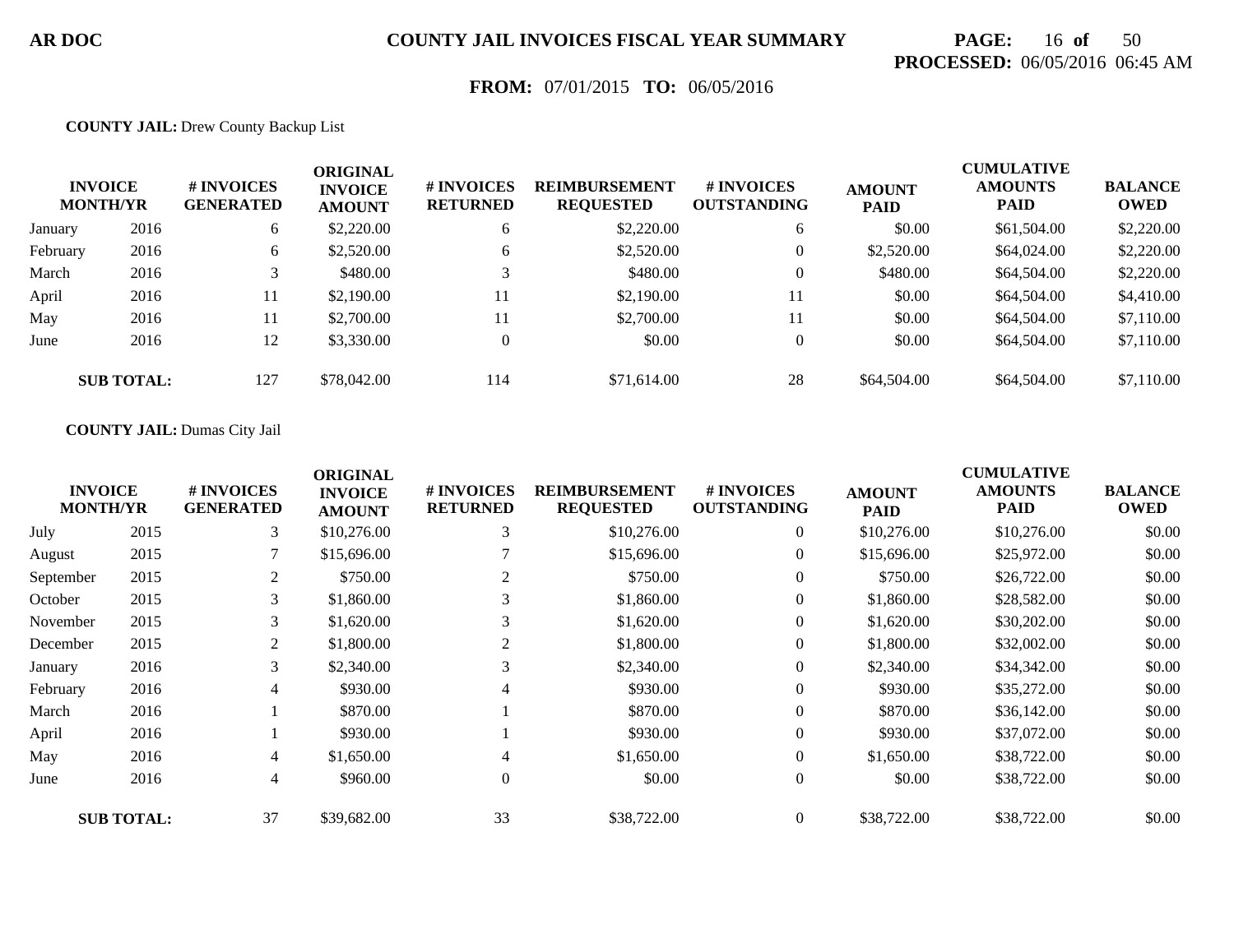**COUNTY JAIL INVOICES FISCAL YEAR SUMMARY**

**PROCESSED:** 06/05/2016 06:45 AM

**FROM:** 07/01/2015 **TO:** 06/05/2016

**COUNTY JAIL:** Drew County Backup List

| INVOICE MONTH/YR | | # INVOICES GENERATED | ORIGINAL INVOICE AMOUNT | # INVOICES RETURNED | REIMBURSEMENT REQUESTED | # INVOICES OUTSTANDING | AMOUNT PAID | CUMULATIVE AMOUNTS PAID | BALANCE OWED |
|---|---|---|---|---|---|---|---|---|---|
| January | 2016 | 6 | $2,220.00 | 6 | $2,220.00 | 6 | $0.00 | $61,504.00 | $2,220.00 |
| February | 2016 | 6 | $2,520.00 | 6 | $2,520.00 | 0 | $2,520.00 | $64,024.00 | $2,220.00 |
| March | 2016 | 3 | $480.00 | 3 | $480.00 | 0 | $480.00 | $64,504.00 | $2,220.00 |
| April | 2016 | 11 | $2,190.00 | 11 | $2,190.00 | 11 | $0.00 | $64,504.00 | $4,410.00 |
| May | 2016 | 11 | $2,700.00 | 11 | $2,700.00 | 11 | $0.00 | $64,504.00 | $7,110.00 |
| June | 2016 | 12 | $3,330.00 | 0 | $0.00 | 0 | $0.00 | $64,504.00 | $7,110.00 |
| **SUB TOTAL:** | | 127 | $78,042.00 | 114 | $71,614.00 | 28 | $64,504.00 | $64,504.00 | $7,110.00 |

**COUNTY JAIL:** Dumas City Jail

| INVOICE MONTH/YR | | # INVOICES GENERATED | ORIGINAL INVOICE AMOUNT | # INVOICES RETURNED | REIMBURSEMENT REQUESTED | # INVOICES OUTSTANDING | AMOUNT PAID | CUMULATIVE AMOUNTS PAID | BALANCE OWED |
|---|---|---|---|---|---|---|---|---|---|
| July | 2015 | 3 | $10,276.00 | 3 | $10,276.00 | 0 | $10,276.00 | $10,276.00 | $0.00 |
| August | 2015 | 7 | $15,696.00 | 7 | $15,696.00 | 0 | $15,696.00 | $25,972.00 | $0.00 |
| September | 2015 | 2 | $750.00 | 2 | $750.00 | 0 | $750.00 | $26,722.00 | $0.00 |
| October | 2015 | 3 | $1,860.00 | 3 | $1,860.00 | 0 | $1,860.00 | $28,582.00 | $0.00 |
| November | 2015 | 3 | $1,620.00 | 3 | $1,620.00 | 0 | $1,620.00 | $30,202.00 | $0.00 |
| December | 2015 | 2 | $1,800.00 | 2 | $1,800.00 | 0 | $1,800.00 | $32,002.00 | $0.00 |
| January | 2016 | 3 | $2,340.00 | 3 | $2,340.00 | 0 | $2,340.00 | $34,342.00 | $0.00 |
| February | 2016 | 4 | $930.00 | 4 | $930.00 | 0 | $930.00 | $35,272.00 | $0.00 |
| March | 2016 | 1 | $870.00 | 1 | $870.00 | 0 | $870.00 | $36,142.00 | $0.00 |
| April | 2016 | 1 | $930.00 | 1 | $930.00 | 0 | $930.00 | $37,072.00 | $0.00 |
| May | 2016 | 4 | $1,650.00 | 4 | $1,650.00 | 0 | $1,650.00 | $38,722.00 | $0.00 |
| June | 2016 | 4 | $960.00 | 0 | $0.00 | 0 | $0.00 | $38,722.00 | $0.00 |
| **SUB TOTAL:** | | 37 | $39,682.00 | 33 | $38,722.00 | 0 | $38,722.00 | $38,722.00 | $0.00 |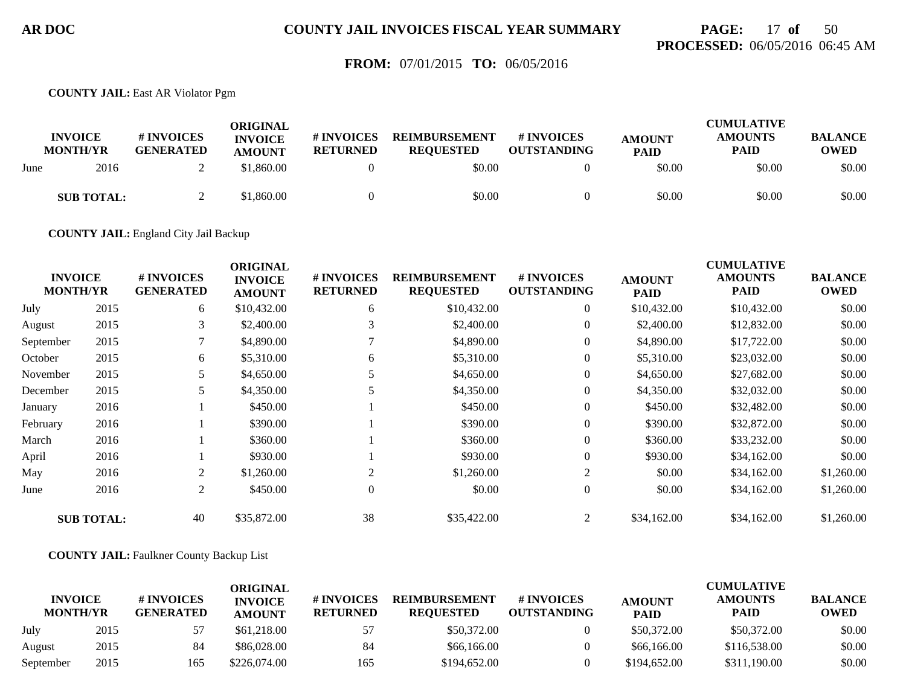**COUNTY JAIL:** East AR Violator Pgm

| INVOICE MONTH/YR | | # INVOICES GENERATED | ORIGINAL INVOICE AMOUNT | # INVOICES RETURNED | REIMBURSEMENT REQUESTED | # INVOICES OUTSTANDING | AMOUNT PAID | CUMULATIVE AMOUNTS PAID | BALANCE OWED |
|---|---|---|---|---|---|---|---|---|---|
| June | 2016 | 2 | $1,860.00 | 0 | $0.00 | 0 | $0.00 | $0.00 | $0.00 |
| **SUB TOTAL:** | | 2 | $1,860.00 | 0 | $0.00 | 0 | $0.00 | $0.00 | $0.00 |

**COUNTY JAIL:** England City Jail Backup

| INVOICE MONTH/YR | | # INVOICES GENERATED | ORIGINAL INVOICE AMOUNT | # INVOICES RETURNED | REIMBURSEMENT REQUESTED | # INVOICES OUTSTANDING | AMOUNT PAID | CUMULATIVE AMOUNTS PAID | BALANCE OWED |
|---|---|---|---|---|---|---|---|---|---|
| July | 2015 | 6 | $10,432.00 | 6 | $10,432.00 | 0 | $10,432.00 | $10,432.00 | $0.00 |
| August | 2015 | 3 | $2,400.00 | 3 | $2,400.00 | 0 | $2,400.00 | $12,832.00 | $0.00 |
| September | 2015 | 7 | $4,890.00 | 7 | $4,890.00 | 0 | $4,890.00 | $17,722.00 | $0.00 |
| October | 2015 | 6 | $5,310.00 | 6 | $5,310.00 | 0 | $5,310.00 | $23,032.00 | $0.00 |
| November | 2015 | 5 | $4,650.00 | 5 | $4,650.00 | 0 | $4,650.00 | $27,682.00 | $0.00 |
| December | 2015 | 5 | $4,350.00 | 5 | $4,350.00 | 0 | $4,350.00 | $32,032.00 | $0.00 |
| January | 2016 | 1 | $450.00 | 1 | $450.00 | 0 | $450.00 | $32,482.00 | $0.00 |
| February | 2016 | 1 | $390.00 | 1 | $390.00 | 0 | $390.00 | $32,872.00 | $0.00 |
| March | 2016 | 1 | $360.00 | 1 | $360.00 | 0 | $360.00 | $33,232.00 | $0.00 |
| April | 2016 | 1 | $930.00 | 1 | $930.00 | 0 | $930.00 | $34,162.00 | $0.00 |
| May | 2016 | 2 | $1,260.00 | 2 | $1,260.00 | 2 | $0.00 | $34,162.00 | $1,260.00 |
| June | 2016 | 2 | $450.00 | 0 | $0.00 | 0 | $0.00 | $34,162.00 | $1,260.00 |
| **SUB TOTAL:** | | 40 | $35,872.00 | 38 | $35,422.00 | 2 | $34,162.00 | $34,162.00 | $1,260.00 |

**COUNTY JAIL:** Faulkner County Backup List

| INVOICE MONTH/YR | | # INVOICES GENERATED | ORIGINAL INVOICE AMOUNT | # INVOICES RETURNED | REIMBURSEMENT REQUESTED | # INVOICES OUTSTANDING | AMOUNT PAID | CUMULATIVE AMOUNTS PAID | BALANCE OWED |
|---|---|---|---|---|---|---|---|---|---|
| July | 2015 | 57 | $61,218.00 | 57 | $50,372.00 | 0 | $50,372.00 | $50,372.00 | $0.00 |
| August | 2015 | 84 | $86,028.00 | 84 | $66,166.00 | 0 | $66,166.00 | $116,538.00 | $0.00 |
| September | 2015 | 165 | $226,074.00 | 165 | $194,652.00 | 0 | $194,652.00 | $311,190.00 | $0.00 |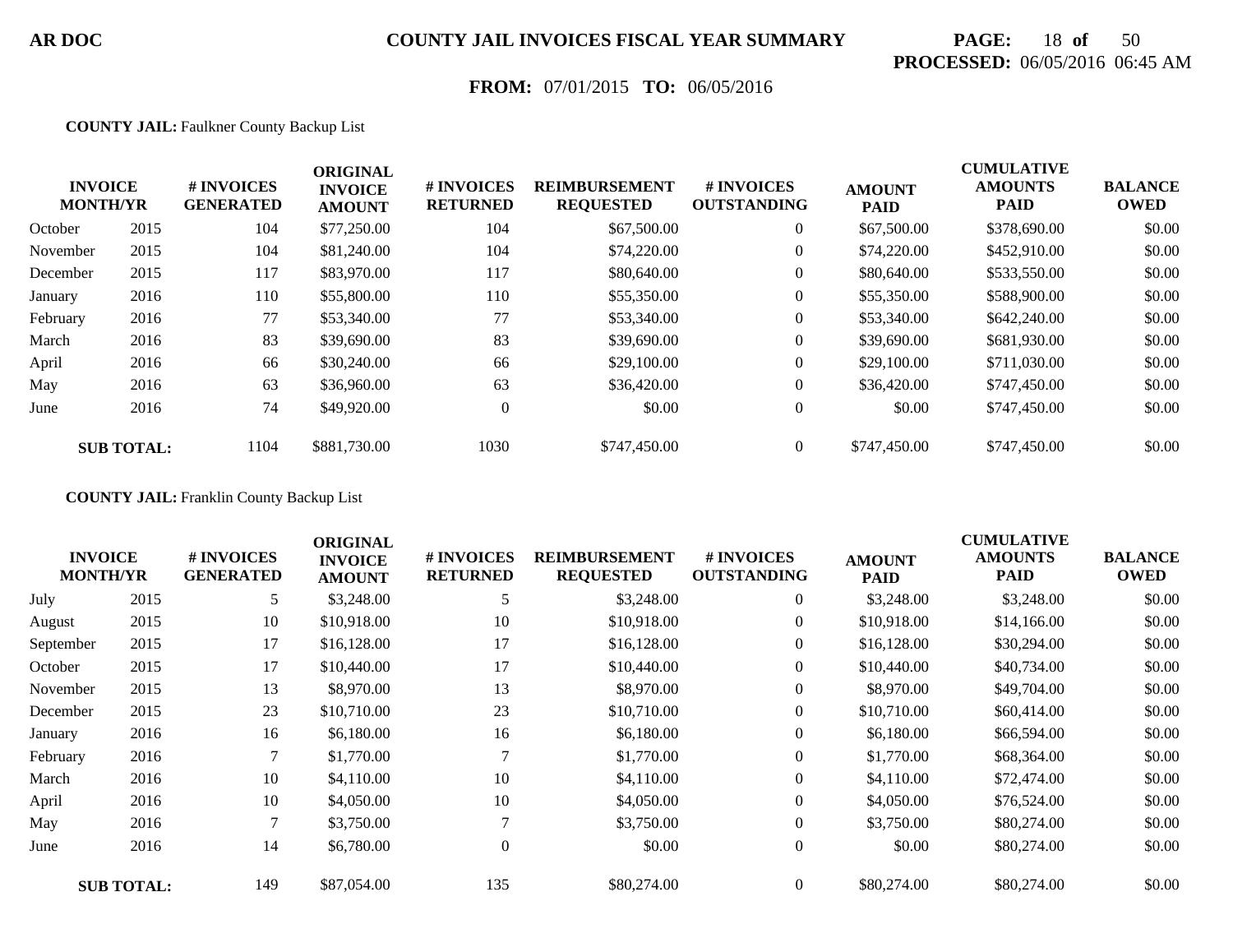**AR DOC** **COUNTY JAIL INVOICES FISCAL YEAR SUMMARY**

**PROCESSED:** 06/05/2016 06:45 AM

**FROM:** 07/01/2015 **TO:** 06/05/2016

**COUNTY JAIL:** Faulkner County Backup List

| INVOICE MONTH/YR | | # INVOICES GENERATED | ORIGINAL INVOICE AMOUNT | # INVOICES RETURNED | REIMBURSEMENT REQUESTED | # INVOICES OUTSTANDING | AMOUNT PAID | CUMULATIVE AMOUNTS PAID | BALANCE OWED |
|---|---|---|---|---|---|---|---|---|---|
| October | 2015 | 104 | $77,250.00 | 104 | $67,500.00 | 0 | $67,500.00 | $378,690.00 | $0.00 |
| November | 2015 | 104 | $81,240.00 | 104 | $74,220.00 | 0 | $74,220.00 | $452,910.00 | $0.00 |
| December | 2015 | 117 | $83,970.00 | 117 | $80,640.00 | 0 | $80,640.00 | $533,550.00 | $0.00 |
| January | 2016 | 110 | $55,800.00 | 110 | $55,350.00 | 0 | $55,350.00 | $588,900.00 | $0.00 |
| February | 2016 | 77 | $53,340.00 | 77 | $53,340.00 | 0 | $53,340.00 | $642,240.00 | $0.00 |
| March | 2016 | 83 | $39,690.00 | 83 | $39,690.00 | 0 | $39,690.00 | $681,930.00 | $0.00 |
| April | 2016 | 66 | $30,240.00 | 66 | $29,100.00 | 0 | $29,100.00 | $711,030.00 | $0.00 |
| May | 2016 | 63 | $36,960.00 | 63 | $36,420.00 | 0 | $36,420.00 | $747,450.00 | $0.00 |
| June | 2016 | 74 | $49,920.00 | 0 | $0.00 | 0 | $0.00 | $747,450.00 | $0.00 |
| **SUB TOTAL:** | | 1104 | $881,730.00 | 1030 | $747,450.00 | 0 | $747,450.00 | $747,450.00 | $0.00 |

**COUNTY JAIL:** Franklin County Backup List

| INVOICE MONTH/YR | | # INVOICES GENERATED | ORIGINAL INVOICE AMOUNT | # INVOICES RETURNED | REIMBURSEMENT REQUESTED | # INVOICES OUTSTANDING | AMOUNT PAID | CUMULATIVE AMOUNTS PAID | BALANCE OWED |
|---|---|---|---|---|---|---|---|---|---|
| July | 2015 | 5 | $3,248.00 | 5 | $3,248.00 | 0 | $3,248.00 | $3,248.00 | $0.00 |
| August | 2015 | 10 | $10,918.00 | 10 | $10,918.00 | 0 | $10,918.00 | $14,166.00 | $0.00 |
| September | 2015 | 17 | $16,128.00 | 17 | $16,128.00 | 0 | $16,128.00 | $30,294.00 | $0.00 |
| October | 2015 | 17 | $10,440.00 | 17 | $10,440.00 | 0 | $10,440.00 | $40,734.00 | $0.00 |
| November | 2015 | 13 | $8,970.00 | 13 | $8,970.00 | 0 | $8,970.00 | $49,704.00 | $0.00 |
| December | 2015 | 23 | $10,710.00 | 23 | $10,710.00 | 0 | $10,710.00 | $60,414.00 | $0.00 |
| January | 2016 | 16 | $6,180.00 | 16 | $6,180.00 | 0 | $6,180.00 | $66,594.00 | $0.00 |
| February | 2016 | 7 | $1,770.00 | 7 | $1,770.00 | 0 | $1,770.00 | $68,364.00 | $0.00 |
| March | 2016 | 10 | $4,110.00 | 10 | $4,110.00 | 0 | $4,110.00 | $72,474.00 | $0.00 |
| April | 2016 | 10 | $4,050.00 | 10 | $4,050.00 | 0 | $4,050.00 | $76,524.00 | $0.00 |
| May | 2016 | 7 | $3,750.00 | 7 | $3,750.00 | 0 | $3,750.00 | $80,274.00 | $0.00 |
| June | 2016 | 14 | $6,780.00 | 0 | $0.00 | 0 | $0.00 | $80,274.00 | $0.00 |
| **SUB TOTAL:** | | 149 | $87,054.00 | 135 | $80,274.00 | 0 | $80,274.00 | $80,274.00 | $0.00 |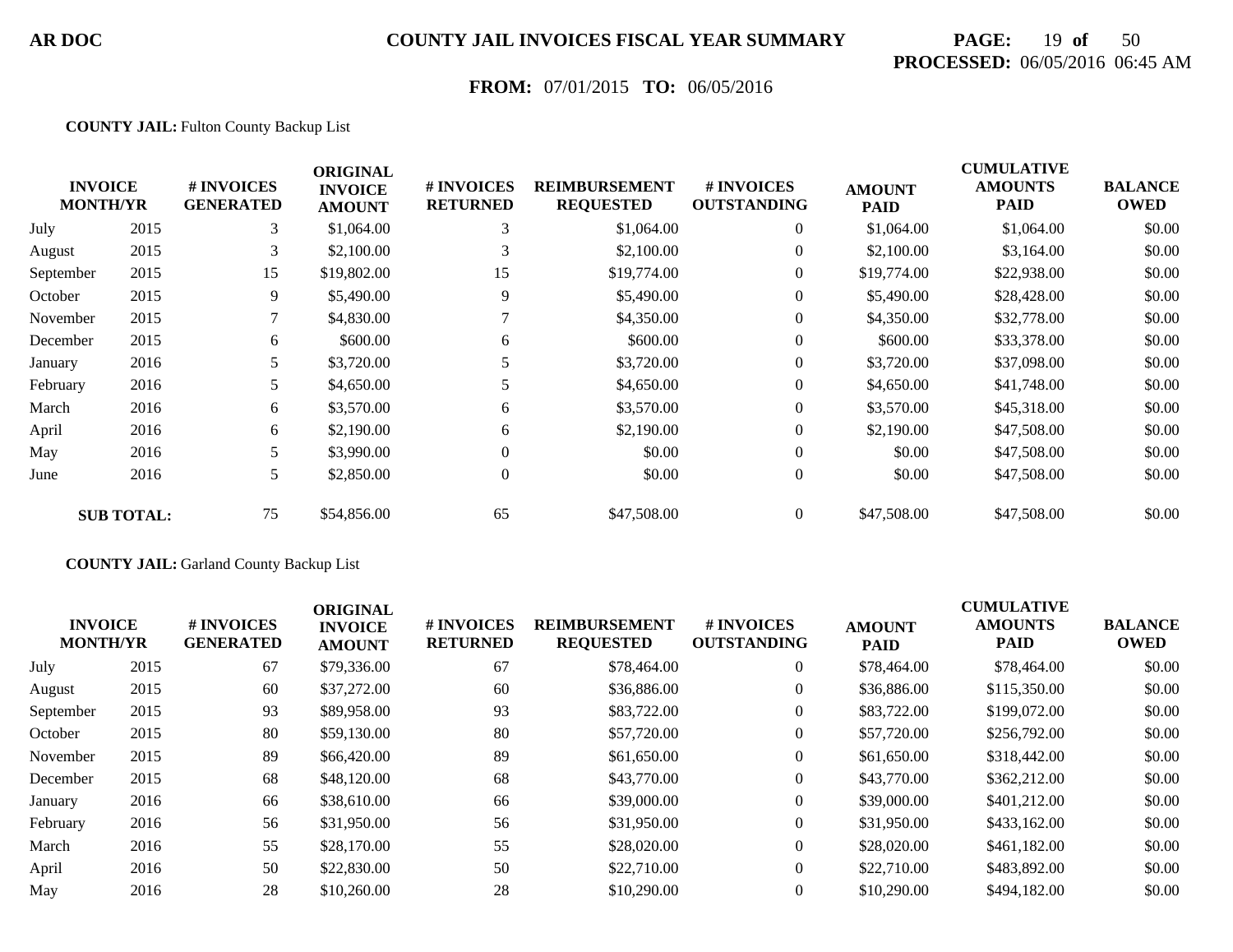**AR DOC** **COUNTY JAIL INVOICES FISCAL YEAR SUMMARY**

**PROCESSED:** 06/05/2016 06:45 AM

**FROM:** 07/01/2015 **TO:** 06/05/2016

**COUNTY JAIL:** Fulton County Backup List

| INVOICE MONTH/YR | | # INVOICES GENERATED | ORIGINAL INVOICE AMOUNT | # INVOICES RETURNED | REIMBURSEMENT REQUESTED | # INVOICES OUTSTANDING | AMOUNT PAID | CUMULATIVE AMOUNTS PAID | BALANCE OWED |
|---|---|---|---|---|---|---|---|---|---|
| July | 2015 | 3 | $1,064.00 | 3 | $1,064.00 | 0 | $1,064.00 | $1,064.00 | $0.00 |
| August | 2015 | 3 | $2,100.00 | 3 | $2,100.00 | 0 | $2,100.00 | $3,164.00 | $0.00 |
| September | 2015 | 15 | $19,802.00 | 15 | $19,774.00 | 0 | $19,774.00 | $22,938.00 | $0.00 |
| October | 2015 | 9 | $5,490.00 | 9 | $5,490.00 | 0 | $5,490.00 | $28,428.00 | $0.00 |
| November | 2015 | 7 | $4,830.00 | 7 | $4,350.00 | 0 | $4,350.00 | $32,778.00 | $0.00 |
| December | 2015 | 6 | $600.00 | 6 | $600.00 | 0 | $600.00 | $33,378.00 | $0.00 |
| January | 2016 | 5 | $3,720.00 | 5 | $3,720.00 | 0 | $3,720.00 | $37,098.00 | $0.00 |
| February | 2016 | 5 | $4,650.00 | 5 | $4,650.00 | 0 | $4,650.00 | $41,748.00 | $0.00 |
| March | 2016 | 6 | $3,570.00 | 6 | $3,570.00 | 0 | $3,570.00 | $45,318.00 | $0.00 |
| April | 2016 | 6 | $2,190.00 | 6 | $2,190.00 | 0 | $2,190.00 | $47,508.00 | $0.00 |
| May | 2016 | 5 | $3,990.00 | 0 | $0.00 | 0 | $0.00 | $47,508.00 | $0.00 |
| June | 2016 | 5 | $2,850.00 | 0 | $0.00 | 0 | $0.00 | $47,508.00 | $0.00 |
| **SUB TOTAL:** | | 75 | $54,856.00 | 65 | $47,508.00 | 0 | $47,508.00 | $47,508.00 | $0.00 |

**COUNTY JAIL:** Garland County Backup List

| INVOICE MONTH/YR | | # INVOICES GENERATED | ORIGINAL INVOICE AMOUNT | # INVOICES RETURNED | REIMBURSEMENT REQUESTED | # INVOICES OUTSTANDING | AMOUNT PAID | CUMULATIVE AMOUNTS PAID | BALANCE OWED |
|---|---|---|---|---|---|---|---|---|---|
| July | 2015 | 67 | $79,336.00 | 67 | $78,464.00 | 0 | $78,464.00 | $78,464.00 | $0.00 |
| August | 2015 | 60 | $37,272.00 | 60 | $36,886.00 | 0 | $36,886.00 | $115,350.00 | $0.00 |
| September | 2015 | 93 | $89,958.00 | 93 | $83,722.00 | 0 | $83,722.00 | $199,072.00 | $0.00 |
| October | 2015 | 80 | $59,130.00 | 80 | $57,720.00 | 0 | $57,720.00 | $256,792.00 | $0.00 |
| November | 2015 | 89 | $66,420.00 | 89 | $61,650.00 | 0 | $61,650.00 | $318,442.00 | $0.00 |
| December | 2015 | 68 | $48,120.00 | 68 | $43,770.00 | 0 | $43,770.00 | $362,212.00 | $0.00 |
| January | 2016 | 66 | $38,610.00 | 66 | $39,000.00 | 0 | $39,000.00 | $401,212.00 | $0.00 |
| February | 2016 | 56 | $31,950.00 | 56 | $31,950.00 | 0 | $31,950.00 | $433,162.00 | $0.00 |
| March | 2016 | 55 | $28,170.00 | 55 | $28,020.00 | 0 | $28,020.00 | $461,182.00 | $0.00 |
| April | 2016 | 50 | $22,830.00 | 50 | $22,710.00 | 0 | $22,710.00 | $483,892.00 | $0.00 |
| May | 2016 | 28 | $10,260.00 | 28 | $10,290.00 | 0 | $10,290.00 | $494,182.00 | $0.00 |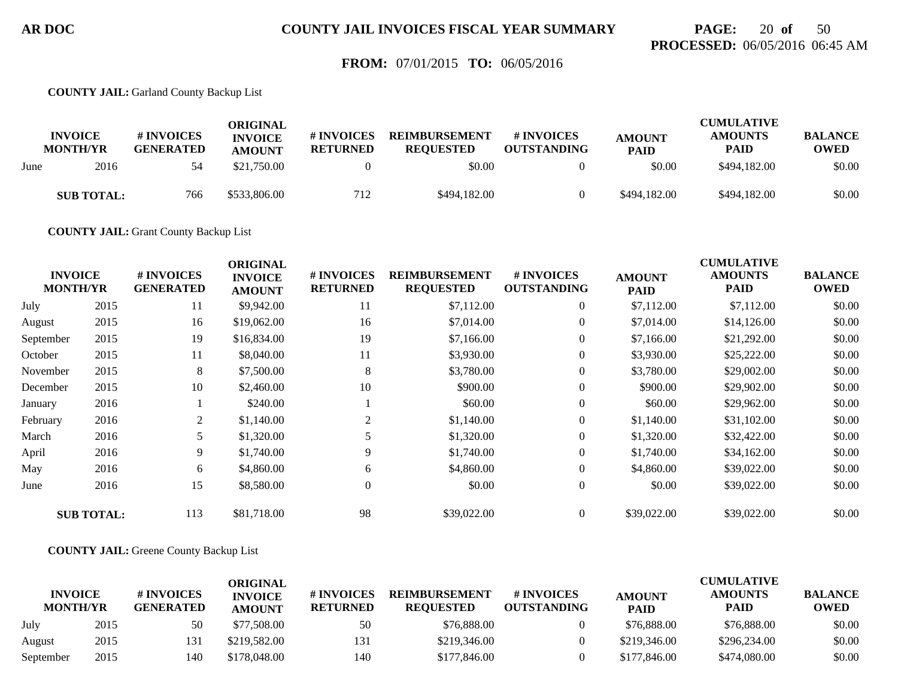**COUNTY JAIL:** Garland County Backup List

| INVOICE MONTH/YR | | # INVOICES GENERATED | ORIGINAL INVOICE AMOUNT | # INVOICES RETURNED | REIMBURSEMENT REQUESTED | # INVOICES OUTSTANDING | AMOUNT PAID | CUMULATIVE AMOUNTS PAID | BALANCE OWED |
|---|---|---|---|---|---|---|---|---|---|
| June | 2016 | 54 | $21,750.00 | 0 | $0.00 | 0 | $0.00 | $494,182.00 | $0.00 |
| **SUB TOTAL:** | | 766 | $533,806.00 | 712 | $494,182.00 | 0 | $494,182.00 | $494,182.00 | $0.00 |

**COUNTY JAIL:** Grant County Backup List

| INVOICE MONTH/YR | | # INVOICES GENERATED | ORIGINAL INVOICE AMOUNT | # INVOICES RETURNED | REIMBURSEMENT REQUESTED | # INVOICES OUTSTANDING | AMOUNT PAID | CUMULATIVE AMOUNTS PAID | BALANCE OWED |
|---|---|---|---|---|---|---|---|---|---|
| July | 2015 | 11 | $9,942.00 | 11 | $7,112.00 | 0 | $7,112.00 | $7,112.00 | $0.00 |
| August | 2015 | 16 | $19,062.00 | 16 | $7,014.00 | 0 | $7,014.00 | $14,126.00 | $0.00 |
| September | 2015 | 19 | $16,834.00 | 19 | $7,166.00 | 0 | $7,166.00 | $21,292.00 | $0.00 |
| October | 2015 | 11 | $8,040.00 | 11 | $3,930.00 | 0 | $3,930.00 | $25,222.00 | $0.00 |
| November | 2015 | 8 | $7,500.00 | 8 | $3,780.00 | 0 | $3,780.00 | $29,002.00 | $0.00 |
| December | 2015 | 10 | $2,460.00 | 10 | $900.00 | 0 | $900.00 | $29,902.00 | $0.00 |
| January | 2016 | 1 | $240.00 | 1 | $60.00 | 0 | $60.00 | $29,962.00 | $0.00 |
| February | 2016 | 2 | $1,140.00 | 2 | $1,140.00 | 0 | $1,140.00 | $31,102.00 | $0.00 |
| March | 2016 | 5 | $1,320.00 | 5 | $1,320.00 | 0 | $1,320.00 | $32,422.00 | $0.00 |
| April | 2016 | 9 | $1,740.00 | 9 | $1,740.00 | 0 | $1,740.00 | $34,162.00 | $0.00 |
| May | 2016 | 6 | $4,860.00 | 6 | $4,860.00 | 0 | $4,860.00 | $39,022.00 | $0.00 |
| June | 2016 | 15 | $8,580.00 | 0 | $0.00 | 0 | $0.00 | $39,022.00 | $0.00 |
| **SUB TOTAL:** | | 113 | $81,718.00 | 98 | $39,022.00 | 0 | $39,022.00 | $39,022.00 | $0.00 |

**COUNTY JAIL:** Greene County Backup List

| INVOICE MONTH/YR | | # INVOICES GENERATED | ORIGINAL INVOICE AMOUNT | # INVOICES RETURNED | REIMBURSEMENT REQUESTED | # INVOICES OUTSTANDING | AMOUNT PAID | CUMULATIVE AMOUNTS PAID | BALANCE OWED |
|---|---|---|---|---|---|---|---|---|---|
| July | 2015 | 50 | $77,508.00 | 50 | $76,888.00 | 0 | $76,888.00 | $76,888.00 | $0.00 |
| August | 2015 | 131 | $219,582.00 | 131 | $219,346.00 | 0 | $219,346.00 | $296,234.00 | $0.00 |
| September | 2015 | 140 | $178,048.00 | 140 | $177,846.00 | 0 | $177,846.00 | $474,080.00 | $0.00 |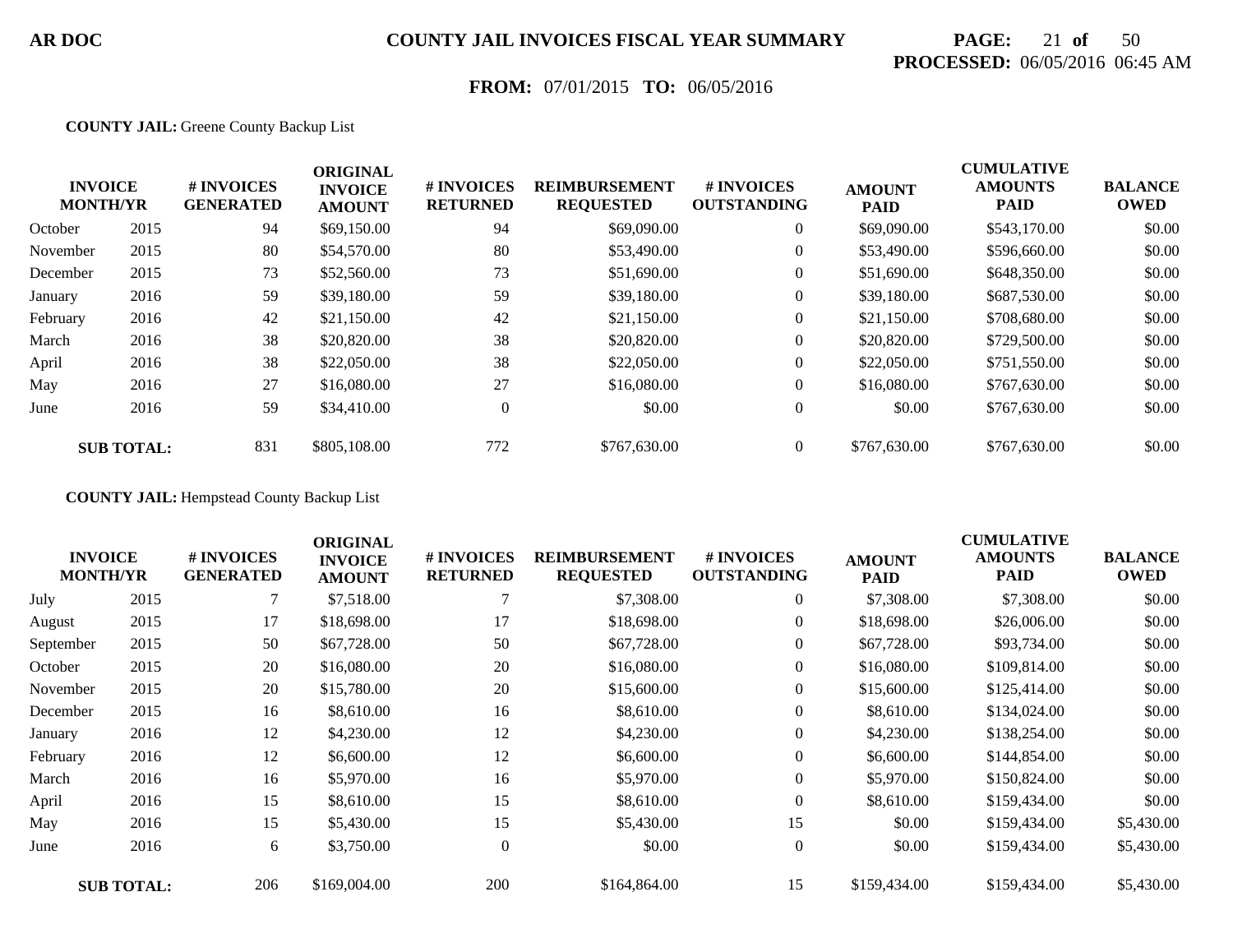**AR DOC** **COUNTY JAIL INVOICES FISCAL YEAR SUMMARY**

**PROCESSED:** 06/05/2016 06:45 AM

**FROM:** 07/01/2015 **TO:** 06/05/2016

**COUNTY JAIL:** Greene County Backup List

| INVOICE MONTH/YR | | # INVOICES GENERATED | ORIGINAL INVOICE AMOUNT | # INVOICES RETURNED | REIMBURSEMENT REQUESTED | # INVOICES OUTSTANDING | AMOUNT PAID | CUMULATIVE AMOUNTS PAID | BALANCE OWED |
|---|---|---|---|---|---|---|---|---|---|
| October | 2015 | 94 | $69,150.00 | 94 | $69,090.00 | 0 | $69,090.00 | $543,170.00 | $0.00 |
| November | 2015 | 80 | $54,570.00 | 80 | $53,490.00 | 0 | $53,490.00 | $596,660.00 | $0.00 |
| December | 2015 | 73 | $52,560.00 | 73 | $51,690.00 | 0 | $51,690.00 | $648,350.00 | $0.00 |
| January | 2016 | 59 | $39,180.00 | 59 | $39,180.00 | 0 | $39,180.00 | $687,530.00 | $0.00 |
| February | 2016 | 42 | $21,150.00 | 42 | $21,150.00 | 0 | $21,150.00 | $708,680.00 | $0.00 |
| March | 2016 | 38 | $20,820.00 | 38 | $20,820.00 | 0 | $20,820.00 | $729,500.00 | $0.00 |
| April | 2016 | 38 | $22,050.00 | 38 | $22,050.00 | 0 | $22,050.00 | $751,550.00 | $0.00 |
| May | 2016 | 27 | $16,080.00 | 27 | $16,080.00 | 0 | $16,080.00 | $767,630.00 | $0.00 |
| June | 2016 | 59 | $34,410.00 | 0 | $0.00 | 0 | $0.00 | $767,630.00 | $0.00 |
| **SUB TOTAL:** | | 831 | $805,108.00 | 772 | $767,630.00 | 0 | $767,630.00 | $767,630.00 | $0.00 |

**COUNTY JAIL:** Hempstead County Backup List

| INVOICE MONTH/YR | | # INVOICES GENERATED | ORIGINAL INVOICE AMOUNT | # INVOICES RETURNED | REIMBURSEMENT REQUESTED | # INVOICES OUTSTANDING | AMOUNT PAID | CUMULATIVE AMOUNTS PAID | BALANCE OWED |
|---|---|---|---|---|---|---|---|---|---|
| July | 2015 | 7 | $7,518.00 | 7 | $7,308.00 | 0 | $7,308.00 | $7,308.00 | $0.00 |
| August | 2015 | 17 | $18,698.00 | 17 | $18,698.00 | 0 | $18,698.00 | $26,006.00 | $0.00 |
| September | 2015 | 50 | $67,728.00 | 50 | $67,728.00 | 0 | $67,728.00 | $93,734.00 | $0.00 |
| October | 2015 | 20 | $16,080.00 | 20 | $16,080.00 | 0 | $16,080.00 | $109,814.00 | $0.00 |
| November | 2015 | 20 | $15,780.00 | 20 | $15,600.00 | 0 | $15,600.00 | $125,414.00 | $0.00 |
| December | 2015 | 16 | $8,610.00 | 16 | $8,610.00 | 0 | $8,610.00 | $134,024.00 | $0.00 |
| January | 2016 | 12 | $4,230.00 | 12 | $4,230.00 | 0 | $4,230.00 | $138,254.00 | $0.00 |
| February | 2016 | 12 | $6,600.00 | 12 | $6,600.00 | 0 | $6,600.00 | $144,854.00 | $0.00 |
| March | 2016 | 16 | $5,970.00 | 16 | $5,970.00 | 0 | $5,970.00 | $150,824.00 | $0.00 |
| April | 2016 | 15 | $8,610.00 | 15 | $8,610.00 | 0 | $8,610.00 | $159,434.00 | $0.00 |
| May | 2016 | 15 | $5,430.00 | 15 | $5,430.00 | 15 | $0.00 | $159,434.00 | $5,430.00 |
| June | 2016 | 6 | $3,750.00 | 0 | $0.00 | 0 | $0.00 | $159,434.00 | $5,430.00 |
| **SUB TOTAL:** | | 206 | $169,004.00 | 200 | $164,864.00 | 15 | $159,434.00 | $159,434.00 | $5,430.00 |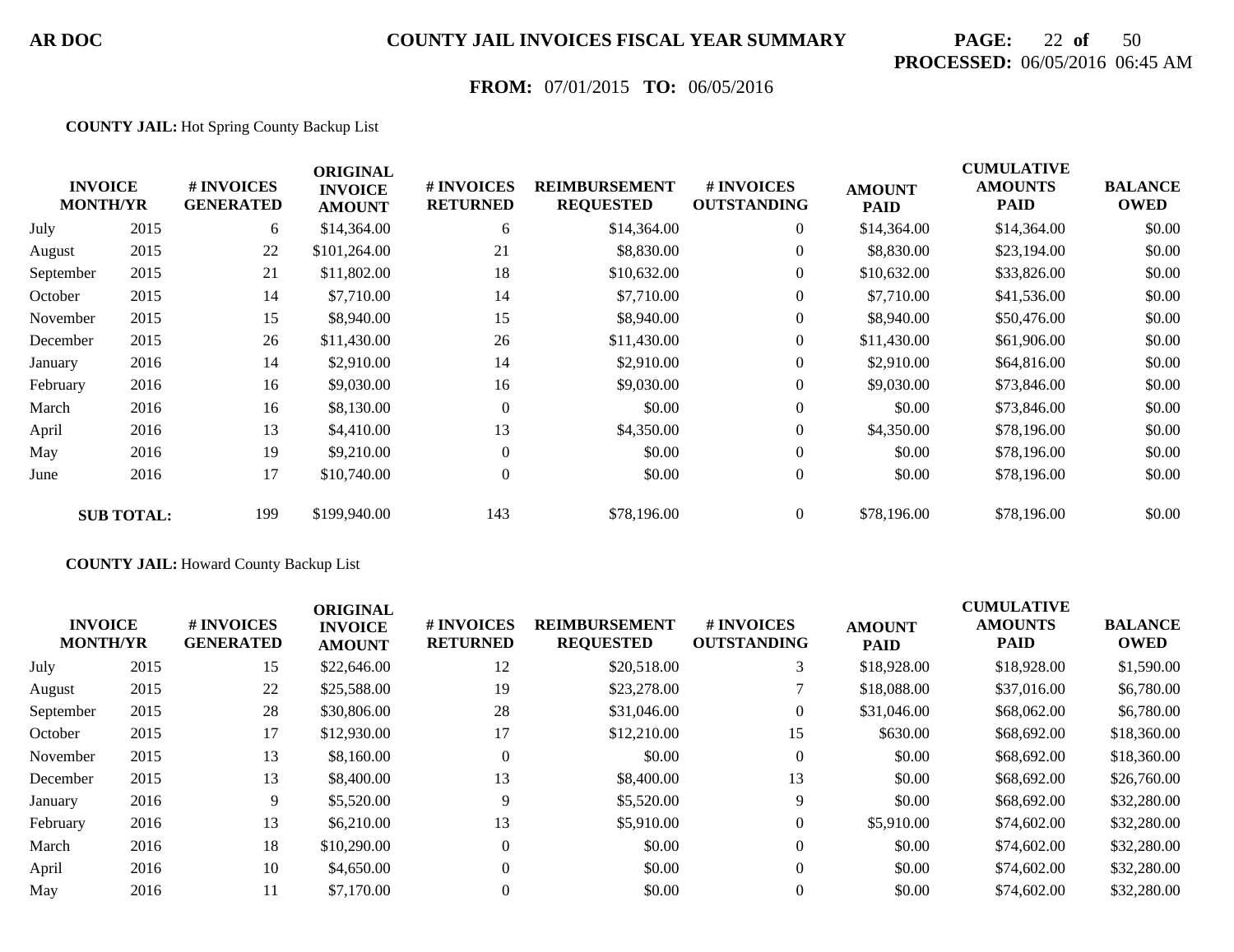**AR DOC** **COUNTY JAIL INVOICES FISCAL YEAR SUMMARY**

**PROCESSED:** 06/05/2016 06:45 AM

**FROM:** 07/01/2015 **TO:** 06/05/2016

**COUNTY JAIL:** Hot Spring County Backup List

| INVOICE MONTH/YR | | # INVOICES GENERATED | ORIGINAL INVOICE AMOUNT | # INVOICES RETURNED | REIMBURSEMENT REQUESTED | # INVOICES OUTSTANDING | AMOUNT PAID | CUMULATIVE AMOUNTS PAID | BALANCE OWED |
|---|---|---|---|---|---|---|---|---|---|
| July | 2015 | 6 | $14,364.00 | 6 | $14,364.00 | 0 | $14,364.00 | $14,364.00 | $0.00 |
| August | 2015 | 22 | $101,264.00 | 21 | $8,830.00 | 0 | $8,830.00 | $23,194.00 | $0.00 |
| September | 2015 | 21 | $11,802.00 | 18 | $10,632.00 | 0 | $10,632.00 | $33,826.00 | $0.00 |
| October | 2015 | 14 | $7,710.00 | 14 | $7,710.00 | 0 | $7,710.00 | $41,536.00 | $0.00 |
| November | 2015 | 15 | $8,940.00 | 15 | $8,940.00 | 0 | $8,940.00 | $50,476.00 | $0.00 |
| December | 2015 | 26 | $11,430.00 | 26 | $11,430.00 | 0 | $11,430.00 | $61,906.00 | $0.00 |
| January | 2016 | 14 | $2,910.00 | 14 | $2,910.00 | 0 | $2,910.00 | $64,816.00 | $0.00 |
| February | 2016 | 16 | $9,030.00 | 16 | $9,030.00 | 0 | $9,030.00 | $73,846.00 | $0.00 |
| March | 2016 | 16 | $8,130.00 | 0 | $0.00 | 0 | $0.00 | $73,846.00 | $0.00 |
| April | 2016 | 13 | $4,410.00 | 13 | $4,350.00 | 0 | $4,350.00 | $78,196.00 | $0.00 |
| May | 2016 | 19 | $9,210.00 | 0 | $0.00 | 0 | $0.00 | $78,196.00 | $0.00 |
| June | 2016 | 17 | $10,740.00 | 0 | $0.00 | 0 | $0.00 | $78,196.00 | $0.00 |
| **SUB TOTAL:** | | 199 | $199,940.00 | 143 | $78,196.00 | 0 | $78,196.00 | $78,196.00 | $0.00 |

**COUNTY JAIL:** Howard County Backup List

| INVOICE MONTH/YR | | # INVOICES GENERATED | ORIGINAL INVOICE AMOUNT | # INVOICES RETURNED | REIMBURSEMENT REQUESTED | # INVOICES OUTSTANDING | AMOUNT PAID | CUMULATIVE AMOUNTS PAID | BALANCE OWED |
|---|---|---|---|---|---|---|---|---|---|
| July | 2015 | 15 | $22,646.00 | 12 | $20,518.00 | 3 | $18,928.00 | $18,928.00 | $1,590.00 |
| August | 2015 | 22 | $25,588.00 | 19 | $23,278.00 | 7 | $18,088.00 | $37,016.00 | $6,780.00 |
| September | 2015 | 28 | $30,806.00 | 28 | $31,046.00 | 0 | $31,046.00 | $68,062.00 | $6,780.00 |
| October | 2015 | 17 | $12,930.00 | 17 | $12,210.00 | 15 | $630.00 | $68,692.00 | $18,360.00 |
| November | 2015 | 13 | $8,160.00 | 0 | $0.00 | 0 | $0.00 | $68,692.00 | $18,360.00 |
| December | 2015 | 13 | $8,400.00 | 13 | $8,400.00 | 13 | $0.00 | $68,692.00 | $26,760.00 |
| January | 2016 | 9 | $5,520.00 | 9 | $5,520.00 | 9 | $0.00 | $68,692.00 | $32,280.00 |
| February | 2016 | 13 | $6,210.00 | 13 | $5,910.00 | 0 | $5,910.00 | $74,602.00 | $32,280.00 |
| March | 2016 | 18 | $10,290.00 | 0 | $0.00 | 0 | $0.00 | $74,602.00 | $32,280.00 |
| April | 2016 | 10 | $4,650.00 | 0 | $0.00 | 0 | $0.00 | $74,602.00 | $32,280.00 |
| May | 2016 | 11 | $7,170.00 | 0 | $0.00 | 0 | $0.00 | $74,602.00 | $32,280.00 |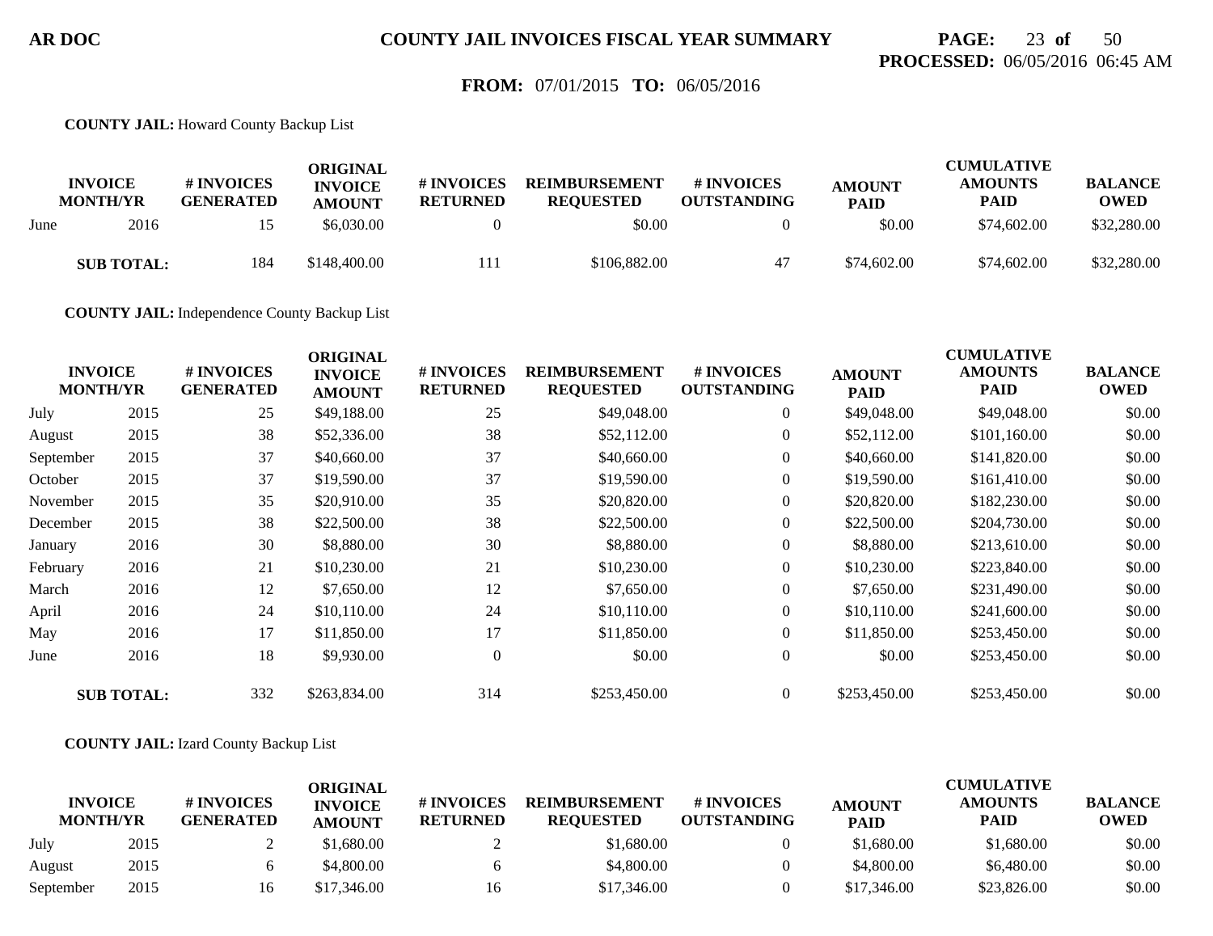**COUNTY JAIL:** Howard County Backup List

| INVOICE MONTH/YR | | # INVOICES GENERATED | ORIGINAL INVOICE AMOUNT | # INVOICES RETURNED | REIMBURSEMENT REQUESTED | # INVOICES OUTSTANDING | AMOUNT PAID | CUMULATIVE AMOUNTS PAID | BALANCE OWED |
|---|---|---|---|---|---|---|---|---|---|
| June | 2016 | 15 | $6,030.00 | 0 | $0.00 | 0 | $0.00 | $74,602.00 | $32,280.00 |
| **SUB TOTAL:** | | 184 | $148,400.00 | 111 | $106,882.00 | 47 | $74,602.00 | $74,602.00 | $32,280.00 |

**COUNTY JAIL:** Independence County Backup List

| INVOICE MONTH/YR | | # INVOICES GENERATED | ORIGINAL INVOICE AMOUNT | # INVOICES RETURNED | REIMBURSEMENT REQUESTED | # INVOICES OUTSTANDING | AMOUNT PAID | CUMULATIVE AMOUNTS PAID | BALANCE OWED |
|---|---|---|---|---|---|---|---|---|---|
| July | 2015 | 25 | $49,188.00 | 25 | $49,048.00 | 0 | $49,048.00 | $49,048.00 | $0.00 |
| August | 2015 | 38 | $52,336.00 | 38 | $52,112.00 | 0 | $52,112.00 | $101,160.00 | $0.00 |
| September | 2015 | 37 | $40,660.00 | 37 | $40,660.00 | 0 | $40,660.00 | $141,820.00 | $0.00 |
| October | 2015 | 37 | $19,590.00 | 37 | $19,590.00 | 0 | $19,590.00 | $161,410.00 | $0.00 |
| November | 2015 | 35 | $20,910.00 | 35 | $20,820.00 | 0 | $20,820.00 | $182,230.00 | $0.00 |
| December | 2015 | 38 | $22,500.00 | 38 | $22,500.00 | 0 | $22,500.00 | $204,730.00 | $0.00 |
| January | 2016 | 30 | $8,880.00 | 30 | $8,880.00 | 0 | $8,880.00 | $213,610.00 | $0.00 |
| February | 2016 | 21 | $10,230.00 | 21 | $10,230.00 | 0 | $10,230.00 | $223,840.00 | $0.00 |
| March | 2016 | 12 | $7,650.00 | 12 | $7,650.00 | 0 | $7,650.00 | $231,490.00 | $0.00 |
| April | 2016 | 24 | $10,110.00 | 24 | $10,110.00 | 0 | $10,110.00 | $241,600.00 | $0.00 |
| May | 2016 | 17 | $11,850.00 | 17 | $11,850.00 | 0 | $11,850.00 | $253,450.00 | $0.00 |
| June | 2016 | 18 | $9,930.00 | 0 | $0.00 | 0 | $0.00 | $253,450.00 | $0.00 |
| **SUB TOTAL:** | | 332 | $263,834.00 | 314 | $253,450.00 | 0 | $253,450.00 | $253,450.00 | $0.00 |

**COUNTY JAIL:** Izard County Backup List

| INVOICE MONTH/YR | | # INVOICES GENERATED | ORIGINAL INVOICE AMOUNT | # INVOICES RETURNED | REIMBURSEMENT REQUESTED | # INVOICES OUTSTANDING | AMOUNT PAID | CUMULATIVE AMOUNTS PAID | BALANCE OWED |
|---|---|---|---|---|---|---|---|---|---|
| July | 2015 | 2 | $1,680.00 | 2 | $1,680.00 | 0 | $1,680.00 | $1,680.00 | $0.00 |
| August | 2015 | 6 | $4,800.00 | 6 | $4,800.00 | 0 | $4,800.00 | $6,480.00 | $0.00 |
| September | 2015 | 16 | $17,346.00 | 16 | $17,346.00 | 0 | $17,346.00 | $23,826.00 | $0.00 |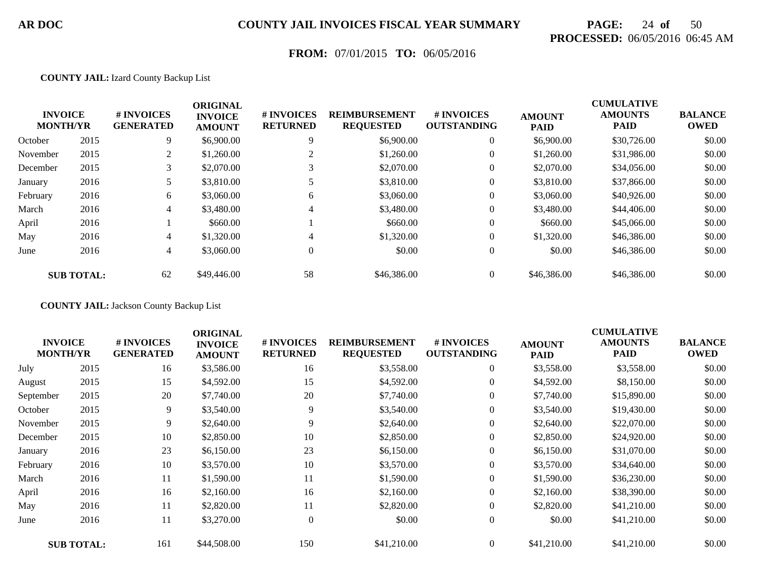**COUNTY JAIL:** Izard County Backup List

| INVOICE MONTH/YR | | # INVOICES GENERATED | ORIGINAL INVOICE AMOUNT | # INVOICES RETURNED | REIMBURSEMENT REQUESTED | # INVOICES OUTSTANDING | AMOUNT PAID | CUMULATIVE AMOUNTS PAID | BALANCE OWED |
|---|---|---|---|---|---|---|---|---|---|
| October | 2015 | 9 | $6,900.00 | 9 | $6,900.00 | 0 | $6,900.00 | $30,726.00 | $0.00 |
| November | 2015 | 2 | $1,260.00 | 2 | $1,260.00 | 0 | $1,260.00 | $31,986.00 | $0.00 |
| December | 2015 | 3 | $2,070.00 | 3 | $2,070.00 | 0 | $2,070.00 | $34,056.00 | $0.00 |
| January | 2016 | 5 | $3,810.00 | 5 | $3,810.00 | 0 | $3,810.00 | $37,866.00 | $0.00 |
| February | 2016 | 6 | $3,060.00 | 6 | $3,060.00 | 0 | $3,060.00 | $40,926.00 | $0.00 |
| March | 2016 | 4 | $3,480.00 | 4 | $3,480.00 | 0 | $3,480.00 | $44,406.00 | $0.00 |
| April | 2016 | 1 | $660.00 | 1 | $660.00 | 0 | $660.00 | $45,066.00 | $0.00 |
| May | 2016 | 4 | $1,320.00 | 4 | $1,320.00 | 0 | $1,320.00 | $46,386.00 | $0.00 |
| June | 2016 | 4 | $3,060.00 | 0 | $0.00 | 0 | $0.00 | $46,386.00 | $0.00 |
| **SUB TOTAL:** | | 62 | $49,446.00 | 58 | $46,386.00 | 0 | $46,386.00 | $46,386.00 | $0.00 |

**COUNTY JAIL:** Jackson County Backup List

| INVOICE MONTH/YR | | # INVOICES GENERATED | ORIGINAL INVOICE AMOUNT | # INVOICES RETURNED | REIMBURSEMENT REQUESTED | # INVOICES OUTSTANDING | AMOUNT PAID | CUMULATIVE AMOUNTS PAID | BALANCE OWED |
|---|---|---|---|---|---|---|---|---|---|
| July | 2015 | 16 | $3,586.00 | 16 | $3,558.00 | 0 | $3,558.00 | $3,558.00 | $0.00 |
| August | 2015 | 15 | $4,592.00 | 15 | $4,592.00 | 0 | $4,592.00 | $8,150.00 | $0.00 |
| September | 2015 | 20 | $7,740.00 | 20 | $7,740.00 | 0 | $7,740.00 | $15,890.00 | $0.00 |
| October | 2015 | 9 | $3,540.00 | 9 | $3,540.00 | 0 | $3,540.00 | $19,430.00 | $0.00 |
| November | 2015 | 9 | $2,640.00 | 9 | $2,640.00 | 0 | $2,640.00 | $22,070.00 | $0.00 |
| December | 2015 | 10 | $2,850.00 | 10 | $2,850.00 | 0 | $2,850.00 | $24,920.00 | $0.00 |
| January | 2016 | 23 | $6,150.00 | 23 | $6,150.00 | 0 | $6,150.00 | $31,070.00 | $0.00 |
| February | 2016 | 10 | $3,570.00 | 10 | $3,570.00 | 0 | $3,570.00 | $34,640.00 | $0.00 |
| March | 2016 | 11 | $1,590.00 | 11 | $1,590.00 | 0 | $1,590.00 | $36,230.00 | $0.00 |
| April | 2016 | 16 | $2,160.00 | 16 | $2,160.00 | 0 | $2,160.00 | $38,390.00 | $0.00 |
| May | 2016 | 11 | $2,820.00 | 11 | $2,820.00 | 0 | $2,820.00 | $41,210.00 | $0.00 |
| June | 2016 | 11 | $3,270.00 | 0 | $0.00 | 0 | $0.00 | $41,210.00 | $0.00 |
| **SUB TOTAL:** | | 161 | $44,508.00 | 150 | $41,210.00 | 0 | $41,210.00 | $41,210.00 | $0.00 |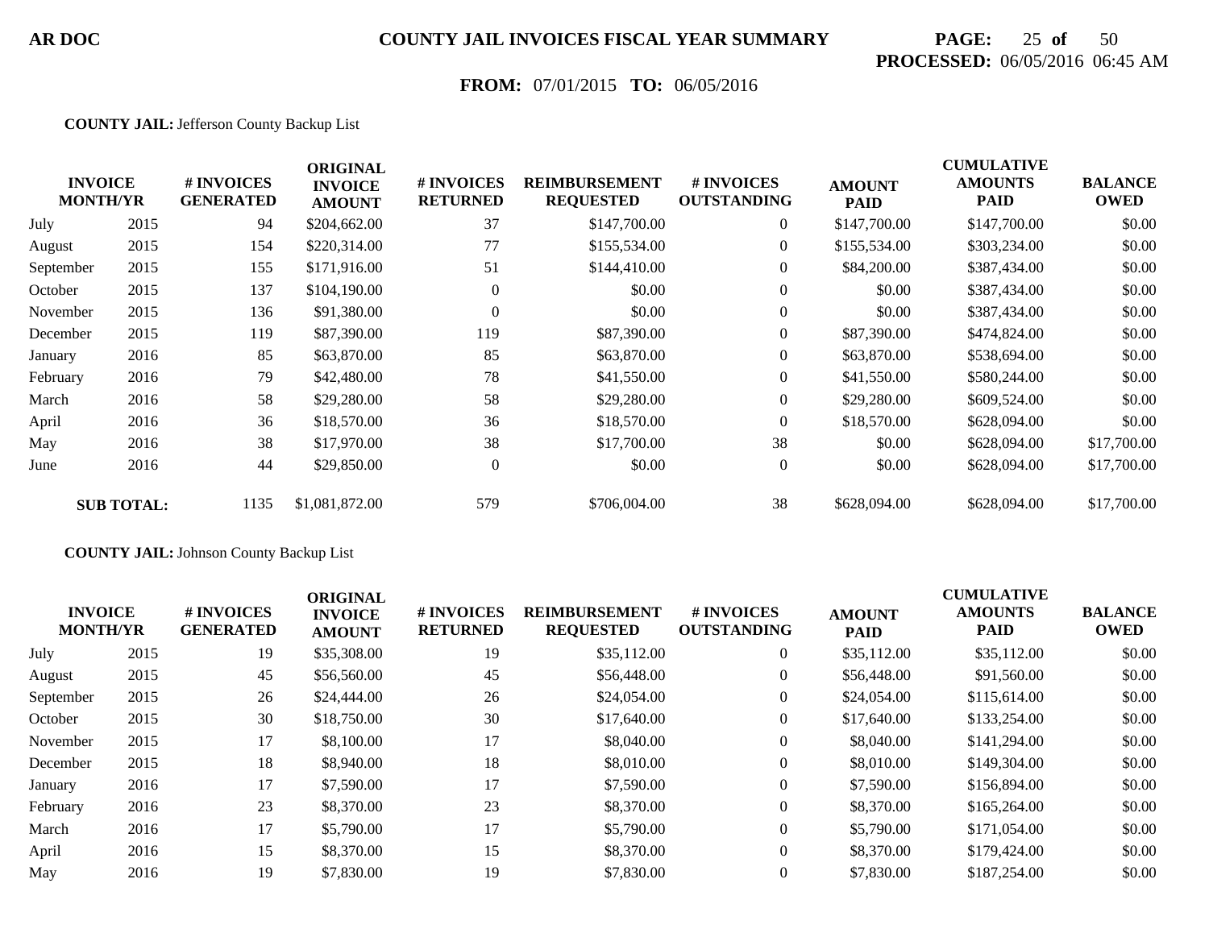**AR DOC** **COUNTY JAIL INVOICES FISCAL YEAR SUMMARY**

**PROCESSED:** 06/05/2016 06:45 AM

**FROM:** 07/01/2015 **TO:** 06/05/2016

**COUNTY JAIL:** Jefferson County Backup List

| INVOICE MONTH/YR | | # INVOICES GENERATED | ORIGINAL INVOICE AMOUNT | # INVOICES RETURNED | REIMBURSEMENT REQUESTED | # INVOICES OUTSTANDING | AMOUNT PAID | CUMULATIVE AMOUNTS PAID | BALANCE OWED |
|---|---|---|---|---|---|---|---|---|---|
| July | 2015 | 94 | $204,662.00 | 37 | $147,700.00 | 0 | $147,700.00 | $147,700.00 | $0.00 |
| August | 2015 | 154 | $220,314.00 | 77 | $155,534.00 | 0 | $155,534.00 | $303,234.00 | $0.00 |
| September | 2015 | 155 | $171,916.00 | 51 | $144,410.00 | 0 | $84,200.00 | $387,434.00 | $0.00 |
| October | 2015 | 137 | $104,190.00 | 0 | $0.00 | 0 | $0.00 | $387,434.00 | $0.00 |
| November | 2015 | 136 | $91,380.00 | 0 | $0.00 | 0 | $0.00 | $387,434.00 | $0.00 |
| December | 2015 | 119 | $87,390.00 | 119 | $87,390.00 | 0 | $87,390.00 | $474,824.00 | $0.00 |
| January | 2016 | 85 | $63,870.00 | 85 | $63,870.00 | 0 | $63,870.00 | $538,694.00 | $0.00 |
| February | 2016 | 79 | $42,480.00 | 78 | $41,550.00 | 0 | $41,550.00 | $580,244.00 | $0.00 |
| March | 2016 | 58 | $29,280.00 | 58 | $29,280.00 | 0 | $29,280.00 | $609,524.00 | $0.00 |
| April | 2016 | 36 | $18,570.00 | 36 | $18,570.00 | 0 | $18,570.00 | $628,094.00 | $0.00 |
| May | 2016 | 38 | $17,970.00 | 38 | $17,700.00 | 38 | $0.00 | $628,094.00 | $17,700.00 |
| June | 2016 | 44 | $29,850.00 | 0 | $0.00 | 0 | $0.00 | $628,094.00 | $17,700.00 |
| **SUB TOTAL:** | | 1135 | $1,081,872.00 | 579 | $706,004.00 | 38 | $628,094.00 | $628,094.00 | $17,700.00 |

**COUNTY JAIL:** Johnson County Backup List

| INVOICE MONTH/YR | | # INVOICES GENERATED | ORIGINAL INVOICE AMOUNT | # INVOICES RETURNED | REIMBURSEMENT REQUESTED | # INVOICES OUTSTANDING | AMOUNT PAID | CUMULATIVE AMOUNTS PAID | BALANCE OWED |
|---|---|---|---|---|---|---|---|---|---|
| July | 2015 | 19 | $35,308.00 | 19 | $35,112.00 | 0 | $35,112.00 | $35,112.00 | $0.00 |
| August | 2015 | 45 | $56,560.00 | 45 | $56,448.00 | 0 | $56,448.00 | $91,560.00 | $0.00 |
| September | 2015 | 26 | $24,444.00 | 26 | $24,054.00 | 0 | $24,054.00 | $115,614.00 | $0.00 |
| October | 2015 | 30 | $18,750.00 | 30 | $17,640.00 | 0 | $17,640.00 | $133,254.00 | $0.00 |
| November | 2015 | 17 | $8,100.00 | 17 | $8,040.00 | 0 | $8,040.00 | $141,294.00 | $0.00 |
| December | 2015 | 18 | $8,940.00 | 18 | $8,010.00 | 0 | $8,010.00 | $149,304.00 | $0.00 |
| January | 2016 | 17 | $7,590.00 | 17 | $7,590.00 | 0 | $7,590.00 | $156,894.00 | $0.00 |
| February | 2016 | 23 | $8,370.00 | 23 | $8,370.00 | 0 | $8,370.00 | $165,264.00 | $0.00 |
| March | 2016 | 17 | $5,790.00 | 17 | $5,790.00 | 0 | $5,790.00 | $171,054.00 | $0.00 |
| April | 2016 | 15 | $8,370.00 | 15 | $8,370.00 | 0 | $8,370.00 | $179,424.00 | $0.00 |
| May | 2016 | 19 | $7,830.00 | 19 | $7,830.00 | 0 | $7,830.00 | $187,254.00 | $0.00 |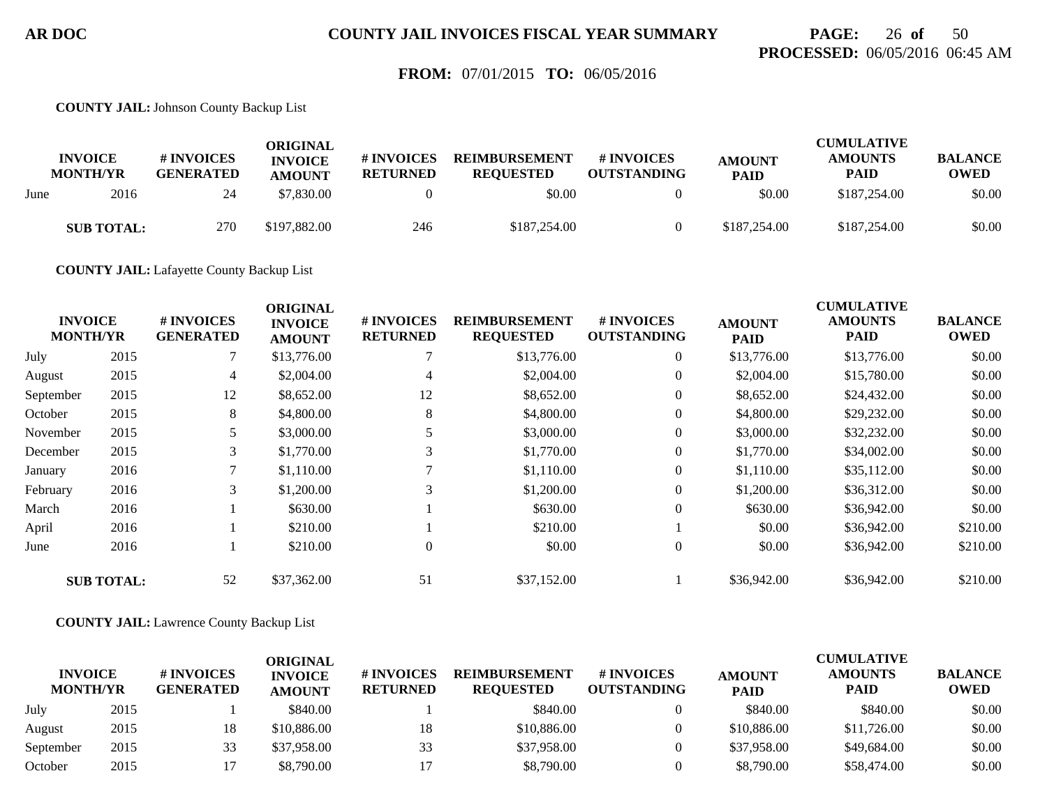**FROM:** 07/01/2015 **TO:** 06/05/2016

**COUNTY JAIL:** Johnson County Backup List

| INVOICE MONTH/YR | | # INVOICES GENERATED | ORIGINAL INVOICE AMOUNT | # INVOICES RETURNED | REIMBURSEMENT REQUESTED | # INVOICES OUTSTANDING | AMOUNT PAID | CUMULATIVE AMOUNTS PAID | BALANCE OWED |
|---|---|---|---|---|---|---|---|---|---|
| June | 2016 | 24 | $7,830.00 | 0 | $0.00 | 0 | $0.00 | $187,254.00 | $0.00 |
| **SUB TOTAL:** | | 270 | $197,882.00 | 246 | $187,254.00 | 0 | $187,254.00 | $187,254.00 | $0.00 |

**COUNTY JAIL:** Lafayette County Backup List

| INVOICE MONTH/YR | | # INVOICES GENERATED | ORIGINAL INVOICE AMOUNT | # INVOICES RETURNED | REIMBURSEMENT REQUESTED | # INVOICES OUTSTANDING | AMOUNT PAID | CUMULATIVE AMOUNTS PAID | BALANCE OWED |
|---|---|---|---|---|---|---|---|---|---|
| July | 2015 | 7 | $13,776.00 | 7 | $13,776.00 | 0 | $13,776.00 | $13,776.00 | $0.00 |
| August | 2015 | 4 | $2,004.00 | 4 | $2,004.00 | 0 | $2,004.00 | $15,780.00 | $0.00 |
| September | 2015 | 12 | $8,652.00 | 12 | $8,652.00 | 0 | $8,652.00 | $24,432.00 | $0.00 |
| October | 2015 | 8 | $4,800.00 | 8 | $4,800.00 | 0 | $4,800.00 | $29,232.00 | $0.00 |
| November | 2015 | 5 | $3,000.00 | 5 | $3,000.00 | 0 | $3,000.00 | $32,232.00 | $0.00 |
| December | 2015 | 3 | $1,770.00 | 3 | $1,770.00 | 0 | $1,770.00 | $34,002.00 | $0.00 |
| January | 2016 | 7 | $1,110.00 | 7 | $1,110.00 | 0 | $1,110.00 | $35,112.00 | $0.00 |
| February | 2016 | 3 | $1,200.00 | 3 | $1,200.00 | 0 | $1,200.00 | $36,312.00 | $0.00 |
| March | 2016 | 1 | $630.00 | 1 | $630.00 | 0 | $630.00 | $36,942.00 | $0.00 |
| April | 2016 | 1 | $210.00 | 1 | $210.00 | 1 | $0.00 | $36,942.00 | $210.00 |
| June | 2016 | 1 | $210.00 | 0 | $0.00 | 0 | $0.00 | $36,942.00 | $210.00 |
| **SUB TOTAL:** | | 52 | $37,362.00 | 51 | $37,152.00 | 1 | $36,942.00 | $36,942.00 | $210.00 |

**COUNTY JAIL:** Lawrence County Backup List

| INVOICE MONTH/YR | | # INVOICES GENERATED | ORIGINAL INVOICE AMOUNT | # INVOICES RETURNED | REIMBURSEMENT REQUESTED | # INVOICES OUTSTANDING | AMOUNT PAID | CUMULATIVE AMOUNTS PAID | BALANCE OWED |
|---|---|---|---|---|---|---|---|---|---|
| July | 2015 | 1 | $840.00 | 1 | $840.00 | 0 | $840.00 | $840.00 | $0.00 |
| August | 2015 | 18 | $10,886.00 | 18 | $10,886.00 | 0 | $10,886.00 | $11,726.00 | $0.00 |
| September | 2015 | 33 | $37,958.00 | 33 | $37,958.00 | 0 | $37,958.00 | $49,684.00 | $0.00 |
| October | 2015 | 17 | $8,790.00 | 17 | $8,790.00 | 0 | $8,790.00 | $58,474.00 | $0.00 |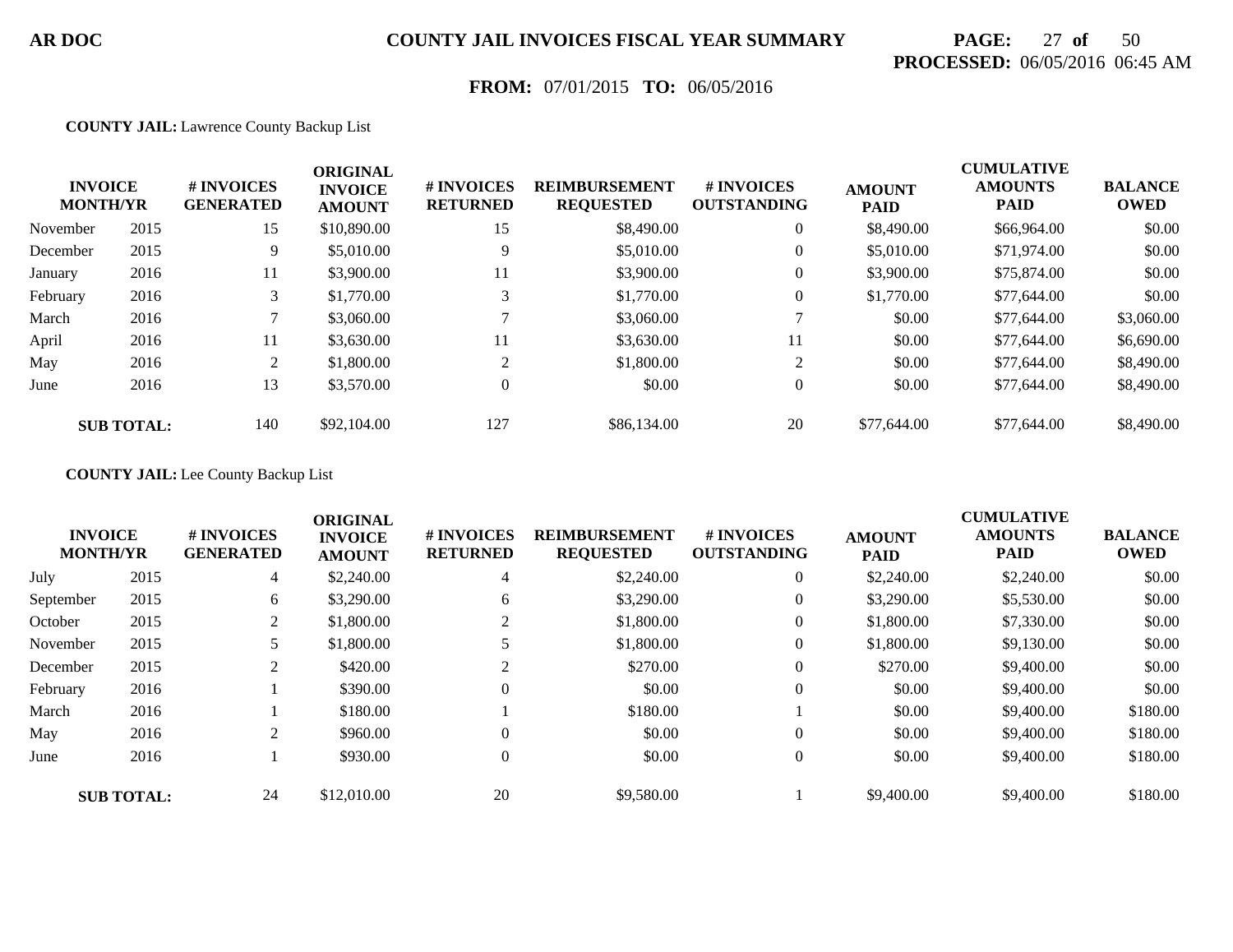**AR DOC** **COUNTY JAIL INVOICES FISCAL YEAR SUMMARY**

**PROCESSED:** 06/05/2016 06:45 AM

**FROM:** 07/01/2015 **TO:** 06/05/2016

**COUNTY JAIL:** Lawrence County Backup List

| INVOICE MONTH/YR | | # INVOICES GENERATED | ORIGINAL INVOICE AMOUNT | # INVOICES RETURNED | REIMBURSEMENT REQUESTED | # INVOICES OUTSTANDING | AMOUNT PAID | CUMULATIVE AMOUNTS PAID | BALANCE OWED |
|---|---|---|---|---|---|---|---|---|---|
| November | 2015 | 15 | $10,890.00 | 15 | $8,490.00 | 0 | $8,490.00 | $66,964.00 | $0.00 |
| December | 2015 | 9 | $5,010.00 | 9 | $5,010.00 | 0 | $5,010.00 | $71,974.00 | $0.00 |
| January | 2016 | 11 | $3,900.00 | 11 | $3,900.00 | 0 | $3,900.00 | $75,874.00 | $0.00 |
| February | 2016 | 3 | $1,770.00 | 3 | $1,770.00 | 0 | $1,770.00 | $77,644.00 | $0.00 |
| March | 2016 | 7 | $3,060.00 | 7 | $3,060.00 | 7 | $0.00 | $77,644.00 | $3,060.00 |
| April | 2016 | 11 | $3,630.00 | 11 | $3,630.00 | 11 | $0.00 | $77,644.00 | $6,690.00 |
| May | 2016 | 2 | $1,800.00 | 2 | $1,800.00 | 2 | $0.00 | $77,644.00 | $8,490.00 |
| June | 2016 | 13 | $3,570.00 | 0 | $0.00 | 0 | $0.00 | $77,644.00 | $8,490.00 |
| **SUB TOTAL:** | | 140 | $92,104.00 | 127 | $86,134.00 | 20 | $77,644.00 | $77,644.00 | $8,490.00 |

**COUNTY JAIL:** Lee County Backup List

| INVOICE MONTH/YR | | # INVOICES GENERATED | ORIGINAL INVOICE AMOUNT | # INVOICES RETURNED | REIMBURSEMENT REQUESTED | # INVOICES OUTSTANDING | AMOUNT PAID | CUMULATIVE AMOUNTS PAID | BALANCE OWED |
|---|---|---|---|---|---|---|---|---|---|
| July | 2015 | 4 | $2,240.00 | 4 | $2,240.00 | 0 | $2,240.00 | $2,240.00 | $0.00 |
| September | 2015 | 6 | $3,290.00 | 6 | $3,290.00 | 0 | $3,290.00 | $5,530.00 | $0.00 |
| October | 2015 | 2 | $1,800.00 | 2 | $1,800.00 | 0 | $1,800.00 | $7,330.00 | $0.00 |
| November | 2015 | 5 | $1,800.00 | 5 | $1,800.00 | 0 | $1,800.00 | $9,130.00 | $0.00 |
| December | 2015 | 2 | $420.00 | 2 | $270.00 | 0 | $270.00 | $9,400.00 | $0.00 |
| February | 2016 | 1 | $390.00 | 0 | $0.00 | 0 | $0.00 | $9,400.00 | $0.00 |
| March | 2016 | 1 | $180.00 | 1 | $180.00 | 1 | $0.00 | $9,400.00 | $180.00 |
| May | 2016 | 2 | $960.00 | 0 | $0.00 | 0 | $0.00 | $9,400.00 | $180.00 |
| June | 2016 | 1 | $930.00 | 0 | $0.00 | 0 | $0.00 | $9,400.00 | $180.00 |
| **SUB TOTAL:** | | 24 | $12,010.00 | 20 | $9,580.00 | 1 | $9,400.00 | $9,400.00 | $180.00 |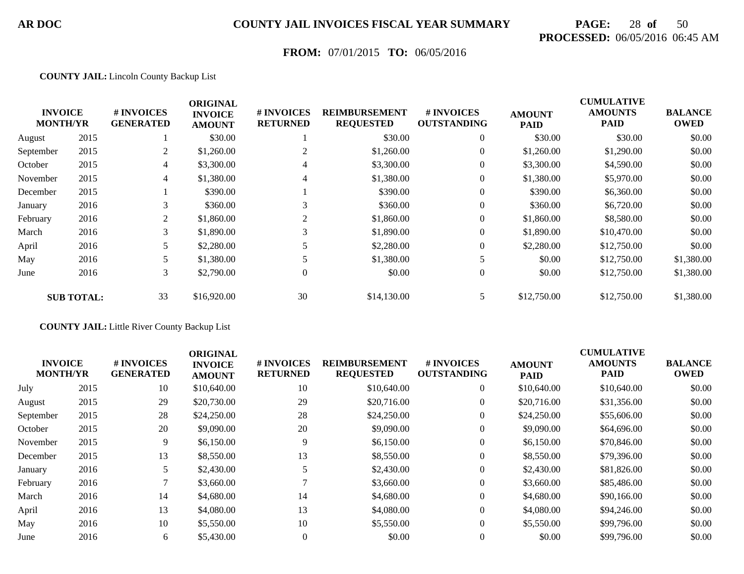**AR DOC** — **COUNTY JAIL INVOICES FISCAL YEAR SUMMARY**

**PROCESSED:** 06/05/2016 06:45 AM

**FROM:** 07/01/2015 **TO:** 06/05/2016

**COUNTY JAIL:** Lincoln County Backup List

| INVOICE MONTH/YR | | # INVOICES GENERATED | ORIGINAL INVOICE AMOUNT | # INVOICES RETURNED | REIMBURSEMENT REQUESTED | # INVOICES OUTSTANDING | AMOUNT PAID | CUMULATIVE AMOUNTS PAID | BALANCE OWED |
|---|---|---|---|---|---|---|---|---|---|
| August | 2015 | 1 | $30.00 | 1 | $30.00 | 0 | $30.00 | $30.00 | $0.00 |
| September | 2015 | 2 | $1,260.00 | 2 | $1,260.00 | 0 | $1,260.00 | $1,290.00 | $0.00 |
| October | 2015 | 4 | $3,300.00 | 4 | $3,300.00 | 0 | $3,300.00 | $4,590.00 | $0.00 |
| November | 2015 | 4 | $1,380.00 | 4 | $1,380.00 | 0 | $1,380.00 | $5,970.00 | $0.00 |
| December | 2015 | 1 | $390.00 | 1 | $390.00 | 0 | $390.00 | $6,360.00 | $0.00 |
| January | 2016 | 3 | $360.00 | 3 | $360.00 | 0 | $360.00 | $6,720.00 | $0.00 |
| February | 2016 | 2 | $1,860.00 | 2 | $1,860.00 | 0 | $1,860.00 | $8,580.00 | $0.00 |
| March | 2016 | 3 | $1,890.00 | 3 | $1,890.00 | 0 | $1,890.00 | $10,470.00 | $0.00 |
| April | 2016 | 5 | $2,280.00 | 5 | $2,280.00 | 0 | $2,280.00 | $12,750.00 | $0.00 |
| May | 2016 | 5 | $1,380.00 | 5 | $1,380.00 | 5 | $0.00 | $12,750.00 | $1,380.00 |
| June | 2016 | 3 | $2,790.00 | 0 | $0.00 | 0 | $0.00 | $12,750.00 | $1,380.00 |
| **SUB TOTAL:** | | 33 | $16,920.00 | 30 | $14,130.00 | 5 | $12,750.00 | $12,750.00 | $1,380.00 |

**COUNTY JAIL:** Little River County Backup List

| INVOICE MONTH/YR | | # INVOICES GENERATED | ORIGINAL INVOICE AMOUNT | # INVOICES RETURNED | REIMBURSEMENT REQUESTED | # INVOICES OUTSTANDING | AMOUNT PAID | CUMULATIVE AMOUNTS PAID | BALANCE OWED |
|---|---|---|---|---|---|---|---|---|---|
| July | 2015 | 10 | $10,640.00 | 10 | $10,640.00 | 0 | $10,640.00 | $10,640.00 | $0.00 |
| August | 2015 | 29 | $20,730.00 | 29 | $20,716.00 | 0 | $20,716.00 | $31,356.00 | $0.00 |
| September | 2015 | 28 | $24,250.00 | 28 | $24,250.00 | 0 | $24,250.00 | $55,606.00 | $0.00 |
| October | 2015 | 20 | $9,090.00 | 20 | $9,090.00 | 0 | $9,090.00 | $64,696.00 | $0.00 |
| November | 2015 | 9 | $6,150.00 | 9 | $6,150.00 | 0 | $6,150.00 | $70,846.00 | $0.00 |
| December | 2015 | 13 | $8,550.00 | 13 | $8,550.00 | 0 | $8,550.00 | $79,396.00 | $0.00 |
| January | 2016 | 5 | $2,430.00 | 5 | $2,430.00 | 0 | $2,430.00 | $81,826.00 | $0.00 |
| February | 2016 | 7 | $3,660.00 | 7 | $3,660.00 | 0 | $3,660.00 | $85,486.00 | $0.00 |
| March | 2016 | 14 | $4,680.00 | 14 | $4,680.00 | 0 | $4,680.00 | $90,166.00 | $0.00 |
| April | 2016 | 13 | $4,080.00 | 13 | $4,080.00 | 0 | $4,080.00 | $94,246.00 | $0.00 |
| May | 2016 | 10 | $5,550.00 | 10 | $5,550.00 | 0 | $5,550.00 | $99,796.00 | $0.00 |
| June | 2016 | 6 | $5,430.00 | 0 | $0.00 | 0 | $0.00 | $99,796.00 | $0.00 |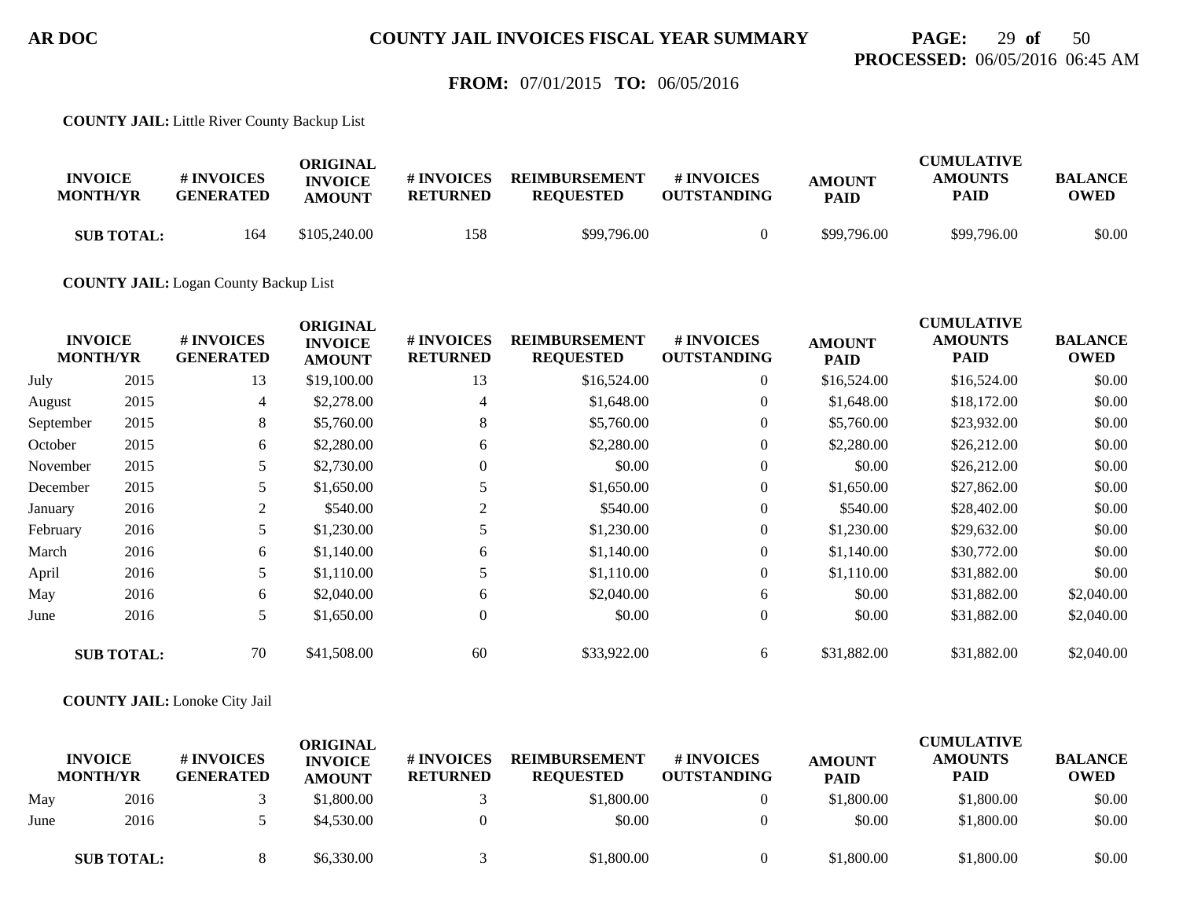**COUNTY JAIL:** Little River County Backup List

| INVOICE MONTH/YR | | # INVOICES GENERATED | ORIGINAL INVOICE AMOUNT | # INVOICES RETURNED | REIMBURSEMENT REQUESTED | # INVOICES OUTSTANDING | AMOUNT PAID | CUMULATIVE AMOUNTS PAID | BALANCE OWED |
|---|---|---|---|---|---|---|---|---|---|
| **SUB TOTAL:** | | 164 | $105,240.00 | 158 | $99,796.00 | 0 | $99,796.00 | $99,796.00 | $0.00 |

**COUNTY JAIL:** Logan County Backup List

| INVOICE MONTH/YR | | # INVOICES GENERATED | ORIGINAL INVOICE AMOUNT | # INVOICES RETURNED | REIMBURSEMENT REQUESTED | # INVOICES OUTSTANDING | AMOUNT PAID | CUMULATIVE AMOUNTS PAID | BALANCE OWED |
|---|---|---|---|---|---|---|---|---|---|
| July | 2015 | 13 | $19,100.00 | 13 | $16,524.00 | 0 | $16,524.00 | $16,524.00 | $0.00 |
| August | 2015 | 4 | $2,278.00 | 4 | $1,648.00 | 0 | $1,648.00 | $18,172.00 | $0.00 |
| September | 2015 | 8 | $5,760.00 | 8 | $5,760.00 | 0 | $5,760.00 | $23,932.00 | $0.00 |
| October | 2015 | 6 | $2,280.00 | 6 | $2,280.00 | 0 | $2,280.00 | $26,212.00 | $0.00 |
| November | 2015 | 5 | $2,730.00 | 0 | $0.00 | 0 | $0.00 | $26,212.00 | $0.00 |
| December | 2015 | 5 | $1,650.00 | 5 | $1,650.00 | 0 | $1,650.00 | $27,862.00 | $0.00 |
| January | 2016 | 2 | $540.00 | 2 | $540.00 | 0 | $540.00 | $28,402.00 | $0.00 |
| February | 2016 | 5 | $1,230.00 | 5 | $1,230.00 | 0 | $1,230.00 | $29,632.00 | $0.00 |
| March | 2016 | 6 | $1,140.00 | 6 | $1,140.00 | 0 | $1,140.00 | $30,772.00 | $0.00 |
| April | 2016 | 5 | $1,110.00 | 5 | $1,110.00 | 0 | $1,110.00 | $31,882.00 | $0.00 |
| May | 2016 | 6 | $2,040.00 | 6 | $2,040.00 | 6 | $0.00 | $31,882.00 | $2,040.00 |
| June | 2016 | 5 | $1,650.00 | 0 | $0.00 | 0 | $0.00 | $31,882.00 | $2,040.00 |
| **SUB TOTAL:** | | 70 | $41,508.00 | 60 | $33,922.00 | 6 | $31,882.00 | $31,882.00 | $2,040.00 |

**COUNTY JAIL:** Lonoke City Jail

| INVOICE MONTH/YR | | # INVOICES GENERATED | ORIGINAL INVOICE AMOUNT | # INVOICES RETURNED | REIMBURSEMENT REQUESTED | # INVOICES OUTSTANDING | AMOUNT PAID | CUMULATIVE AMOUNTS PAID | BALANCE OWED |
|---|---|---|---|---|---|---|---|---|---|
| May | 2016 | 3 | $1,800.00 | 3 | $1,800.00 | 0 | $1,800.00 | $1,800.00 | $0.00 |
| June | 2016 | 5 | $4,530.00 | 0 | $0.00 | 0 | $0.00 | $1,800.00 | $0.00 |
| **SUB TOTAL:** | | 8 | $6,330.00 | 3 | $1,800.00 | 0 | $1,800.00 | $1,800.00 | $0.00 |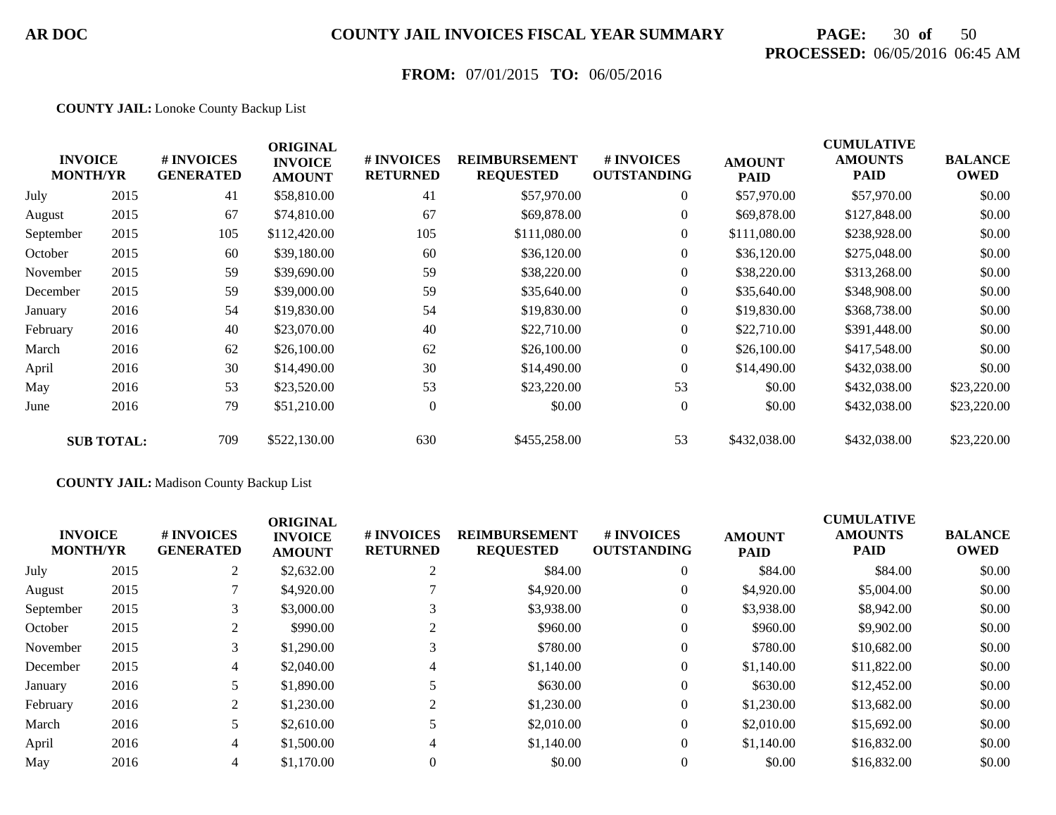**AR DOC** **COUNTY JAIL INVOICES FISCAL YEAR SUMMARY**

**PROCESSED:** 06/05/2016 06:45 AM

**FROM:** 07/01/2015 **TO:** 06/05/2016

**COUNTY JAIL:** Lonoke County Backup List

| INVOICE MONTH/YR | | # INVOICES GENERATED | ORIGINAL INVOICE AMOUNT | # INVOICES RETURNED | REIMBURSEMENT REQUESTED | # INVOICES OUTSTANDING | AMOUNT PAID | CUMULATIVE AMOUNTS PAID | BALANCE OWED |
|---|---|---|---|---|---|---|---|---|---|
| July | 2015 | 41 | $58,810.00 | 41 | $57,970.00 | 0 | $57,970.00 | $57,970.00 | $0.00 |
| August | 2015 | 67 | $74,810.00 | 67 | $69,878.00 | 0 | $69,878.00 | $127,848.00 | $0.00 |
| September | 2015 | 105 | $112,420.00 | 105 | $111,080.00 | 0 | $111,080.00 | $238,928.00 | $0.00 |
| October | 2015 | 60 | $39,180.00 | 60 | $36,120.00 | 0 | $36,120.00 | $275,048.00 | $0.00 |
| November | 2015 | 59 | $39,690.00 | 59 | $38,220.00 | 0 | $38,220.00 | $313,268.00 | $0.00 |
| December | 2015 | 59 | $39,000.00 | 59 | $35,640.00 | 0 | $35,640.00 | $348,908.00 | $0.00 |
| January | 2016 | 54 | $19,830.00 | 54 | $19,830.00 | 0 | $19,830.00 | $368,738.00 | $0.00 |
| February | 2016 | 40 | $23,070.00 | 40 | $22,710.00 | 0 | $22,710.00 | $391,448.00 | $0.00 |
| March | 2016 | 62 | $26,100.00 | 62 | $26,100.00 | 0 | $26,100.00 | $417,548.00 | $0.00 |
| April | 2016 | 30 | $14,490.00 | 30 | $14,490.00 | 0 | $14,490.00 | $432,038.00 | $0.00 |
| May | 2016 | 53 | $23,520.00 | 53 | $23,220.00 | 53 | $0.00 | $432,038.00 | $23,220.00 |
| June | 2016 | 79 | $51,210.00 | 0 | $0.00 | 0 | $0.00 | $432,038.00 | $23,220.00 |
| **SUB TOTAL:** | | 709 | $522,130.00 | 630 | $455,258.00 | 53 | $432,038.00 | $432,038.00 | $23,220.00 |

**COUNTY JAIL:** Madison County Backup List

| INVOICE MONTH/YR | | # INVOICES GENERATED | ORIGINAL INVOICE AMOUNT | # INVOICES RETURNED | REIMBURSEMENT REQUESTED | # INVOICES OUTSTANDING | AMOUNT PAID | CUMULATIVE AMOUNTS PAID | BALANCE OWED |
|---|---|---|---|---|---|---|---|---|---|
| July | 2015 | 2 | $2,632.00 | 2 | $84.00 | 0 | $84.00 | $84.00 | $0.00 |
| August | 2015 | 7 | $4,920.00 | 7 | $4,920.00 | 0 | $4,920.00 | $5,004.00 | $0.00 |
| September | 2015 | 3 | $3,000.00 | 3 | $3,938.00 | 0 | $3,938.00 | $8,942.00 | $0.00 |
| October | 2015 | 2 | $990.00 | 2 | $960.00 | 0 | $960.00 | $9,902.00 | $0.00 |
| November | 2015 | 3 | $1,290.00 | 3 | $780.00 | 0 | $780.00 | $10,682.00 | $0.00 |
| December | 2015 | 4 | $2,040.00 | 4 | $1,140.00 | 0 | $1,140.00 | $11,822.00 | $0.00 |
| January | 2016 | 5 | $1,890.00 | 5 | $630.00 | 0 | $630.00 | $12,452.00 | $0.00 |
| February | 2016 | 2 | $1,230.00 | 2 | $1,230.00 | 0 | $1,230.00 | $13,682.00 | $0.00 |
| March | 2016 | 5 | $2,610.00 | 5 | $2,010.00 | 0 | $2,010.00 | $15,692.00 | $0.00 |
| April | 2016 | 4 | $1,500.00 | 4 | $1,140.00 | 0 | $1,140.00 | $16,832.00 | $0.00 |
| May | 2016 | 4 | $1,170.00 | 0 | $0.00 | 0 | $0.00 | $16,832.00 | $0.00 |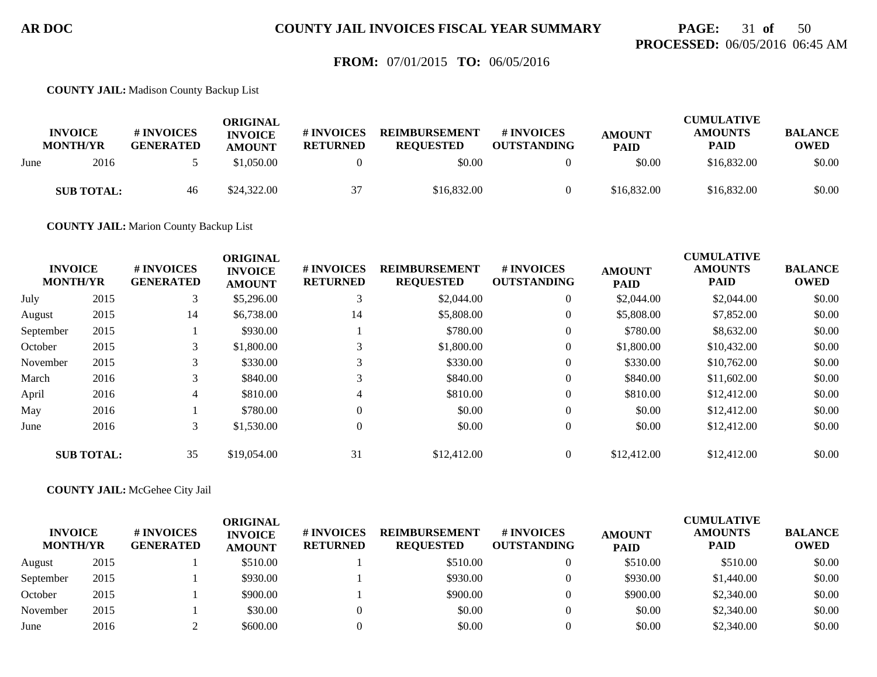**AR DOC** **COUNTY JAIL INVOICES FISCAL YEAR SUMMARY**

**PROCESSED:** 06/05/2016 06:45 AM

**FROM:** 07/01/2015 **TO:** 06/05/2016

**COUNTY JAIL:** Madison County Backup List

| INVOICE MONTH/YR | | # INVOICES GENERATED | ORIGINAL INVOICE AMOUNT | # INVOICES RETURNED | REIMBURSEMENT REQUESTED | # INVOICES OUTSTANDING | AMOUNT PAID | CUMULATIVE AMOUNTS PAID | BALANCE OWED |
|---|---|---|---|---|---|---|---|---|---|
| June | 2016 | 5 | $1,050.00 | 0 | $0.00 | 0 | $0.00 | $16,832.00 | $0.00 |
| **SUB TOTAL:** | | 46 | $24,322.00 | 37 | $16,832.00 | 0 | $16,832.00 | $16,832.00 | $0.00 |

**COUNTY JAIL:** Marion County Backup List

| INVOICE MONTH/YR | | # INVOICES GENERATED | ORIGINAL INVOICE AMOUNT | # INVOICES RETURNED | REIMBURSEMENT REQUESTED | # INVOICES OUTSTANDING | AMOUNT PAID | CUMULATIVE AMOUNTS PAID | BALANCE OWED |
|---|---|---|---|---|---|---|---|---|---|
| July | 2015 | 3 | $5,296.00 | 3 | $2,044.00 | 0 | $2,044.00 | $2,044.00 | $0.00 |
| August | 2015 | 14 | $6,738.00 | 14 | $5,808.00 | 0 | $5,808.00 | $7,852.00 | $0.00 |
| September | 2015 | 1 | $930.00 | 1 | $780.00 | 0 | $780.00 | $8,632.00 | $0.00 |
| October | 2015 | 3 | $1,800.00 | 3 | $1,800.00 | 0 | $1,800.00 | $10,432.00 | $0.00 |
| November | 2015 | 3 | $330.00 | 3 | $330.00 | 0 | $330.00 | $10,762.00 | $0.00 |
| March | 2016 | 3 | $840.00 | 3 | $840.00 | 0 | $840.00 | $11,602.00 | $0.00 |
| April | 2016 | 4 | $810.00 | 4 | $810.00 | 0 | $810.00 | $12,412.00 | $0.00 |
| May | 2016 | 1 | $780.00 | 0 | $0.00 | 0 | $0.00 | $12,412.00 | $0.00 |
| June | 2016 | 3 | $1,530.00 | 0 | $0.00 | 0 | $0.00 | $12,412.00 | $0.00 |
| **SUB TOTAL:** | | 35 | $19,054.00 | 31 | $12,412.00 | 0 | $12,412.00 | $12,412.00 | $0.00 |

**COUNTY JAIL:** McGehee City Jail

| INVOICE MONTH/YR | | # INVOICES GENERATED | ORIGINAL INVOICE AMOUNT | # INVOICES RETURNED | REIMBURSEMENT REQUESTED | # INVOICES OUTSTANDING | AMOUNT PAID | CUMULATIVE AMOUNTS PAID | BALANCE OWED |
|---|---|---|---|---|---|---|---|---|---|
| August | 2015 | 1 | $510.00 | 1 | $510.00 | 0 | $510.00 | $510.00 | $0.00 |
| September | 2015 | 1 | $930.00 | 1 | $930.00 | 0 | $930.00 | $1,440.00 | $0.00 |
| October | 2015 | 1 | $900.00 | 1 | $900.00 | 0 | $900.00 | $2,340.00 | $0.00 |
| November | 2015 | 1 | $30.00 | 0 | $0.00 | 0 | $0.00 | $2,340.00 | $0.00 |
| June | 2016 | 2 | $600.00 | 0 | $0.00 | 0 | $0.00 | $2,340.00 | $0.00 |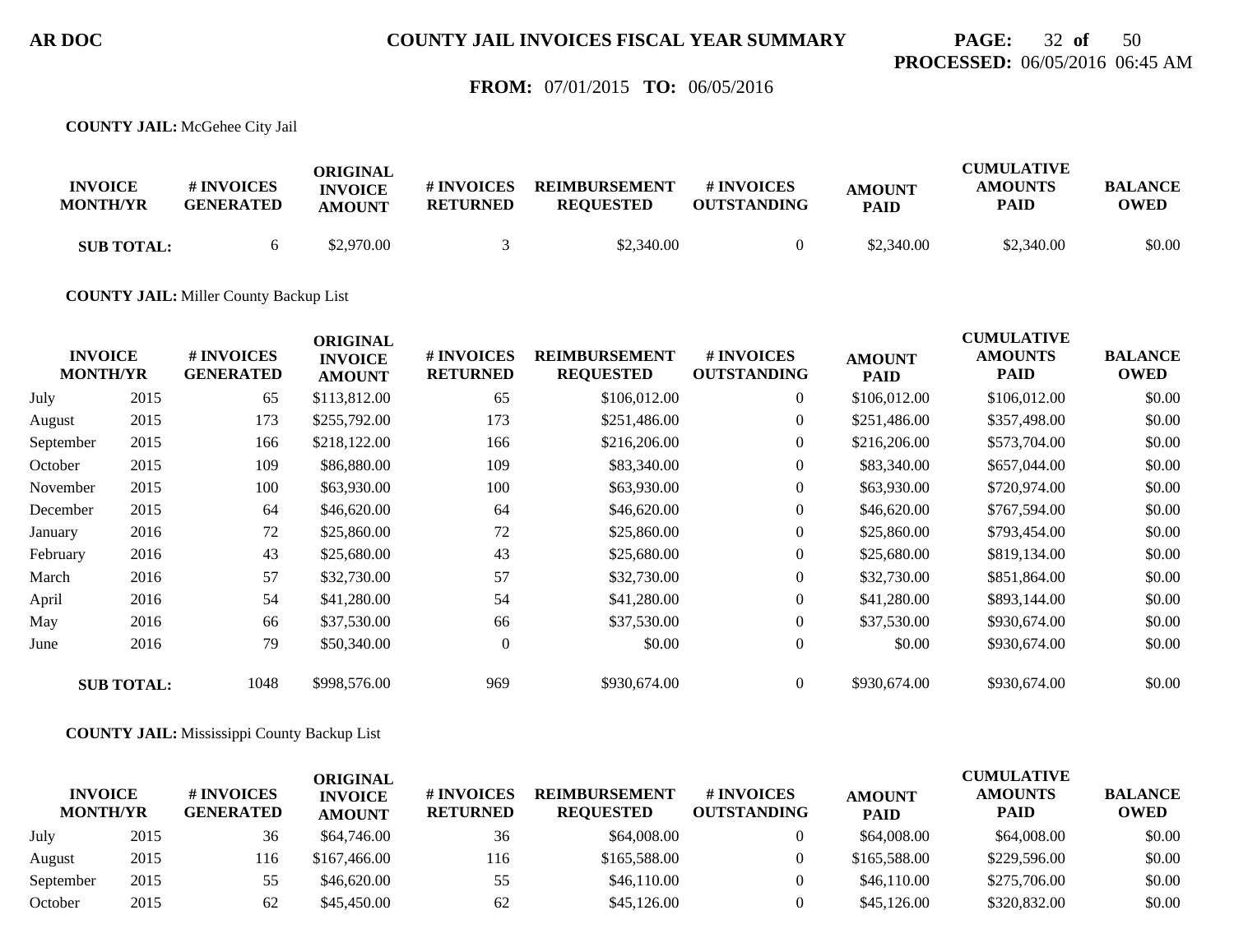# COUNTY JAIL INVOICES FISCAL YEAR SUMMARY

AR DOC

**PROCESSED:** 06/05/2016 06:45 AM

**FROM:** 07/01/2015 **TO:** 06/05/2016

**COUNTY JAIL:** McGehee City Jail

| INVOICE MONTH/YR | | # INVOICES GENERATED | ORIGINAL INVOICE AMOUNT | # INVOICES RETURNED | REIMBURSEMENT REQUESTED | # INVOICES OUTSTANDING | AMOUNT PAID | CUMULATIVE AMOUNTS PAID | BALANCE OWED |
|---|---|---|---|---|---|---|---|---|---|
| **SUB TOTAL:** | | 6 | $2,970.00 | 3 | $2,340.00 | 0 | $2,340.00 | $2,340.00 | $0.00 |

**COUNTY JAIL:** Miller County Backup List

| INVOICE MONTH/YR | | # INVOICES GENERATED | ORIGINAL INVOICE AMOUNT | # INVOICES RETURNED | REIMBURSEMENT REQUESTED | # INVOICES OUTSTANDING | AMOUNT PAID | CUMULATIVE AMOUNTS PAID | BALANCE OWED |
|---|---|---|---|---|---|---|---|---|---|
| July | 2015 | 65 | $113,812.00 | 65 | $106,012.00 | 0 | $106,012.00 | $106,012.00 | $0.00 |
| August | 2015 | 173 | $255,792.00 | 173 | $251,486.00 | 0 | $251,486.00 | $357,498.00 | $0.00 |
| September | 2015 | 166 | $218,122.00 | 166 | $216,206.00 | 0 | $216,206.00 | $573,704.00 | $0.00 |
| October | 2015 | 109 | $86,880.00 | 109 | $83,340.00 | 0 | $83,340.00 | $657,044.00 | $0.00 |
| November | 2015 | 100 | $63,930.00 | 100 | $63,930.00 | 0 | $63,930.00 | $720,974.00 | $0.00 |
| December | 2015 | 64 | $46,620.00 | 64 | $46,620.00 | 0 | $46,620.00 | $767,594.00 | $0.00 |
| January | 2016 | 72 | $25,860.00 | 72 | $25,860.00 | 0 | $25,860.00 | $793,454.00 | $0.00 |
| February | 2016 | 43 | $25,680.00 | 43 | $25,680.00 | 0 | $25,680.00 | $819,134.00 | $0.00 |
| March | 2016 | 57 | $32,730.00 | 57 | $32,730.00 | 0 | $32,730.00 | $851,864.00 | $0.00 |
| April | 2016 | 54 | $41,280.00 | 54 | $41,280.00 | 0 | $41,280.00 | $893,144.00 | $0.00 |
| May | 2016 | 66 | $37,530.00 | 66 | $37,530.00 | 0 | $37,530.00 | $930,674.00 | $0.00 |
| June | 2016 | 79 | $50,340.00 | 0 | $0.00 | 0 | $0.00 | $930,674.00 | $0.00 |
| **SUB TOTAL:** | | 1048 | $998,576.00 | 969 | $930,674.00 | 0 | $930,674.00 | $930,674.00 | $0.00 |

**COUNTY JAIL:** Mississippi County Backup List

| INVOICE MONTH/YR | | # INVOICES GENERATED | ORIGINAL INVOICE AMOUNT | # INVOICES RETURNED | REIMBURSEMENT REQUESTED | # INVOICES OUTSTANDING | AMOUNT PAID | CUMULATIVE AMOUNTS PAID | BALANCE OWED |
|---|---|---|---|---|---|---|---|---|---|
| July | 2015 | 36 | $64,746.00 | 36 | $64,008.00 | 0 | $64,008.00 | $64,008.00 | $0.00 |
| August | 2015 | 116 | $167,466.00 | 116 | $165,588.00 | 0 | $165,588.00 | $229,596.00 | $0.00 |
| September | 2015 | 55 | $46,620.00 | 55 | $46,110.00 | 0 | $46,110.00 | $275,706.00 | $0.00 |
| October | 2015 | 62 | $45,450.00 | 62 | $45,126.00 | 0 | $45,126.00 | $320,832.00 | $0.00 |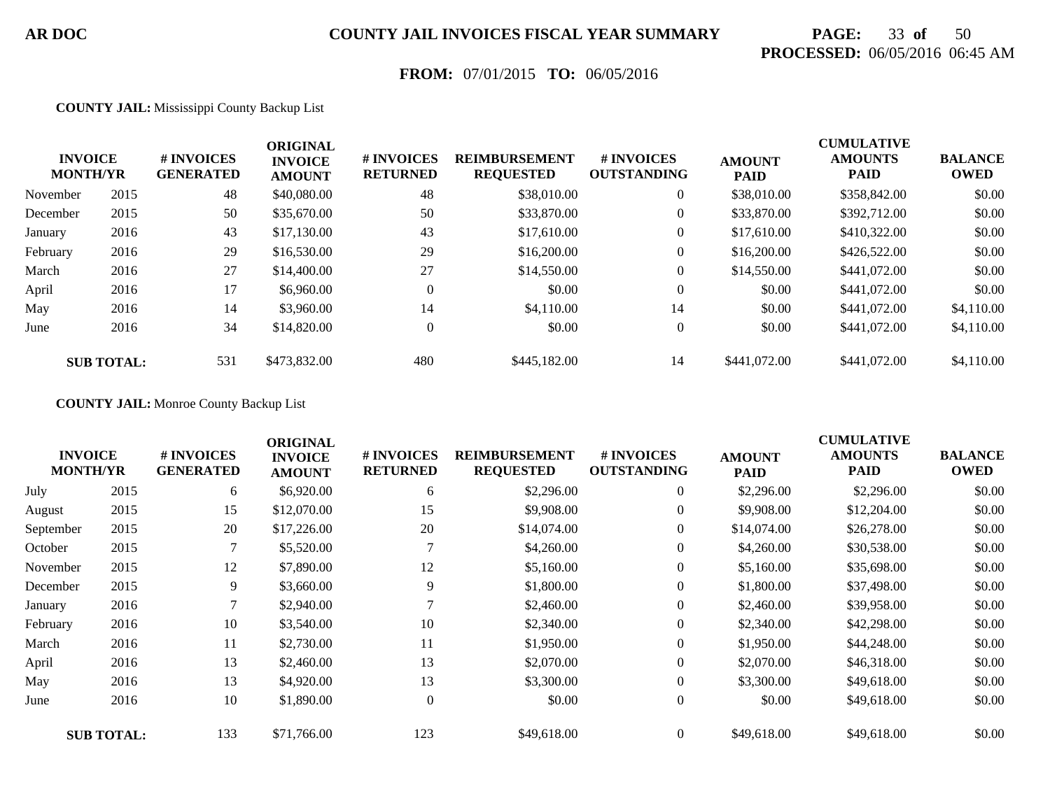**AR DOC** — **COUNTY JAIL INVOICES FISCAL YEAR SUMMARY**

**PROCESSED:** 06/05/2016 06:45 AM

**FROM:** 07/01/2015 **TO:** 06/05/2016

**COUNTY JAIL:** Mississippi County Backup List

| INVOICE MONTH/YR | | # INVOICES GENERATED | ORIGINAL INVOICE AMOUNT | # INVOICES RETURNED | REIMBURSEMENT REQUESTED | # INVOICES OUTSTANDING | AMOUNT PAID | CUMULATIVE AMOUNTS PAID | BALANCE OWED |
|---|---|---|---|---|---|---|---|---|---|
| November | 2015 | 48 | $40,080.00 | 48 | $38,010.00 | 0 | $38,010.00 | $358,842.00 | $0.00 |
| December | 2015 | 50 | $35,670.00 | 50 | $33,870.00 | 0 | $33,870.00 | $392,712.00 | $0.00 |
| January | 2016 | 43 | $17,130.00 | 43 | $17,610.00 | 0 | $17,610.00 | $410,322.00 | $0.00 |
| February | 2016 | 29 | $16,530.00 | 29 | $16,200.00 | 0 | $16,200.00 | $426,522.00 | $0.00 |
| March | 2016 | 27 | $14,400.00 | 27 | $14,550.00 | 0 | $14,550.00 | $441,072.00 | $0.00 |
| April | 2016 | 17 | $6,960.00 | 0 | $0.00 | 0 | $0.00 | $441,072.00 | $0.00 |
| May | 2016 | 14 | $3,960.00 | 14 | $4,110.00 | 14 | $0.00 | $441,072.00 | $4,110.00 |
| June | 2016 | 34 | $14,820.00 | 0 | $0.00 | 0 | $0.00 | $441,072.00 | $4,110.00 |
| **SUB TOTAL:** | | 531 | $473,832.00 | 480 | $445,182.00 | 14 | $441,072.00 | $441,072.00 | $4,110.00 |

**COUNTY JAIL:** Monroe County Backup List

| INVOICE MONTH/YR | | # INVOICES GENERATED | ORIGINAL INVOICE AMOUNT | # INVOICES RETURNED | REIMBURSEMENT REQUESTED | # INVOICES OUTSTANDING | AMOUNT PAID | CUMULATIVE AMOUNTS PAID | BALANCE OWED |
|---|---|---|---|---|---|---|---|---|---|
| July | 2015 | 6 | $6,920.00 | 6 | $2,296.00 | 0 | $2,296.00 | $2,296.00 | $0.00 |
| August | 2015 | 15 | $12,070.00 | 15 | $9,908.00 | 0 | $9,908.00 | $12,204.00 | $0.00 |
| September | 2015 | 20 | $17,226.00 | 20 | $14,074.00 | 0 | $14,074.00 | $26,278.00 | $0.00 |
| October | 2015 | 7 | $5,520.00 | 7 | $4,260.00 | 0 | $4,260.00 | $30,538.00 | $0.00 |
| November | 2015 | 12 | $7,890.00 | 12 | $5,160.00 | 0 | $5,160.00 | $35,698.00 | $0.00 |
| December | 2015 | 9 | $3,660.00 | 9 | $1,800.00 | 0 | $1,800.00 | $37,498.00 | $0.00 |
| January | 2016 | 7 | $2,940.00 | 7 | $2,460.00 | 0 | $2,460.00 | $39,958.00 | $0.00 |
| February | 2016 | 10 | $3,540.00 | 10 | $2,340.00 | 0 | $2,340.00 | $42,298.00 | $0.00 |
| March | 2016 | 11 | $2,730.00 | 11 | $1,950.00 | 0 | $1,950.00 | $44,248.00 | $0.00 |
| April | 2016 | 13 | $2,460.00 | 13 | $2,070.00 | 0 | $2,070.00 | $46,318.00 | $0.00 |
| May | 2016 | 13 | $4,920.00 | 13 | $3,300.00 | 0 | $3,300.00 | $49,618.00 | $0.00 |
| June | 2016 | 10 | $1,890.00 | 0 | $0.00 | 0 | $0.00 | $49,618.00 | $0.00 |
| **SUB TOTAL:** | | 133 | $71,766.00 | 123 | $49,618.00 | 0 | $49,618.00 | $49,618.00 | $0.00 |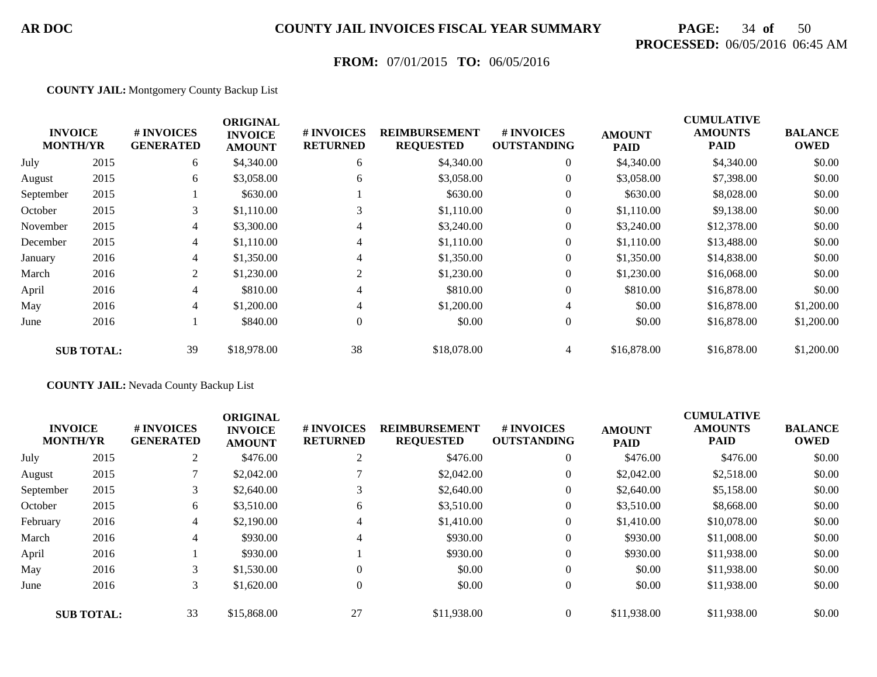**AR DOC** **COUNTY JAIL INVOICES FISCAL YEAR SUMMARY**

**PROCESSED:** 06/05/2016 06:45 AM

**FROM:** 07/01/2015 **TO:** 06/05/2016

**COUNTY JAIL:** Montgomery County Backup List

| INVOICE MONTH/YR | | # INVOICES GENERATED | ORIGINAL INVOICE AMOUNT | # INVOICES RETURNED | REIMBURSEMENT REQUESTED | # INVOICES OUTSTANDING | AMOUNT PAID | CUMULATIVE AMOUNTS PAID | BALANCE OWED |
|---|---|---|---|---|---|---|---|---|---|
| July | 2015 | 6 | $4,340.00 | 6 | $4,340.00 | 0 | $4,340.00 | $4,340.00 | $0.00 |
| August | 2015 | 6 | $3,058.00 | 6 | $3,058.00 | 0 | $3,058.00 | $7,398.00 | $0.00 |
| September | 2015 | 1 | $630.00 | 1 | $630.00 | 0 | $630.00 | $8,028.00 | $0.00 |
| October | 2015 | 3 | $1,110.00 | 3 | $1,110.00 | 0 | $1,110.00 | $9,138.00 | $0.00 |
| November | 2015 | 4 | $3,300.00 | 4 | $3,240.00 | 0 | $3,240.00 | $12,378.00 | $0.00 |
| December | 2015 | 4 | $1,110.00 | 4 | $1,110.00 | 0 | $1,110.00 | $13,488.00 | $0.00 |
| January | 2016 | 4 | $1,350.00 | 4 | $1,350.00 | 0 | $1,350.00 | $14,838.00 | $0.00 |
| March | 2016 | 2 | $1,230.00 | 2 | $1,230.00 | 0 | $1,230.00 | $16,068.00 | $0.00 |
| April | 2016 | 4 | $810.00 | 4 | $810.00 | 0 | $810.00 | $16,878.00 | $0.00 |
| May | 2016 | 4 | $1,200.00 | 4 | $1,200.00 | 4 | $0.00 | $16,878.00 | $1,200.00 |
| June | 2016 | 1 | $840.00 | 0 | $0.00 | 0 | $0.00 | $16,878.00 | $1,200.00 |
| **SUB TOTAL:** | | 39 | $18,978.00 | 38 | $18,078.00 | 4 | $16,878.00 | $16,878.00 | $1,200.00 |

**COUNTY JAIL:** Nevada County Backup List

| INVOICE MONTH/YR | | # INVOICES GENERATED | ORIGINAL INVOICE AMOUNT | # INVOICES RETURNED | REIMBURSEMENT REQUESTED | # INVOICES OUTSTANDING | AMOUNT PAID | CUMULATIVE AMOUNTS PAID | BALANCE OWED |
|---|---|---|---|---|---|---|---|---|---|
| July | 2015 | 2 | $476.00 | 2 | $476.00 | 0 | $476.00 | $476.00 | $0.00 |
| August | 2015 | 7 | $2,042.00 | 7 | $2,042.00 | 0 | $2,042.00 | $2,518.00 | $0.00 |
| September | 2015 | 3 | $2,640.00 | 3 | $2,640.00 | 0 | $2,640.00 | $5,158.00 | $0.00 |
| October | 2015 | 6 | $3,510.00 | 6 | $3,510.00 | 0 | $3,510.00 | $8,668.00 | $0.00 |
| February | 2016 | 4 | $2,190.00 | 4 | $1,410.00 | 0 | $1,410.00 | $10,078.00 | $0.00 |
| March | 2016 | 4 | $930.00 | 4 | $930.00 | 0 | $930.00 | $11,008.00 | $0.00 |
| April | 2016 | 1 | $930.00 | 1 | $930.00 | 0 | $930.00 | $11,938.00 | $0.00 |
| May | 2016 | 3 | $1,530.00 | 0 | $0.00 | 0 | $0.00 | $11,938.00 | $0.00 |
| June | 2016 | 3 | $1,620.00 | 0 | $0.00 | 0 | $0.00 | $11,938.00 | $0.00 |
| **SUB TOTAL:** | | 33 | $15,868.00 | 27 | $11,938.00 | 0 | $11,938.00 | $11,938.00 | $0.00 |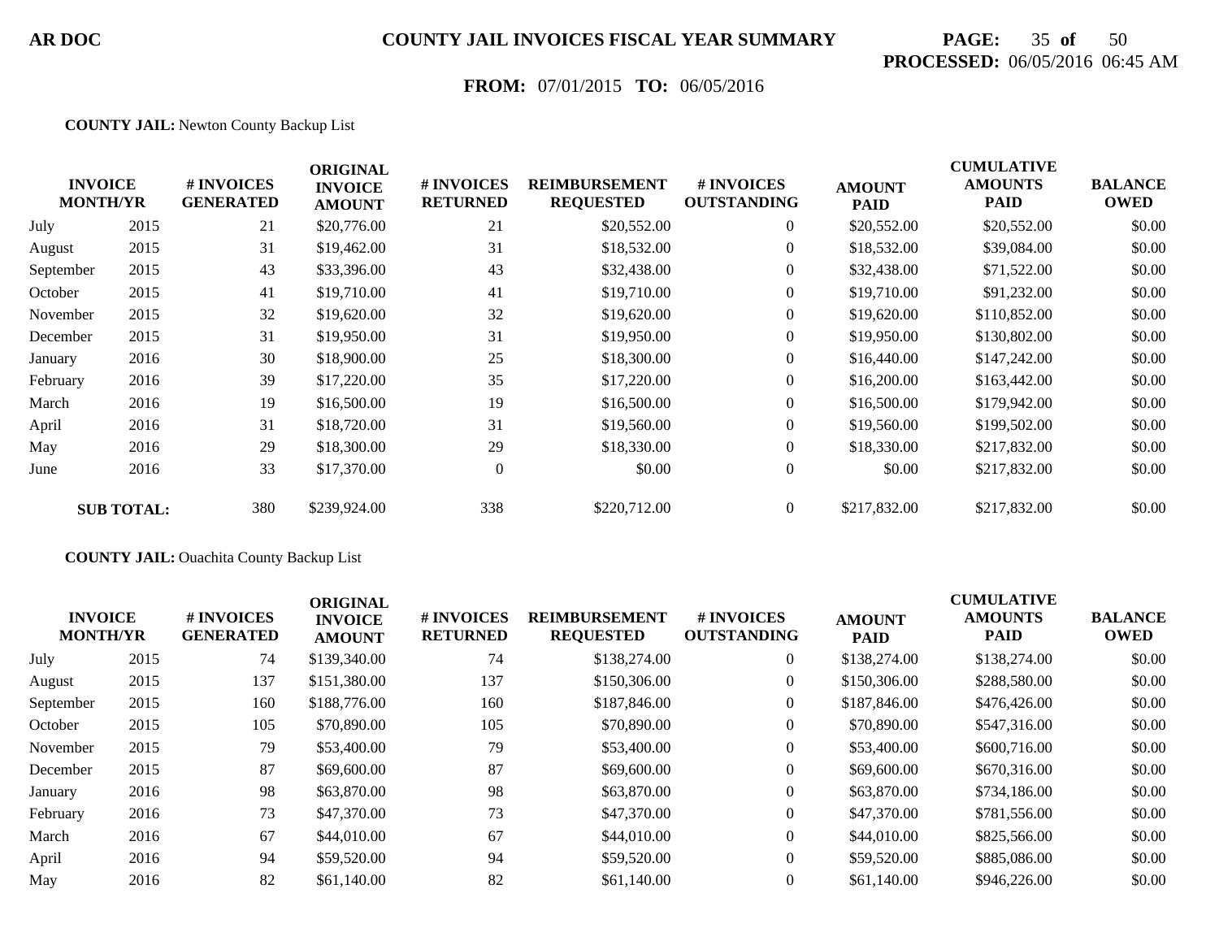**AR DOC** **COUNTY JAIL INVOICES FISCAL YEAR SUMMARY**

**PROCESSED:** 06/05/2016 06:45 AM

**FROM:** 07/01/2015 **TO:** 06/05/2016

**COUNTY JAIL:** Newton County Backup List

| INVOICE MONTH/YR | | # INVOICES GENERATED | ORIGINAL INVOICE AMOUNT | # INVOICES RETURNED | REIMBURSEMENT REQUESTED | # INVOICES OUTSTANDING | AMOUNT PAID | CUMULATIVE AMOUNTS PAID | BALANCE OWED |
|---|---|---|---|---|---|---|---|---|---|
| July | 2015 | 21 | $20,776.00 | 21 | $20,552.00 | 0 | $20,552.00 | $20,552.00 | $0.00 |
| August | 2015 | 31 | $19,462.00 | 31 | $18,532.00 | 0 | $18,532.00 | $39,084.00 | $0.00 |
| September | 2015 | 43 | $33,396.00 | 43 | $32,438.00 | 0 | $32,438.00 | $71,522.00 | $0.00 |
| October | 2015 | 41 | $19,710.00 | 41 | $19,710.00 | 0 | $19,710.00 | $91,232.00 | $0.00 |
| November | 2015 | 32 | $19,620.00 | 32 | $19,620.00 | 0 | $19,620.00 | $110,852.00 | $0.00 |
| December | 2015 | 31 | $19,950.00 | 31 | $19,950.00 | 0 | $19,950.00 | $130,802.00 | $0.00 |
| January | 2016 | 30 | $18,900.00 | 25 | $18,300.00 | 0 | $16,440.00 | $147,242.00 | $0.00 |
| February | 2016 | 39 | $17,220.00 | 35 | $17,220.00 | 0 | $16,200.00 | $163,442.00 | $0.00 |
| March | 2016 | 19 | $16,500.00 | 19 | $16,500.00 | 0 | $16,500.00 | $179,942.00 | $0.00 |
| April | 2016 | 31 | $18,720.00 | 31 | $19,560.00 | 0 | $19,560.00 | $199,502.00 | $0.00 |
| May | 2016 | 29 | $18,300.00 | 29 | $18,330.00 | 0 | $18,330.00 | $217,832.00 | $0.00 |
| June | 2016 | 33 | $17,370.00 | 0 | $0.00 | 0 | $0.00 | $217,832.00 | $0.00 |
| **SUB TOTAL:** | | 380 | $239,924.00 | 338 | $220,712.00 | 0 | $217,832.00 | $217,832.00 | $0.00 |

**COUNTY JAIL:** Ouachita County Backup List

| INVOICE MONTH/YR | | # INVOICES GENERATED | ORIGINAL INVOICE AMOUNT | # INVOICES RETURNED | REIMBURSEMENT REQUESTED | # INVOICES OUTSTANDING | AMOUNT PAID | CUMULATIVE AMOUNTS PAID | BALANCE OWED |
|---|---|---|---|---|---|---|---|---|---|
| July | 2015 | 74 | $139,340.00 | 74 | $138,274.00 | 0 | $138,274.00 | $138,274.00 | $0.00 |
| August | 2015 | 137 | $151,380.00 | 137 | $150,306.00 | 0 | $150,306.00 | $288,580.00 | $0.00 |
| September | 2015 | 160 | $188,776.00 | 160 | $187,846.00 | 0 | $187,846.00 | $476,426.00 | $0.00 |
| October | 2015 | 105 | $70,890.00 | 105 | $70,890.00 | 0 | $70,890.00 | $547,316.00 | $0.00 |
| November | 2015 | 79 | $53,400.00 | 79 | $53,400.00 | 0 | $53,400.00 | $600,716.00 | $0.00 |
| December | 2015 | 87 | $69,600.00 | 87 | $69,600.00 | 0 | $69,600.00 | $670,316.00 | $0.00 |
| January | 2016 | 98 | $63,870.00 | 98 | $63,870.00 | 0 | $63,870.00 | $734,186.00 | $0.00 |
| February | 2016 | 73 | $47,370.00 | 73 | $47,370.00 | 0 | $47,370.00 | $781,556.00 | $0.00 |
| March | 2016 | 67 | $44,010.00 | 67 | $44,010.00 | 0 | $44,010.00 | $825,566.00 | $0.00 |
| April | 2016 | 94 | $59,520.00 | 94 | $59,520.00 | 0 | $59,520.00 | $885,086.00 | $0.00 |
| May | 2016 | 82 | $61,140.00 | 82 | $61,140.00 | 0 | $61,140.00 | $946,226.00 | $0.00 |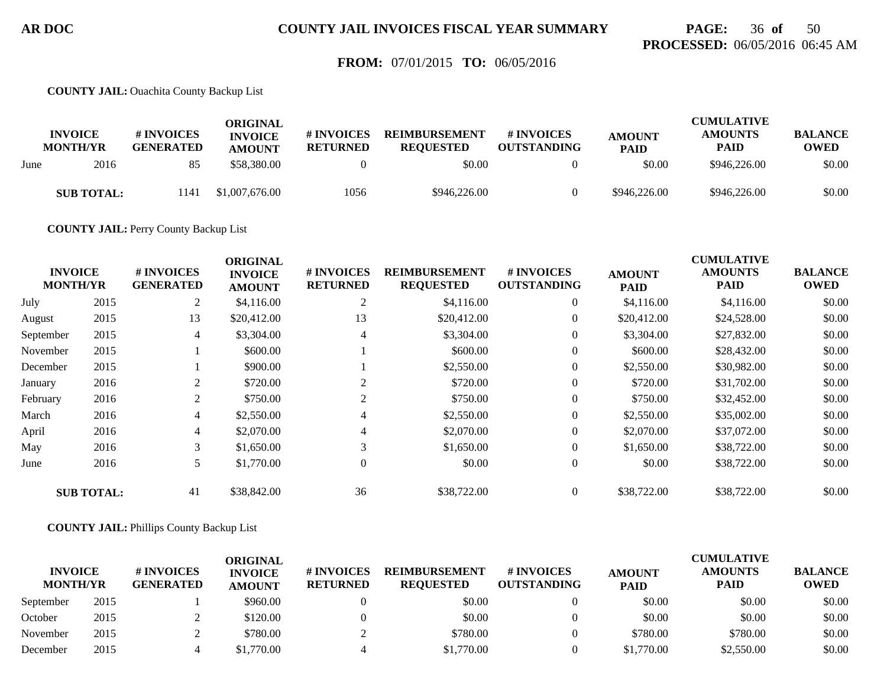**COUNTY JAIL:** Ouachita County Backup List

| INVOICE MONTH/YR | | # INVOICES GENERATED | ORIGINAL INVOICE AMOUNT | # INVOICES RETURNED | REIMBURSEMENT REQUESTED | # INVOICES OUTSTANDING | AMOUNT PAID | CUMULATIVE AMOUNTS PAID | BALANCE OWED |
|---|---|---|---|---|---|---|---|---|---|
| June | 2016 | 85 | $58,380.00 | 0 | $0.00 | 0 | $0.00 | $946,226.00 | $0.00 |
| **SUB TOTAL:** | | 1141 | $1,007,676.00 | 1056 | $946,226.00 | 0 | $946,226.00 | $946,226.00 | $0.00 |

**COUNTY JAIL:** Perry County Backup List

| INVOICE MONTH/YR | | # INVOICES GENERATED | ORIGINAL INVOICE AMOUNT | # INVOICES RETURNED | REIMBURSEMENT REQUESTED | # INVOICES OUTSTANDING | AMOUNT PAID | CUMULATIVE AMOUNTS PAID | BALANCE OWED |
|---|---|---|---|---|---|---|---|---|---|
| July | 2015 | 2 | $4,116.00 | 2 | $4,116.00 | 0 | $4,116.00 | $4,116.00 | $0.00 |
| August | 2015 | 13 | $20,412.00 | 13 | $20,412.00 | 0 | $20,412.00 | $24,528.00 | $0.00 |
| September | 2015 | 4 | $3,304.00 | 4 | $3,304.00 | 0 | $3,304.00 | $27,832.00 | $0.00 |
| November | 2015 | 1 | $600.00 | 1 | $600.00 | 0 | $600.00 | $28,432.00 | $0.00 |
| December | 2015 | 1 | $900.00 | 1 | $2,550.00 | 0 | $2,550.00 | $30,982.00 | $0.00 |
| January | 2016 | 2 | $720.00 | 2 | $720.00 | 0 | $720.00 | $31,702.00 | $0.00 |
| February | 2016 | 2 | $750.00 | 2 | $750.00 | 0 | $750.00 | $32,452.00 | $0.00 |
| March | 2016 | 4 | $2,550.00 | 4 | $2,550.00 | 0 | $2,550.00 | $35,002.00 | $0.00 |
| April | 2016 | 4 | $2,070.00 | 4 | $2,070.00 | 0 | $2,070.00 | $37,072.00 | $0.00 |
| May | 2016 | 3 | $1,650.00 | 3 | $1,650.00 | 0 | $1,650.00 | $38,722.00 | $0.00 |
| June | 2016 | 5 | $1,770.00 | 0 | $0.00 | 0 | $0.00 | $38,722.00 | $0.00 |
| **SUB TOTAL:** | | 41 | $38,842.00 | 36 | $38,722.00 | 0 | $38,722.00 | $38,722.00 | $0.00 |

**COUNTY JAIL:** Phillips County Backup List

| INVOICE MONTH/YR | | # INVOICES GENERATED | ORIGINAL INVOICE AMOUNT | # INVOICES RETURNED | REIMBURSEMENT REQUESTED | # INVOICES OUTSTANDING | AMOUNT PAID | CUMULATIVE AMOUNTS PAID | BALANCE OWED |
|---|---|---|---|---|---|---|---|---|---|
| September | 2015 | 1 | $960.00 | 0 | $0.00 | 0 | $0.00 | $0.00 | $0.00 |
| October | 2015 | 2 | $120.00 | 0 | $0.00 | 0 | $0.00 | $0.00 | $0.00 |
| November | 2015 | 2 | $780.00 | 2 | $780.00 | 0 | $780.00 | $780.00 | $0.00 |
| December | 2015 | 4 | $1,770.00 | 4 | $1,770.00 | 0 | $1,770.00 | $2,550.00 | $0.00 |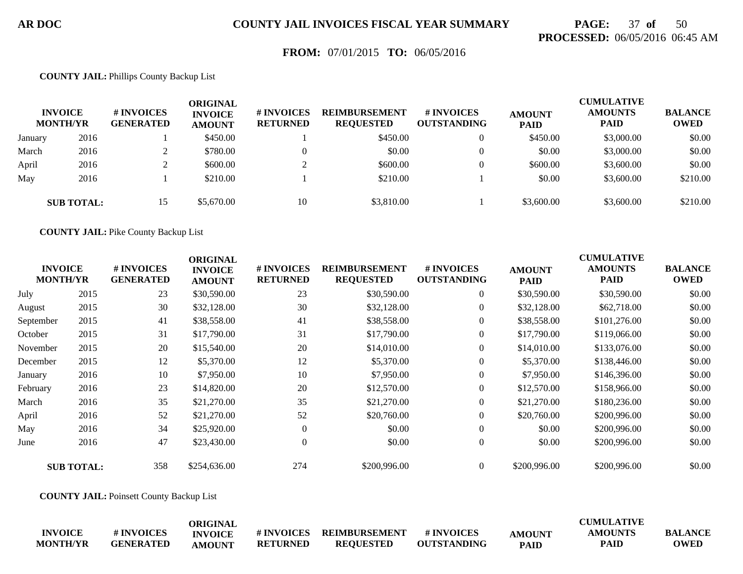**COUNTY JAIL INVOICES FISCAL YEAR SUMMARY**

**PROCESSED:** 06/05/2016 06:45 AM

**FROM:** 07/01/2015 **TO:** 06/05/2016

**COUNTY JAIL:** Phillips County Backup List

| INVOICE MONTH/YR | | # INVOICES GENERATED | ORIGINAL INVOICE AMOUNT | # INVOICES RETURNED | REIMBURSEMENT REQUESTED | # INVOICES OUTSTANDING | AMOUNT PAID | CUMULATIVE AMOUNTS PAID | BALANCE OWED |
|---|---|---|---|---|---|---|---|---|---|
| January | 2016 | 1 | $450.00 | 1 | $450.00 | 0 | $450.00 | $3,000.00 | $0.00 |
| March | 2016 | 2 | $780.00 | 0 | $0.00 | 0 | $0.00 | $3,000.00 | $0.00 |
| April | 2016 | 2 | $600.00 | 2 | $600.00 | 0 | $600.00 | $3,600.00 | $0.00 |
| May | 2016 | 1 | $210.00 | 1 | $210.00 | 1 | $0.00 | $3,600.00 | $210.00 |
| **SUB TOTAL:** | | 15 | $5,670.00 | 10 | $3,810.00 | 1 | $3,600.00 | $3,600.00 | $210.00 |

**COUNTY JAIL:** Pike County Backup List

| INVOICE MONTH/YR | | # INVOICES GENERATED | ORIGINAL INVOICE AMOUNT | # INVOICES RETURNED | REIMBURSEMENT REQUESTED | # INVOICES OUTSTANDING | AMOUNT PAID | CUMULATIVE AMOUNTS PAID | BALANCE OWED |
|---|---|---|---|---|---|---|---|---|---|
| July | 2015 | 23 | $30,590.00 | 23 | $30,590.00 | 0 | $30,590.00 | $30,590.00 | $0.00 |
| August | 2015 | 30 | $32,128.00 | 30 | $32,128.00 | 0 | $32,128.00 | $62,718.00 | $0.00 |
| September | 2015 | 41 | $38,558.00 | 41 | $38,558.00 | 0 | $38,558.00 | $101,276.00 | $0.00 |
| October | 2015 | 31 | $17,790.00 | 31 | $17,790.00 | 0 | $17,790.00 | $119,066.00 | $0.00 |
| November | 2015 | 20 | $15,540.00 | 20 | $14,010.00 | 0 | $14,010.00 | $133,076.00 | $0.00 |
| December | 2015 | 12 | $5,370.00 | 12 | $5,370.00 | 0 | $5,370.00 | $138,446.00 | $0.00 |
| January | 2016 | 10 | $7,950.00 | 10 | $7,950.00 | 0 | $7,950.00 | $146,396.00 | $0.00 |
| February | 2016 | 23 | $14,820.00 | 20 | $12,570.00 | 0 | $12,570.00 | $158,966.00 | $0.00 |
| March | 2016 | 35 | $21,270.00 | 35 | $21,270.00 | 0 | $21,270.00 | $180,236.00 | $0.00 |
| April | 2016 | 52 | $21,270.00 | 52 | $20,760.00 | 0 | $20,760.00 | $200,996.00 | $0.00 |
| May | 2016 | 34 | $25,920.00 | 0 | $0.00 | 0 | $0.00 | $200,996.00 | $0.00 |
| June | 2016 | 47 | $23,430.00 | 0 | $0.00 | 0 | $0.00 | $200,996.00 | $0.00 |
| **SUB TOTAL:** | | 358 | $254,636.00 | 274 | $200,996.00 | 0 | $200,996.00 | $200,996.00 | $0.00 |

**COUNTY JAIL:** Poinsett County Backup List

| INVOICE MONTH/YR | | # INVOICES GENERATED | ORIGINAL INVOICE AMOUNT | # INVOICES RETURNED | REIMBURSEMENT REQUESTED | # INVOICES OUTSTANDING | AMOUNT PAID | CUMULATIVE AMOUNTS PAID | BALANCE OWED |
|---|---|---|---|---|---|---|---|---|---|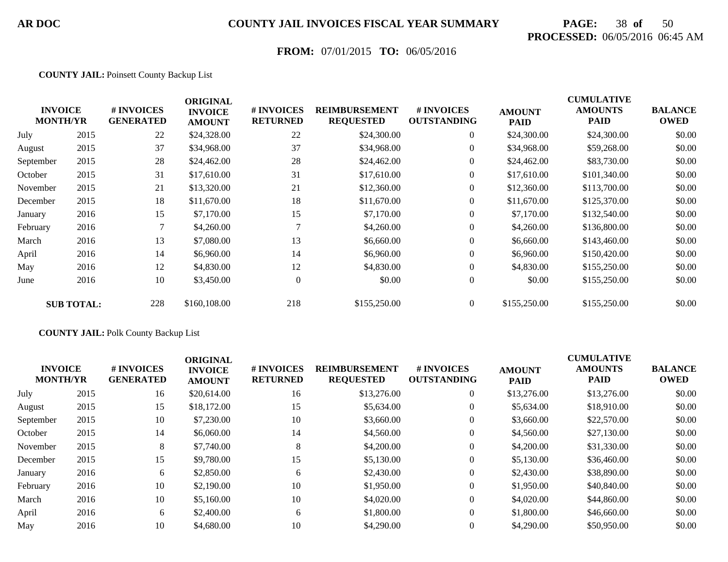**AR DOC** **COUNTY JAIL INVOICES FISCAL YEAR SUMMARY**

**PROCESSED:** 06/05/2016 06:45 AM

**FROM:** 07/01/2015 **TO:** 06/05/2016

**COUNTY JAIL:** Poinsett County Backup List

| INVOICE MONTH/YR | | # INVOICES GENERATED | ORIGINAL INVOICE AMOUNT | # INVOICES RETURNED | REIMBURSEMENT REQUESTED | # INVOICES OUTSTANDING | AMOUNT PAID | CUMULATIVE AMOUNTS PAID | BALANCE OWED |
|---|---|---|---|---|---|---|---|---|---|
| July | 2015 | 22 | $24,328.00 | 22 | $24,300.00 | 0 | $24,300.00 | $24,300.00 | $0.00 |
| August | 2015 | 37 | $34,968.00 | 37 | $34,968.00 | 0 | $34,968.00 | $59,268.00 | $0.00 |
| September | 2015 | 28 | $24,462.00 | 28 | $24,462.00 | 0 | $24,462.00 | $83,730.00 | $0.00 |
| October | 2015 | 31 | $17,610.00 | 31 | $17,610.00 | 0 | $17,610.00 | $101,340.00 | $0.00 |
| November | 2015 | 21 | $13,320.00 | 21 | $12,360.00 | 0 | $12,360.00 | $113,700.00 | $0.00 |
| December | 2015 | 18 | $11,670.00 | 18 | $11,670.00 | 0 | $11,670.00 | $125,370.00 | $0.00 |
| January | 2016 | 15 | $7,170.00 | 15 | $7,170.00 | 0 | $7,170.00 | $132,540.00 | $0.00 |
| February | 2016 | 7 | $4,260.00 | 7 | $4,260.00 | 0 | $4,260.00 | $136,800.00 | $0.00 |
| March | 2016 | 13 | $7,080.00 | 13 | $6,660.00 | 0 | $6,660.00 | $143,460.00 | $0.00 |
| April | 2016 | 14 | $6,960.00 | 14 | $6,960.00 | 0 | $6,960.00 | $150,420.00 | $0.00 |
| May | 2016 | 12 | $4,830.00 | 12 | $4,830.00 | 0 | $4,830.00 | $155,250.00 | $0.00 |
| June | 2016 | 10 | $3,450.00 | 0 | $0.00 | 0 | $0.00 | $155,250.00 | $0.00 |
| **SUB TOTAL:** | | 228 | $160,108.00 | 218 | $155,250.00 | 0 | $155,250.00 | $155,250.00 | $0.00 |

**COUNTY JAIL:** Polk County Backup List

| INVOICE MONTH/YR | | # INVOICES GENERATED | ORIGINAL INVOICE AMOUNT | # INVOICES RETURNED | REIMBURSEMENT REQUESTED | # INVOICES OUTSTANDING | AMOUNT PAID | CUMULATIVE AMOUNTS PAID | BALANCE OWED |
|---|---|---|---|---|---|---|---|---|---|
| July | 2015 | 16 | $20,614.00 | 16 | $13,276.00 | 0 | $13,276.00 | $13,276.00 | $0.00 |
| August | 2015 | 15 | $18,172.00 | 15 | $5,634.00 | 0 | $5,634.00 | $18,910.00 | $0.00 |
| September | 2015 | 10 | $7,230.00 | 10 | $3,660.00 | 0 | $3,660.00 | $22,570.00 | $0.00 |
| October | 2015 | 14 | $6,060.00 | 14 | $4,560.00 | 0 | $4,560.00 | $27,130.00 | $0.00 |
| November | 2015 | 8 | $7,740.00 | 8 | $4,200.00 | 0 | $4,200.00 | $31,330.00 | $0.00 |
| December | 2015 | 15 | $9,780.00 | 15 | $5,130.00 | 0 | $5,130.00 | $36,460.00 | $0.00 |
| January | 2016 | 6 | $2,850.00 | 6 | $2,430.00 | 0 | $2,430.00 | $38,890.00 | $0.00 |
| February | 2016 | 10 | $2,190.00 | 10 | $1,950.00 | 0 | $1,950.00 | $40,840.00 | $0.00 |
| March | 2016 | 10 | $5,160.00 | 10 | $4,020.00 | 0 | $4,020.00 | $44,860.00 | $0.00 |
| April | 2016 | 6 | $2,400.00 | 6 | $1,800.00 | 0 | $1,800.00 | $46,660.00 | $0.00 |
| May | 2016 | 10 | $4,680.00 | 10 | $4,290.00 | 0 | $4,290.00 | $50,950.00 | $0.00 |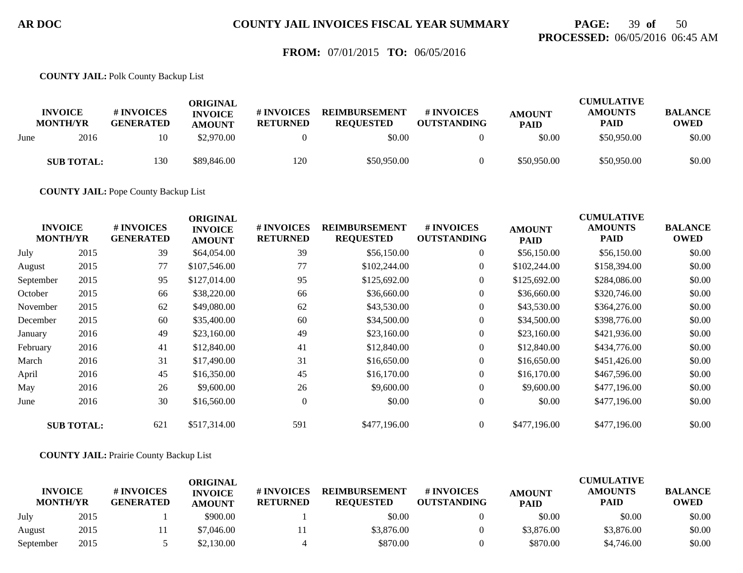**AR DOC** **COUNTY JAIL INVOICES FISCAL YEAR SUMMARY**

**PROCESSED:** 06/05/2016 06:45 AM

**FROM:** 07/01/2015 **TO:** 06/05/2016

**COUNTY JAIL:** Polk County Backup List

| INVOICE MONTH/YR | | # INVOICES GENERATED | ORIGINAL INVOICE AMOUNT | # INVOICES RETURNED | REIMBURSEMENT REQUESTED | # INVOICES OUTSTANDING | AMOUNT PAID | CUMULATIVE AMOUNTS PAID | BALANCE OWED |
|---|---|---|---|---|---|---|---|---|---|
| June | 2016 | 10 | $2,970.00 | 0 | $0.00 | 0 | $0.00 | $50,950.00 | $0.00 |
| **SUB TOTAL:** | | 130 | $89,846.00 | 120 | $50,950.00 | 0 | $50,950.00 | $50,950.00 | $0.00 |

**COUNTY JAIL:** Pope County Backup List

| INVOICE MONTH/YR | | # INVOICES GENERATED | ORIGINAL INVOICE AMOUNT | # INVOICES RETURNED | REIMBURSEMENT REQUESTED | # INVOICES OUTSTANDING | AMOUNT PAID | CUMULATIVE AMOUNTS PAID | BALANCE OWED |
|---|---|---|---|---|---|---|---|---|---|
| July | 2015 | 39 | $64,054.00 | 39 | $56,150.00 | 0 | $56,150.00 | $56,150.00 | $0.00 |
| August | 2015 | 77 | $107,546.00 | 77 | $102,244.00 | 0 | $102,244.00 | $158,394.00 | $0.00 |
| September | 2015 | 95 | $127,014.00 | 95 | $125,692.00 | 0 | $125,692.00 | $284,086.00 | $0.00 |
| October | 2015 | 66 | $38,220.00 | 66 | $36,660.00 | 0 | $36,660.00 | $320,746.00 | $0.00 |
| November | 2015 | 62 | $49,080.00 | 62 | $43,530.00 | 0 | $43,530.00 | $364,276.00 | $0.00 |
| December | 2015 | 60 | $35,400.00 | 60 | $34,500.00 | 0 | $34,500.00 | $398,776.00 | $0.00 |
| January | 2016 | 49 | $23,160.00 | 49 | $23,160.00 | 0 | $23,160.00 | $421,936.00 | $0.00 |
| February | 2016 | 41 | $12,840.00 | 41 | $12,840.00 | 0 | $12,840.00 | $434,776.00 | $0.00 |
| March | 2016 | 31 | $17,490.00 | 31 | $16,650.00 | 0 | $16,650.00 | $451,426.00 | $0.00 |
| April | 2016 | 45 | $16,350.00 | 45 | $16,170.00 | 0 | $16,170.00 | $467,596.00 | $0.00 |
| May | 2016 | 26 | $9,600.00 | 26 | $9,600.00 | 0 | $9,600.00 | $477,196.00 | $0.00 |
| June | 2016 | 30 | $16,560.00 | 0 | $0.00 | 0 | $0.00 | $477,196.00 | $0.00 |
| **SUB TOTAL:** | | 621 | $517,314.00 | 591 | $477,196.00 | 0 | $477,196.00 | $477,196.00 | $0.00 |

**COUNTY JAIL:** Prairie County Backup List

| INVOICE MONTH/YR | | # INVOICES GENERATED | ORIGINAL INVOICE AMOUNT | # INVOICES RETURNED | REIMBURSEMENT REQUESTED | # INVOICES OUTSTANDING | AMOUNT PAID | CUMULATIVE AMOUNTS PAID | BALANCE OWED |
|---|---|---|---|---|---|---|---|---|---|
| July | 2015 | 1 | $900.00 | 1 | $0.00 | 0 | $0.00 | $0.00 | $0.00 |
| August | 2015 | 11 | $7,046.00 | 11 | $3,876.00 | 0 | $3,876.00 | $3,876.00 | $0.00 |
| September | 2015 | 5 | $2,130.00 | 4 | $870.00 | 0 | $870.00 | $4,746.00 | $0.00 |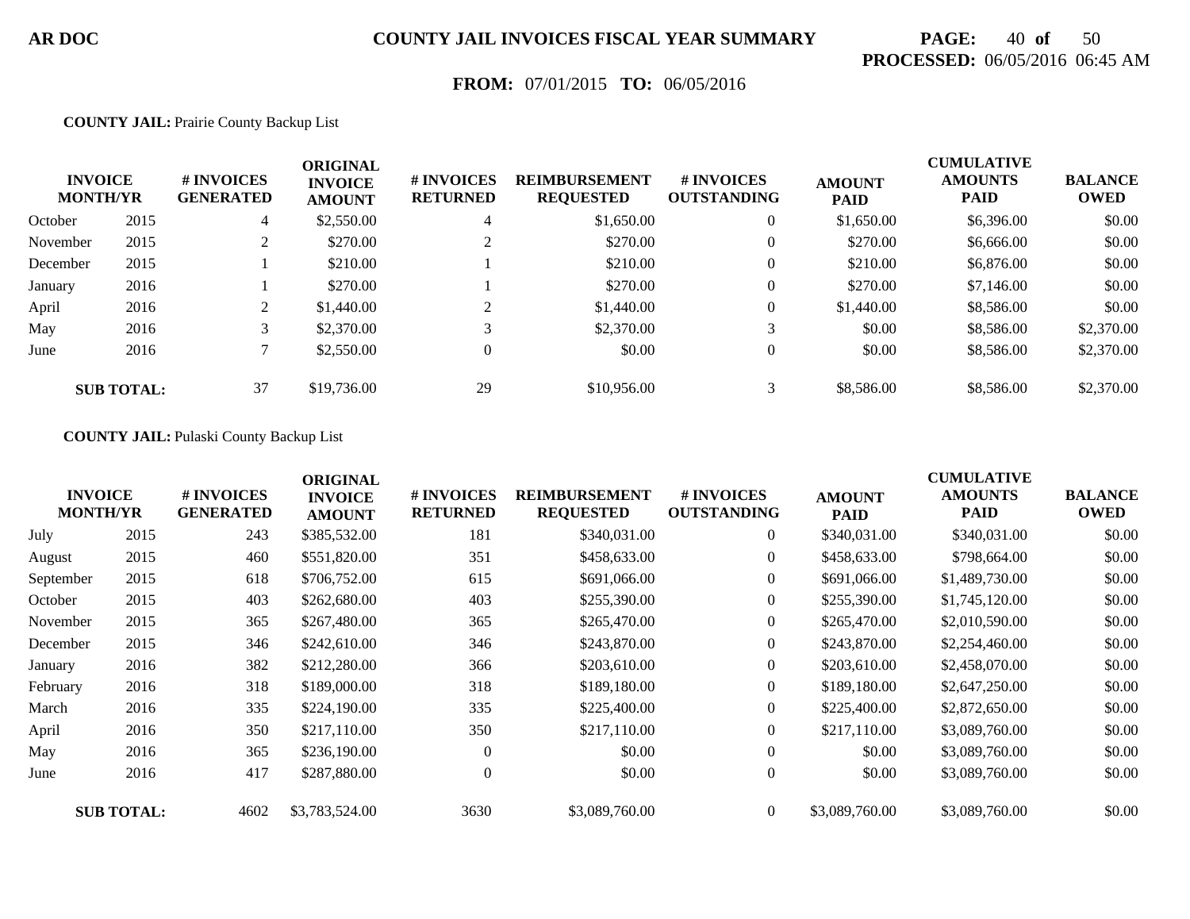**AR DOC** **COUNTY JAIL INVOICES FISCAL YEAR SUMMARY**

**PROCESSED:** 06/05/2016 06:45 AM

**FROM:** 07/01/2015 **TO:** 06/05/2016

**COUNTY JAIL:** Prairie County Backup List

| INVOICE MONTH/YR | | # INVOICES GENERATED | ORIGINAL INVOICE AMOUNT | # INVOICES RETURNED | REIMBURSEMENT REQUESTED | # INVOICES OUTSTANDING | AMOUNT PAID | CUMULATIVE AMOUNTS PAID | BALANCE OWED |
|---|---|---|---|---|---|---|---|---|---|
| October | 2015 | 4 | $2,550.00 | 4 | $1,650.00 | 0 | $1,650.00 | $6,396.00 | $0.00 |
| November | 2015 | 2 | $270.00 | 2 | $270.00 | 0 | $270.00 | $6,666.00 | $0.00 |
| December | 2015 | 1 | $210.00 | 1 | $210.00 | 0 | $210.00 | $6,876.00 | $0.00 |
| January | 2016 | 1 | $270.00 | 1 | $270.00 | 0 | $270.00 | $7,146.00 | $0.00 |
| April | 2016 | 2 | $1,440.00 | 2 | $1,440.00 | 0 | $1,440.00 | $8,586.00 | $0.00 |
| May | 2016 | 3 | $2,370.00 | 3 | $2,370.00 | 3 | $0.00 | $8,586.00 | $2,370.00 |
| June | 2016 | 7 | $2,550.00 | 0 | $0.00 | 0 | $0.00 | $8,586.00 | $2,370.00 |
| **SUB TOTAL:** | | 37 | $19,736.00 | 29 | $10,956.00 | 3 | $8,586.00 | $8,586.00 | $2,370.00 |

**COUNTY JAIL:** Pulaski County Backup List

| INVOICE MONTH/YR | | # INVOICES GENERATED | ORIGINAL INVOICE AMOUNT | # INVOICES RETURNED | REIMBURSEMENT REQUESTED | # INVOICES OUTSTANDING | AMOUNT PAID | CUMULATIVE AMOUNTS PAID | BALANCE OWED |
|---|---|---|---|---|---|---|---|---|---|
| July | 2015 | 243 | $385,532.00 | 181 | $340,031.00 | 0 | $340,031.00 | $340,031.00 | $0.00 |
| August | 2015 | 460 | $551,820.00 | 351 | $458,633.00 | 0 | $458,633.00 | $798,664.00 | $0.00 |
| September | 2015 | 618 | $706,752.00 | 615 | $691,066.00 | 0 | $691,066.00 | $1,489,730.00 | $0.00 |
| October | 2015 | 403 | $262,680.00 | 403 | $255,390.00 | 0 | $255,390.00 | $1,745,120.00 | $0.00 |
| November | 2015 | 365 | $267,480.00 | 365 | $265,470.00 | 0 | $265,470.00 | $2,010,590.00 | $0.00 |
| December | 2015 | 346 | $242,610.00 | 346 | $243,870.00 | 0 | $243,870.00 | $2,254,460.00 | $0.00 |
| January | 2016 | 382 | $212,280.00 | 366 | $203,610.00 | 0 | $203,610.00 | $2,458,070.00 | $0.00 |
| February | 2016 | 318 | $189,000.00 | 318 | $189,180.00 | 0 | $189,180.00 | $2,647,250.00 | $0.00 |
| March | 2016 | 335 | $224,190.00 | 335 | $225,400.00 | 0 | $225,400.00 | $2,872,650.00 | $0.00 |
| April | 2016 | 350 | $217,110.00 | 350 | $217,110.00 | 0 | $217,110.00 | $3,089,760.00 | $0.00 |
| May | 2016 | 365 | $236,190.00 | 0 | $0.00 | 0 | $0.00 | $3,089,760.00 | $0.00 |
| June | 2016 | 417 | $287,880.00 | 0 | $0.00 | 0 | $0.00 | $3,089,760.00 | $0.00 |
| **SUB TOTAL:** | | 4602 | $3,783,524.00 | 3630 | $3,089,760.00 | 0 | $3,089,760.00 | $3,089,760.00 | $0.00 |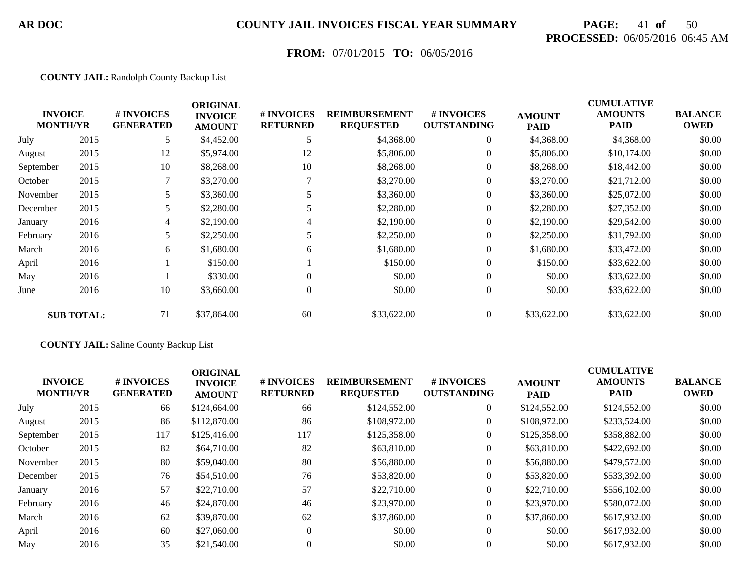**AR DOC** **COUNTY JAIL INVOICES FISCAL YEAR SUMMARY**

**PROCESSED:** 06/05/2016 06:45 AM

**FROM:** 07/01/2015 **TO:** 06/05/2016

**COUNTY JAIL:** Randolph County Backup List

| INVOICE MONTH/YR | | # INVOICES GENERATED | ORIGINAL INVOICE AMOUNT | # INVOICES RETURNED | REIMBURSEMENT REQUESTED | # INVOICES OUTSTANDING | AMOUNT PAID | CUMULATIVE AMOUNTS PAID | BALANCE OWED |
|---|---|---|---|---|---|---|---|---|---|
| July | 2015 | 5 | $4,452.00 | 5 | $4,368.00 | 0 | $4,368.00 | $4,368.00 | $0.00 |
| August | 2015 | 12 | $5,974.00 | 12 | $5,806.00 | 0 | $5,806.00 | $10,174.00 | $0.00 |
| September | 2015 | 10 | $8,268.00 | 10 | $8,268.00 | 0 | $8,268.00 | $18,442.00 | $0.00 |
| October | 2015 | 7 | $3,270.00 | 7 | $3,270.00 | 0 | $3,270.00 | $21,712.00 | $0.00 |
| November | 2015 | 5 | $3,360.00 | 5 | $3,360.00 | 0 | $3,360.00 | $25,072.00 | $0.00 |
| December | 2015 | 5 | $2,280.00 | 5 | $2,280.00 | 0 | $2,280.00 | $27,352.00 | $0.00 |
| January | 2016 | 4 | $2,190.00 | 4 | $2,190.00 | 0 | $2,190.00 | $29,542.00 | $0.00 |
| February | 2016 | 5 | $2,250.00 | 5 | $2,250.00 | 0 | $2,250.00 | $31,792.00 | $0.00 |
| March | 2016 | 6 | $1,680.00 | 6 | $1,680.00 | 0 | $1,680.00 | $33,472.00 | $0.00 |
| April | 2016 | 1 | $150.00 | 1 | $150.00 | 0 | $150.00 | $33,622.00 | $0.00 |
| May | 2016 | 1 | $330.00 | 0 | $0.00 | 0 | $0.00 | $33,622.00 | $0.00 |
| June | 2016 | 10 | $3,660.00 | 0 | $0.00 | 0 | $0.00 | $33,622.00 | $0.00 |
| **SUB TOTAL:** | | 71 | $37,864.00 | 60 | $33,622.00 | 0 | $33,622.00 | $33,622.00 | $0.00 |

**COUNTY JAIL:** Saline County Backup List

| INVOICE MONTH/YR | | # INVOICES GENERATED | ORIGINAL INVOICE AMOUNT | # INVOICES RETURNED | REIMBURSEMENT REQUESTED | # INVOICES OUTSTANDING | AMOUNT PAID | CUMULATIVE AMOUNTS PAID | BALANCE OWED |
|---|---|---|---|---|---|---|---|---|---|
| July | 2015 | 66 | $124,664.00 | 66 | $124,552.00 | 0 | $124,552.00 | $124,552.00 | $0.00 |
| August | 2015 | 86 | $112,870.00 | 86 | $108,972.00 | 0 | $108,972.00 | $233,524.00 | $0.00 |
| September | 2015 | 117 | $125,416.00 | 117 | $125,358.00 | 0 | $125,358.00 | $358,882.00 | $0.00 |
| October | 2015 | 82 | $64,710.00 | 82 | $63,810.00 | 0 | $63,810.00 | $422,692.00 | $0.00 |
| November | 2015 | 80 | $59,040.00 | 80 | $56,880.00 | 0 | $56,880.00 | $479,572.00 | $0.00 |
| December | 2015 | 76 | $54,510.00 | 76 | $53,820.00 | 0 | $53,820.00 | $533,392.00 | $0.00 |
| January | 2016 | 57 | $22,710.00 | 57 | $22,710.00 | 0 | $22,710.00 | $556,102.00 | $0.00 |
| February | 2016 | 46 | $24,870.00 | 46 | $23,970.00 | 0 | $23,970.00 | $580,072.00 | $0.00 |
| March | 2016 | 62 | $39,870.00 | 62 | $37,860.00 | 0 | $37,860.00 | $617,932.00 | $0.00 |
| April | 2016 | 60 | $27,060.00 | 0 | $0.00 | 0 | $0.00 | $617,932.00 | $0.00 |
| May | 2016 | 35 | $21,540.00 | 0 | $0.00 | 0 | $0.00 | $617,932.00 | $0.00 |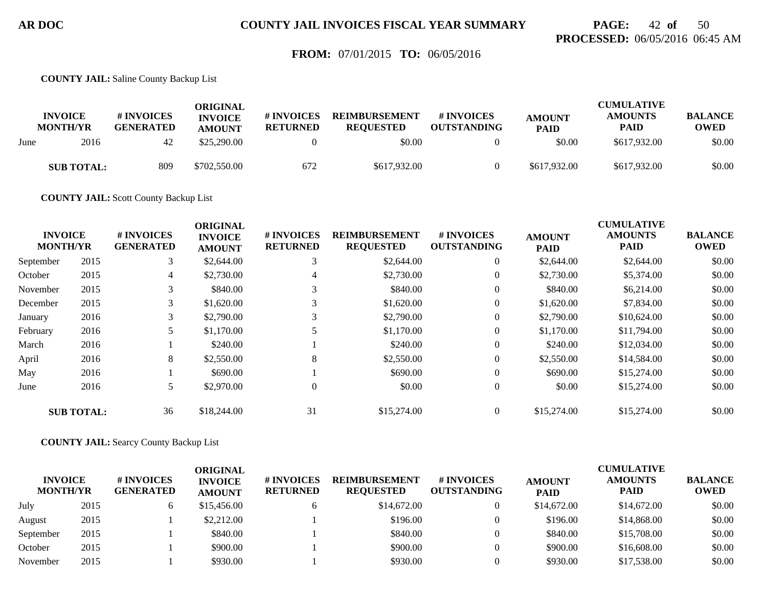**FROM:** 07/01/2015 **TO:** 06/05/2016

**COUNTY JAIL:** Saline County Backup List

| INVOICE MONTH/YR | | # INVOICES GENERATED | ORIGINAL INVOICE AMOUNT | # INVOICES RETURNED | REIMBURSEMENT REQUESTED | # INVOICES OUTSTANDING | AMOUNT PAID | CUMULATIVE AMOUNTS PAID | BALANCE OWED |
|---|---|---|---|---|---|---|---|---|---|
| June | 2016 | 42 | $25,290.00 | 0 | $0.00 | 0 | $0.00 | $617,932.00 | $0.00 |
| **SUB TOTAL:** | | 809 | $702,550.00 | 672 | $617,932.00 | 0 | $617,932.00 | $617,932.00 | $0.00 |

**COUNTY JAIL:** Scott County Backup List

| INVOICE MONTH/YR | | # INVOICES GENERATED | ORIGINAL INVOICE AMOUNT | # INVOICES RETURNED | REIMBURSEMENT REQUESTED | # INVOICES OUTSTANDING | AMOUNT PAID | CUMULATIVE AMOUNTS PAID | BALANCE OWED |
|---|---|---|---|---|---|---|---|---|---|
| September | 2015 | 3 | $2,644.00 | 3 | $2,644.00 | 0 | $2,644.00 | $2,644.00 | $0.00 |
| October | 2015 | 4 | $2,730.00 | 4 | $2,730.00 | 0 | $2,730.00 | $5,374.00 | $0.00 |
| November | 2015 | 3 | $840.00 | 3 | $840.00 | 0 | $840.00 | $6,214.00 | $0.00 |
| December | 2015 | 3 | $1,620.00 | 3 | $1,620.00 | 0 | $1,620.00 | $7,834.00 | $0.00 |
| January | 2016 | 3 | $2,790.00 | 3 | $2,790.00 | 0 | $2,790.00 | $10,624.00 | $0.00 |
| February | 2016 | 5 | $1,170.00 | 5 | $1,170.00 | 0 | $1,170.00 | $11,794.00 | $0.00 |
| March | 2016 | 1 | $240.00 | 1 | $240.00 | 0 | $240.00 | $12,034.00 | $0.00 |
| April | 2016 | 8 | $2,550.00 | 8 | $2,550.00 | 0 | $2,550.00 | $14,584.00 | $0.00 |
| May | 2016 | 1 | $690.00 | 1 | $690.00 | 0 | $690.00 | $15,274.00 | $0.00 |
| June | 2016 | 5 | $2,970.00 | 0 | $0.00 | 0 | $0.00 | $15,274.00 | $0.00 |
| **SUB TOTAL:** | | 36 | $18,244.00 | 31 | $15,274.00 | 0 | $15,274.00 | $15,274.00 | $0.00 |

**COUNTY JAIL:** Searcy County Backup List

| INVOICE MONTH/YR | | # INVOICES GENERATED | ORIGINAL INVOICE AMOUNT | # INVOICES RETURNED | REIMBURSEMENT REQUESTED | # INVOICES OUTSTANDING | AMOUNT PAID | CUMULATIVE AMOUNTS PAID | BALANCE OWED |
|---|---|---|---|---|---|---|---|---|---|
| July | 2015 | 6 | $15,456.00 | 6 | $14,672.00 | 0 | $14,672.00 | $14,672.00 | $0.00 |
| August | 2015 | 1 | $2,212.00 | 1 | $196.00 | 0 | $196.00 | $14,868.00 | $0.00 |
| September | 2015 | 1 | $840.00 | 1 | $840.00 | 0 | $840.00 | $15,708.00 | $0.00 |
| October | 2015 | 1 | $900.00 | 1 | $900.00 | 0 | $900.00 | $16,608.00 | $0.00 |
| November | 2015 | 1 | $930.00 | 1 | $930.00 | 0 | $930.00 | $17,538.00 | $0.00 |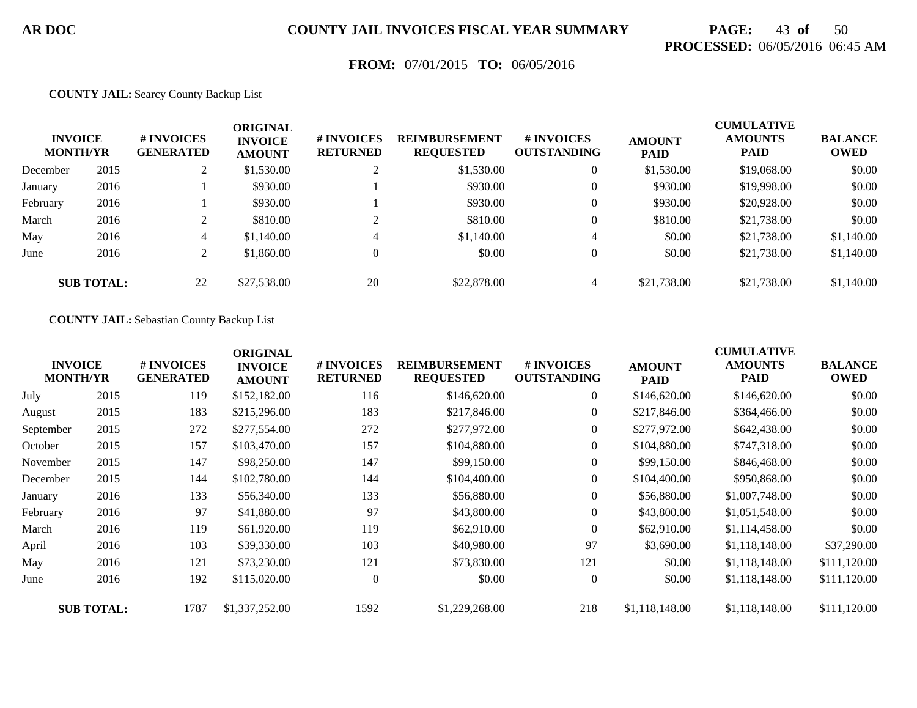**COUNTY JAIL:** Searcy County Backup List

| INVOICE MONTH/YR | | # INVOICES GENERATED | ORIGINAL INVOICE AMOUNT | # INVOICES RETURNED | REIMBURSEMENT REQUESTED | # INVOICES OUTSTANDING | AMOUNT PAID | CUMULATIVE AMOUNTS PAID | BALANCE OWED |
|---|---|---|---|---|---|---|---|---|---|
| December | 2015 | 2 | $1,530.00 | 2 | $1,530.00 | 0 | $1,530.00 | $19,068.00 | $0.00 |
| January | 2016 | 1 | $930.00 | 1 | $930.00 | 0 | $930.00 | $19,998.00 | $0.00 |
| February | 2016 | 1 | $930.00 | 1 | $930.00 | 0 | $930.00 | $20,928.00 | $0.00 |
| March | 2016 | 2 | $810.00 | 2 | $810.00 | 0 | $810.00 | $21,738.00 | $0.00 |
| May | 2016 | 4 | $1,140.00 | 4 | $1,140.00 | 4 | $0.00 | $21,738.00 | $1,140.00 |
| June | 2016 | 2 | $1,860.00 | 0 | $0.00 | 0 | $0.00 | $21,738.00 | $1,140.00 |
| **SUB TOTAL:** | | 22 | $27,538.00 | 20 | $22,878.00 | 4 | $21,738.00 | $21,738.00 | $1,140.00 |

**COUNTY JAIL:** Sebastian County Backup List

| INVOICE MONTH/YR | | # INVOICES GENERATED | ORIGINAL INVOICE AMOUNT | # INVOICES RETURNED | REIMBURSEMENT REQUESTED | # INVOICES OUTSTANDING | AMOUNT PAID | CUMULATIVE AMOUNTS PAID | BALANCE OWED |
|---|---|---|---|---|---|---|---|---|---|
| July | 2015 | 119 | $152,182.00 | 116 | $146,620.00 | 0 | $146,620.00 | $146,620.00 | $0.00 |
| August | 2015 | 183 | $215,296.00 | 183 | $217,846.00 | 0 | $217,846.00 | $364,466.00 | $0.00 |
| September | 2015 | 272 | $277,554.00 | 272 | $277,972.00 | 0 | $277,972.00 | $642,438.00 | $0.00 |
| October | 2015 | 157 | $103,470.00 | 157 | $104,880.00 | 0 | $104,880.00 | $747,318.00 | $0.00 |
| November | 2015 | 147 | $98,250.00 | 147 | $99,150.00 | 0 | $99,150.00 | $846,468.00 | $0.00 |
| December | 2015 | 144 | $102,780.00 | 144 | $104,400.00 | 0 | $104,400.00 | $950,868.00 | $0.00 |
| January | 2016 | 133 | $56,340.00 | 133 | $56,880.00 | 0 | $56,880.00 | $1,007,748.00 | $0.00 |
| February | 2016 | 97 | $41,880.00 | 97 | $43,800.00 | 0 | $43,800.00 | $1,051,548.00 | $0.00 |
| March | 2016 | 119 | $61,920.00 | 119 | $62,910.00 | 0 | $62,910.00 | $1,114,458.00 | $0.00 |
| April | 2016 | 103 | $39,330.00 | 103 | $40,980.00 | 97 | $3,690.00 | $1,118,148.00 | $37,290.00 |
| May | 2016 | 121 | $73,230.00 | 121 | $73,830.00 | 121 | $0.00 | $1,118,148.00 | $111,120.00 |
| June | 2016 | 192 | $115,020.00 | 0 | $0.00 | 0 | $0.00 | $1,118,148.00 | $111,120.00 |
| **SUB TOTAL:** | | 1787 | $1,337,252.00 | 1592 | $1,229,268.00 | 218 | $1,118,148.00 | $1,118,148.00 | $111,120.00 |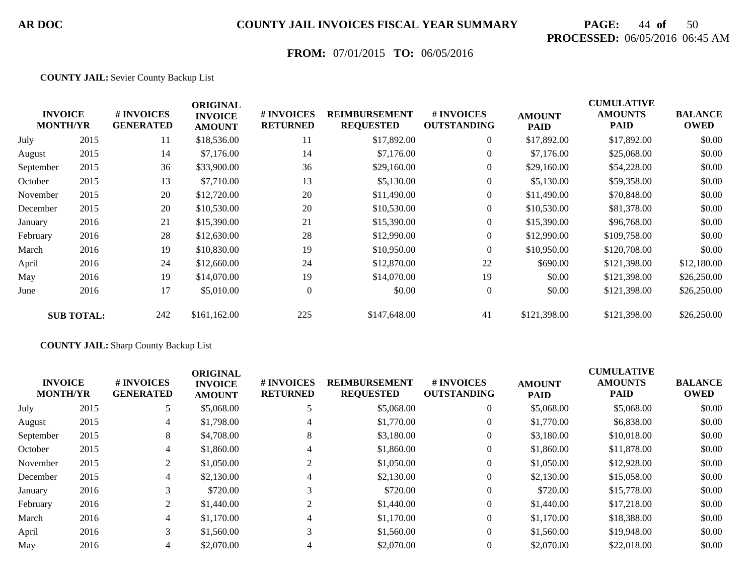**AR DOC** **COUNTY JAIL INVOICES FISCAL YEAR SUMMARY**

**PROCESSED:** 06/05/2016 06:45 AM

**FROM:** 07/01/2015 **TO:** 06/05/2016

**COUNTY JAIL:** Sevier County Backup List

| INVOICE MONTH/YR | | # INVOICES GENERATED | ORIGINAL INVOICE AMOUNT | # INVOICES RETURNED | REIMBURSEMENT REQUESTED | # INVOICES OUTSTANDING | AMOUNT PAID | CUMULATIVE AMOUNTS PAID | BALANCE OWED |
|---|---|---|---|---|---|---|---|---|---|
| July | 2015 | 11 | $18,536.00 | 11 | $17,892.00 | 0 | $17,892.00 | $17,892.00 | $0.00 |
| August | 2015 | 14 | $7,176.00 | 14 | $7,176.00 | 0 | $7,176.00 | $25,068.00 | $0.00 |
| September | 2015 | 36 | $33,900.00 | 36 | $29,160.00 | 0 | $29,160.00 | $54,228.00 | $0.00 |
| October | 2015 | 13 | $7,710.00 | 13 | $5,130.00 | 0 | $5,130.00 | $59,358.00 | $0.00 |
| November | 2015 | 20 | $12,720.00 | 20 | $11,490.00 | 0 | $11,490.00 | $70,848.00 | $0.00 |
| December | 2015 | 20 | $10,530.00 | 20 | $10,530.00 | 0 | $10,530.00 | $81,378.00 | $0.00 |
| January | 2016 | 21 | $15,390.00 | 21 | $15,390.00 | 0 | $15,390.00 | $96,768.00 | $0.00 |
| February | 2016 | 28 | $12,630.00 | 28 | $12,990.00 | 0 | $12,990.00 | $109,758.00 | $0.00 |
| March | 2016 | 19 | $10,830.00 | 19 | $10,950.00 | 0 | $10,950.00 | $120,708.00 | $0.00 |
| April | 2016 | 24 | $12,660.00 | 24 | $12,870.00 | 22 | $690.00 | $121,398.00 | $12,180.00 |
| May | 2016 | 19 | $14,070.00 | 19 | $14,070.00 | 19 | $0.00 | $121,398.00 | $26,250.00 |
| June | 2016 | 17 | $5,010.00 | 0 | $0.00 | 0 | $0.00 | $121,398.00 | $26,250.00 |
| **SUB TOTAL:** | | 242 | $161,162.00 | 225 | $147,648.00 | 41 | $121,398.00 | $121,398.00 | $26,250.00 |

**COUNTY JAIL:** Sharp County Backup List

| INVOICE MONTH/YR | | # INVOICES GENERATED | ORIGINAL INVOICE AMOUNT | # INVOICES RETURNED | REIMBURSEMENT REQUESTED | # INVOICES OUTSTANDING | AMOUNT PAID | CUMULATIVE AMOUNTS PAID | BALANCE OWED |
|---|---|---|---|---|---|---|---|---|---|
| July | 2015 | 5 | $5,068.00 | 5 | $5,068.00 | 0 | $5,068.00 | $5,068.00 | $0.00 |
| August | 2015 | 4 | $1,798.00 | 4 | $1,770.00 | 0 | $1,770.00 | $6,838.00 | $0.00 |
| September | 2015 | 8 | $4,708.00 | 8 | $3,180.00 | 0 | $3,180.00 | $10,018.00 | $0.00 |
| October | 2015 | 4 | $1,860.00 | 4 | $1,860.00 | 0 | $1,860.00 | $11,878.00 | $0.00 |
| November | 2015 | 2 | $1,050.00 | 2 | $1,050.00 | 0 | $1,050.00 | $12,928.00 | $0.00 |
| December | 2015 | 4 | $2,130.00 | 4 | $2,130.00 | 0 | $2,130.00 | $15,058.00 | $0.00 |
| January | 2016 | 3 | $720.00 | 3 | $720.00 | 0 | $720.00 | $15,778.00 | $0.00 |
| February | 2016 | 2 | $1,440.00 | 2 | $1,440.00 | 0 | $1,440.00 | $17,218.00 | $0.00 |
| March | 2016 | 4 | $1,170.00 | 4 | $1,170.00 | 0 | $1,170.00 | $18,388.00 | $0.00 |
| April | 2016 | 3 | $1,560.00 | 3 | $1,560.00 | 0 | $1,560.00 | $19,948.00 | $0.00 |
| May | 2016 | 4 | $2,070.00 | 4 | $2,070.00 | 0 | $2,070.00 | $22,018.00 | $0.00 |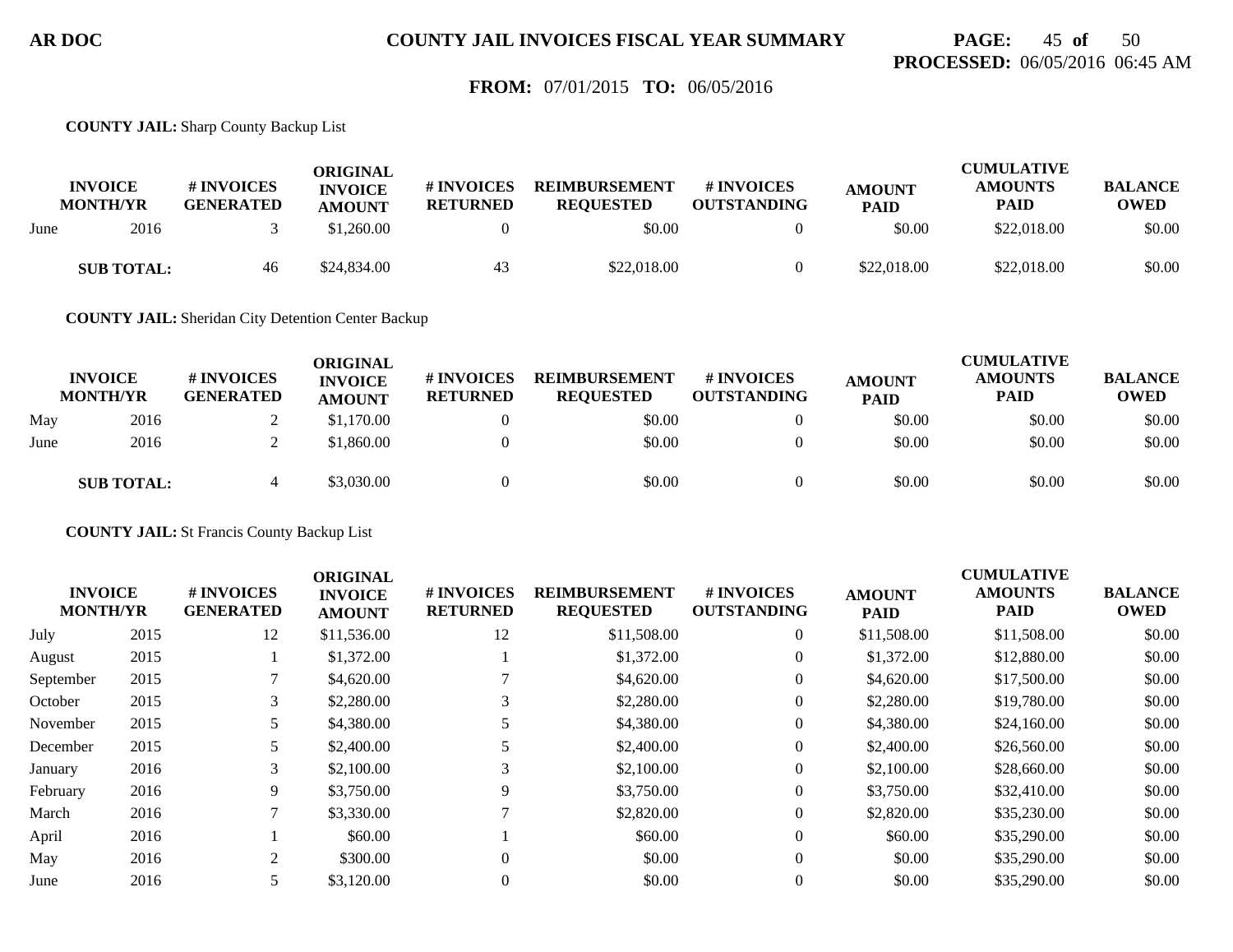**COUNTY JAIL:** Sharp County Backup List

| INVOICE MONTH/YR | | # INVOICES GENERATED | ORIGINAL INVOICE AMOUNT | # INVOICES RETURNED | REIMBURSEMENT REQUESTED | # INVOICES OUTSTANDING | AMOUNT PAID | CUMULATIVE AMOUNTS PAID | BALANCE OWED |
|---|---|---|---|---|---|---|---|---|---|
| June | 2016 | 3 | $1,260.00 | 0 | $0.00 | 0 | $0.00 | $22,018.00 | $0.00 |
| **SUB TOTAL:** | | 46 | $24,834.00 | 43 | $22,018.00 | 0 | $22,018.00 | $22,018.00 | $0.00 |

**COUNTY JAIL:** Sheridan City Detention Center Backup

| INVOICE MONTH/YR | | # INVOICES GENERATED | ORIGINAL INVOICE AMOUNT | # INVOICES RETURNED | REIMBURSEMENT REQUESTED | # INVOICES OUTSTANDING | AMOUNT PAID | CUMULATIVE AMOUNTS PAID | BALANCE OWED |
|---|---|---|---|---|---|---|---|---|---|
| May | 2016 | 2 | $1,170.00 | 0 | $0.00 | 0 | $0.00 | $0.00 | $0.00 |
| June | 2016 | 2 | $1,860.00 | 0 | $0.00 | 0 | $0.00 | $0.00 | $0.00 |
| **SUB TOTAL:** | | 4 | $3,030.00 | 0 | $0.00 | 0 | $0.00 | $0.00 | $0.00 |

**COUNTY JAIL:** St Francis County Backup List

| INVOICE MONTH/YR | | # INVOICES GENERATED | ORIGINAL INVOICE AMOUNT | # INVOICES RETURNED | REIMBURSEMENT REQUESTED | # INVOICES OUTSTANDING | AMOUNT PAID | CUMULATIVE AMOUNTS PAID | BALANCE OWED |
|---|---|---|---|---|---|---|---|---|---|
| July | 2015 | 12 | $11,536.00 | 12 | $11,508.00 | 0 | $11,508.00 | $11,508.00 | $0.00 |
| August | 2015 | 1 | $1,372.00 | 1 | $1,372.00 | 0 | $1,372.00 | $12,880.00 | $0.00 |
| September | 2015 | 7 | $4,620.00 | 7 | $4,620.00 | 0 | $4,620.00 | $17,500.00 | $0.00 |
| October | 2015 | 3 | $2,280.00 | 3 | $2,280.00 | 0 | $2,280.00 | $19,780.00 | $0.00 |
| November | 2015 | 5 | $4,380.00 | 5 | $4,380.00 | 0 | $4,380.00 | $24,160.00 | $0.00 |
| December | 2015 | 5 | $2,400.00 | 5 | $2,400.00 | 0 | $2,400.00 | $26,560.00 | $0.00 |
| January | 2016 | 3 | $2,100.00 | 3 | $2,100.00 | 0 | $2,100.00 | $28,660.00 | $0.00 |
| February | 2016 | 9 | $3,750.00 | 9 | $3,750.00 | 0 | $3,750.00 | $32,410.00 | $0.00 |
| March | 2016 | 7 | $3,330.00 | 7 | $2,820.00 | 0 | $2,820.00 | $35,230.00 | $0.00 |
| April | 2016 | 1 | $60.00 | 1 | $60.00 | 0 | $60.00 | $35,290.00 | $0.00 |
| May | 2016 | 2 | $300.00 | 0 | $0.00 | 0 | $0.00 | $35,290.00 | $0.00 |
| June | 2016 | 5 | $3,120.00 | 0 | $0.00 | 0 | $0.00 | $35,290.00 | $0.00 |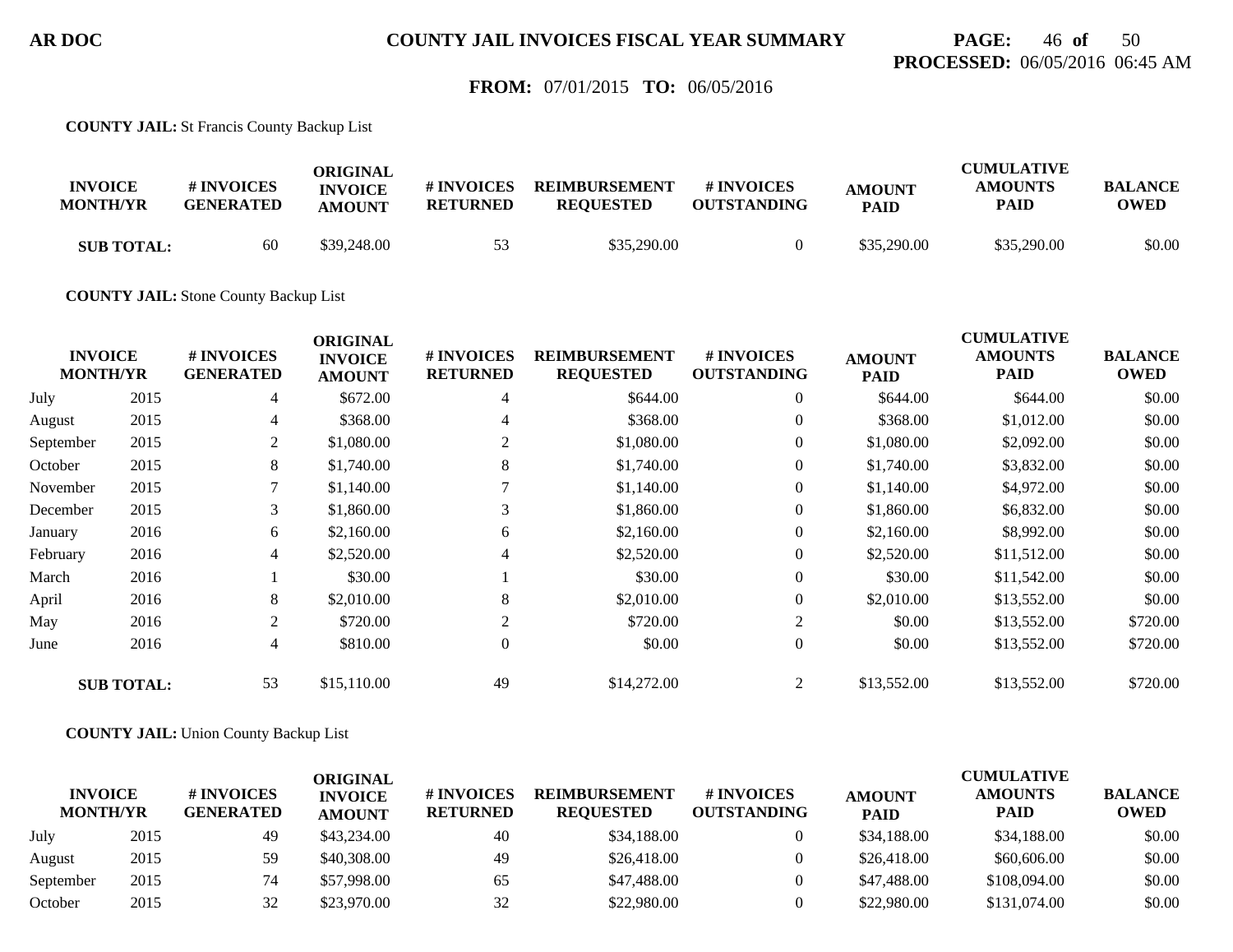**AR DOC** **COUNTY JAIL INVOICES FISCAL YEAR SUMMARY**

**PROCESSED:** 06/05/2016 06:45 AM

**FROM:** 07/01/2015 **TO:** 06/05/2016

**COUNTY JAIL:** St Francis County Backup List

| INVOICE MONTH/YR | | # INVOICES GENERATED | ORIGINAL INVOICE AMOUNT | # INVOICES RETURNED | REIMBURSEMENT REQUESTED | # INVOICES OUTSTANDING | AMOUNT PAID | CUMULATIVE AMOUNTS PAID | BALANCE OWED |
|---|---|---|---|---|---|---|---|---|---|
| **SUB TOTAL:** | | 60 | $39,248.00 | 53 | $35,290.00 | 0 | $35,290.00 | $35,290.00 | $0.00 |

**COUNTY JAIL:** Stone County Backup List

| INVOICE MONTH/YR | | # INVOICES GENERATED | ORIGINAL INVOICE AMOUNT | # INVOICES RETURNED | REIMBURSEMENT REQUESTED | # INVOICES OUTSTANDING | AMOUNT PAID | CUMULATIVE AMOUNTS PAID | BALANCE OWED |
|---|---|---|---|---|---|---|---|---|---|
| July | 2015 | 4 | $672.00 | 4 | $644.00 | 0 | $644.00 | $644.00 | $0.00 |
| August | 2015 | 4 | $368.00 | 4 | $368.00 | 0 | $368.00 | $1,012.00 | $0.00 |
| September | 2015 | 2 | $1,080.00 | 2 | $1,080.00 | 0 | $1,080.00 | $2,092.00 | $0.00 |
| October | 2015 | 8 | $1,740.00 | 8 | $1,740.00 | 0 | $1,740.00 | $3,832.00 | $0.00 |
| November | 2015 | 7 | $1,140.00 | 7 | $1,140.00 | 0 | $1,140.00 | $4,972.00 | $0.00 |
| December | 2015 | 3 | $1,860.00 | 3 | $1,860.00 | 0 | $1,860.00 | $6,832.00 | $0.00 |
| January | 2016 | 6 | $2,160.00 | 6 | $2,160.00 | 0 | $2,160.00 | $8,992.00 | $0.00 |
| February | 2016 | 4 | $2,520.00 | 4 | $2,520.00 | 0 | $2,520.00 | $11,512.00 | $0.00 |
| March | 2016 | 1 | $30.00 | 1 | $30.00 | 0 | $30.00 | $11,542.00 | $0.00 |
| April | 2016 | 8 | $2,010.00 | 8 | $2,010.00 | 0 | $2,010.00 | $13,552.00 | $0.00 |
| May | 2016 | 2 | $720.00 | 2 | $720.00 | 2 | $0.00 | $13,552.00 | $720.00 |
| June | 2016 | 4 | $810.00 | 0 | $0.00 | 0 | $0.00 | $13,552.00 | $720.00 |
| **SUB TOTAL:** | | 53 | $15,110.00 | 49 | $14,272.00 | 2 | $13,552.00 | $13,552.00 | $720.00 |

**COUNTY JAIL:** Union County Backup List

| INVOICE MONTH/YR | | # INVOICES GENERATED | ORIGINAL INVOICE AMOUNT | # INVOICES RETURNED | REIMBURSEMENT REQUESTED | # INVOICES OUTSTANDING | AMOUNT PAID | CUMULATIVE AMOUNTS PAID | BALANCE OWED |
|---|---|---|---|---|---|---|---|---|---|
| July | 2015 | 49 | $43,234.00 | 40 | $34,188.00 | 0 | $34,188.00 | $34,188.00 | $0.00 |
| August | 2015 | 59 | $40,308.00 | 49 | $26,418.00 | 0 | $26,418.00 | $60,606.00 | $0.00 |
| September | 2015 | 74 | $57,998.00 | 65 | $47,488.00 | 0 | $47,488.00 | $108,094.00 | $0.00 |
| October | 2015 | 32 | $23,970.00 | 32 | $22,980.00 | 0 | $22,980.00 | $131,074.00 | $0.00 |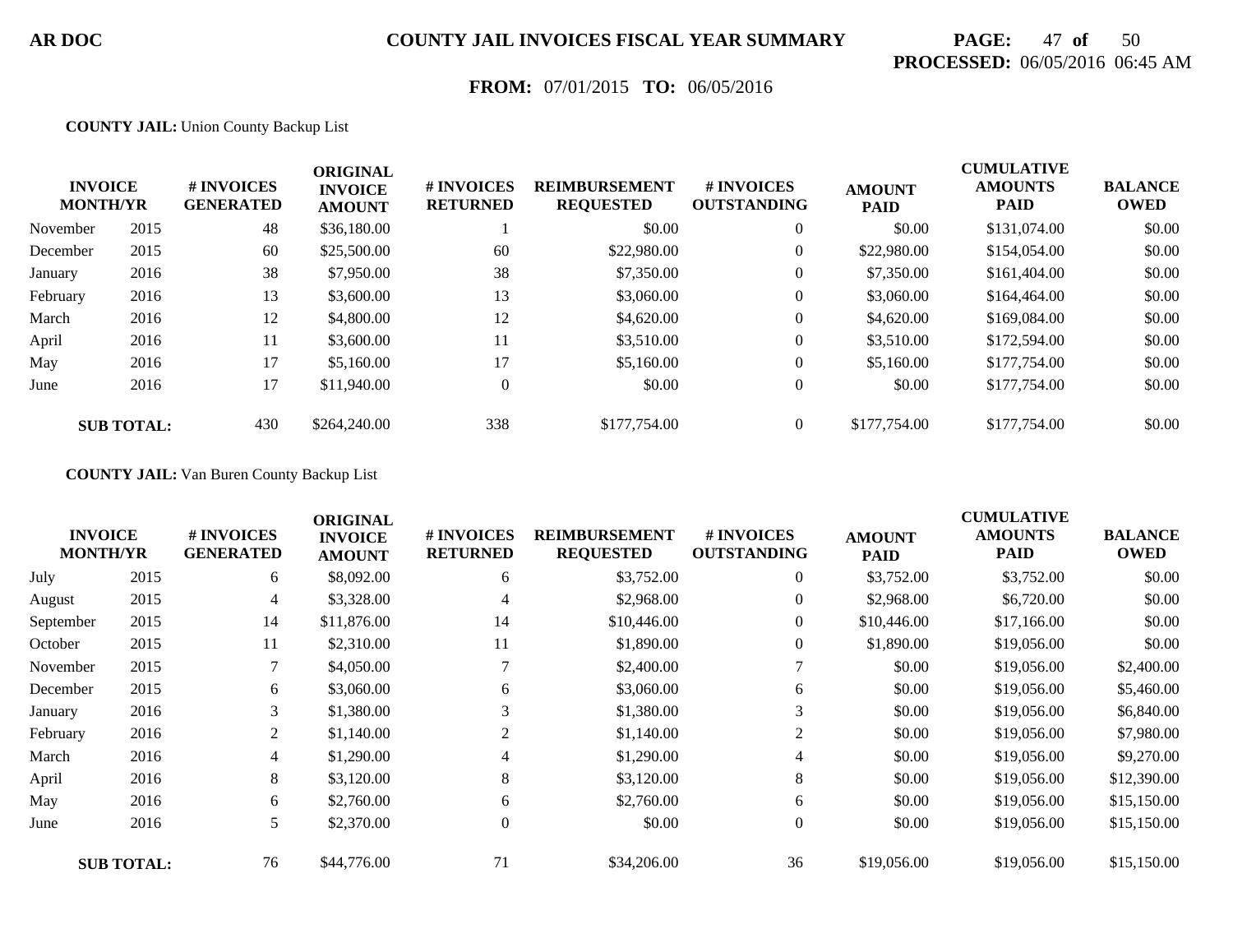**COUNTY JAIL:** Union County Backup List

| INVOICE MONTH/YR | | # INVOICES GENERATED | ORIGINAL INVOICE AMOUNT | # INVOICES RETURNED | REIMBURSEMENT REQUESTED | # INVOICES OUTSTANDING | AMOUNT PAID | CUMULATIVE AMOUNTS PAID | BALANCE OWED |
|---|---|---|---|---|---|---|---|---|---|
| November | 2015 | 48 | $36,180.00 | 1 | $0.00 | 0 | $0.00 | $131,074.00 | $0.00 |
| December | 2015 | 60 | $25,500.00 | 60 | $22,980.00 | 0 | $22,980.00 | $154,054.00 | $0.00 |
| January | 2016 | 38 | $7,950.00 | 38 | $7,350.00 | 0 | $7,350.00 | $161,404.00 | $0.00 |
| February | 2016 | 13 | $3,600.00 | 13 | $3,060.00 | 0 | $3,060.00 | $164,464.00 | $0.00 |
| March | 2016 | 12 | $4,800.00 | 12 | $4,620.00 | 0 | $4,620.00 | $169,084.00 | $0.00 |
| April | 2016 | 11 | $3,600.00 | 11 | $3,510.00 | 0 | $3,510.00 | $172,594.00 | $0.00 |
| May | 2016 | 17 | $5,160.00 | 17 | $5,160.00 | 0 | $5,160.00 | $177,754.00 | $0.00 |
| June | 2016 | 17 | $11,940.00 | 0 | $0.00 | 0 | $0.00 | $177,754.00 | $0.00 |
| **SUB TOTAL:** | | 430 | $264,240.00 | 338 | $177,754.00 | 0 | $177,754.00 | $177,754.00 | $0.00 |

**COUNTY JAIL:** Van Buren County Backup List

| INVOICE MONTH/YR | | # INVOICES GENERATED | ORIGINAL INVOICE AMOUNT | # INVOICES RETURNED | REIMBURSEMENT REQUESTED | # INVOICES OUTSTANDING | AMOUNT PAID | CUMULATIVE AMOUNTS PAID | BALANCE OWED |
|---|---|---|---|---|---|---|---|---|---|
| July | 2015 | 6 | $8,092.00 | 6 | $3,752.00 | 0 | $3,752.00 | $3,752.00 | $0.00 |
| August | 2015 | 4 | $3,328.00 | 4 | $2,968.00 | 0 | $2,968.00 | $6,720.00 | $0.00 |
| September | 2015 | 14 | $11,876.00 | 14 | $10,446.00 | 0 | $10,446.00 | $17,166.00 | $0.00 |
| October | 2015 | 11 | $2,310.00 | 11 | $1,890.00 | 0 | $1,890.00 | $19,056.00 | $0.00 |
| November | 2015 | 7 | $4,050.00 | 7 | $2,400.00 | 7 | $0.00 | $19,056.00 | $2,400.00 |
| December | 2015 | 6 | $3,060.00 | 6 | $3,060.00 | 6 | $0.00 | $19,056.00 | $5,460.00 |
| January | 2016 | 3 | $1,380.00 | 3 | $1,380.00 | 3 | $0.00 | $19,056.00 | $6,840.00 |
| February | 2016 | 2 | $1,140.00 | 2 | $1,140.00 | 2 | $0.00 | $19,056.00 | $7,980.00 |
| March | 2016 | 4 | $1,290.00 | 4 | $1,290.00 | 4 | $0.00 | $19,056.00 | $9,270.00 |
| April | 2016 | 8 | $3,120.00 | 8 | $3,120.00 | 8 | $0.00 | $19,056.00 | $12,390.00 |
| May | 2016 | 6 | $2,760.00 | 6 | $2,760.00 | 6 | $0.00 | $19,056.00 | $15,150.00 |
| June | 2016 | 5 | $2,370.00 | 0 | $0.00 | 0 | $0.00 | $19,056.00 | $15,150.00 |
| **SUB TOTAL:** | | 76 | $44,776.00 | 71 | $34,206.00 | 36 | $19,056.00 | $19,056.00 | $15,150.00 |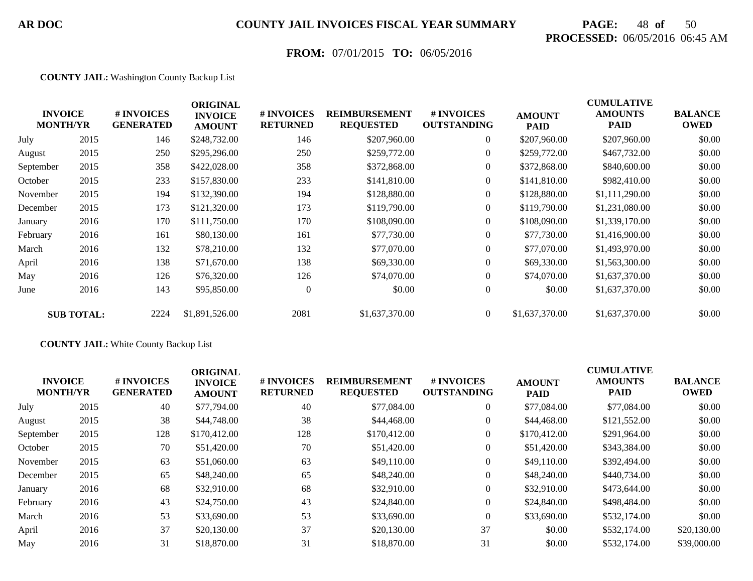**COUNTY JAIL:** Washington County Backup List

| INVOICE MONTH/YR | | # INVOICES GENERATED | ORIGINAL INVOICE AMOUNT | # INVOICES RETURNED | REIMBURSEMENT REQUESTED | # INVOICES OUTSTANDING | AMOUNT PAID | CUMULATIVE AMOUNTS PAID | BALANCE OWED |
|---|---|---|---|---|---|---|---|---|---|
| July | 2015 | 146 | $248,732.00 | 146 | $207,960.00 | 0 | $207,960.00 | $207,960.00 | $0.00 |
| August | 2015 | 250 | $295,296.00 | 250 | $259,772.00 | 0 | $259,772.00 | $467,732.00 | $0.00 |
| September | 2015 | 358 | $422,028.00 | 358 | $372,868.00 | 0 | $372,868.00 | $840,600.00 | $0.00 |
| October | 2015 | 233 | $157,830.00 | 233 | $141,810.00 | 0 | $141,810.00 | $982,410.00 | $0.00 |
| November | 2015 | 194 | $132,390.00 | 194 | $128,880.00 | 0 | $128,880.00 | $1,111,290.00 | $0.00 |
| December | 2015 | 173 | $121,320.00 | 173 | $119,790.00 | 0 | $119,790.00 | $1,231,080.00 | $0.00 |
| January | 2016 | 170 | $111,750.00 | 170 | $108,090.00 | 0 | $108,090.00 | $1,339,170.00 | $0.00 |
| February | 2016 | 161 | $80,130.00 | 161 | $77,730.00 | 0 | $77,730.00 | $1,416,900.00 | $0.00 |
| March | 2016 | 132 | $78,210.00 | 132 | $77,070.00 | 0 | $77,070.00 | $1,493,970.00 | $0.00 |
| April | 2016 | 138 | $71,670.00 | 138 | $69,330.00 | 0 | $69,330.00 | $1,563,300.00 | $0.00 |
| May | 2016 | 126 | $76,320.00 | 126 | $74,070.00 | 0 | $74,070.00 | $1,637,370.00 | $0.00 |
| June | 2016 | 143 | $95,850.00 | 0 | $0.00 | 0 | $0.00 | $1,637,370.00 | $0.00 |
| **SUB TOTAL:** | | 2224 | $1,891,526.00 | 2081 | $1,637,370.00 | 0 | $1,637,370.00 | $1,637,370.00 | $0.00 |

**COUNTY JAIL:** White County Backup List

| INVOICE MONTH/YR | | # INVOICES GENERATED | ORIGINAL INVOICE AMOUNT | # INVOICES RETURNED | REIMBURSEMENT REQUESTED | # INVOICES OUTSTANDING | AMOUNT PAID | CUMULATIVE AMOUNTS PAID | BALANCE OWED |
|---|---|---|---|---|---|---|---|---|---|
| July | 2015 | 40 | $77,794.00 | 40 | $77,084.00 | 0 | $77,084.00 | $77,084.00 | $0.00 |
| August | 2015 | 38 | $44,748.00 | 38 | $44,468.00 | 0 | $44,468.00 | $121,552.00 | $0.00 |
| September | 2015 | 128 | $170,412.00 | 128 | $170,412.00 | 0 | $170,412.00 | $291,964.00 | $0.00 |
| October | 2015 | 70 | $51,420.00 | 70 | $51,420.00 | 0 | $51,420.00 | $343,384.00 | $0.00 |
| November | 2015 | 63 | $51,060.00 | 63 | $49,110.00 | 0 | $49,110.00 | $392,494.00 | $0.00 |
| December | 2015 | 65 | $48,240.00 | 65 | $48,240.00 | 0 | $48,240.00 | $440,734.00 | $0.00 |
| January | 2016 | 68 | $32,910.00 | 68 | $32,910.00 | 0 | $32,910.00 | $473,644.00 | $0.00 |
| February | 2016 | 43 | $24,750.00 | 43 | $24,840.00 | 0 | $24,840.00 | $498,484.00 | $0.00 |
| March | 2016 | 53 | $33,690.00 | 53 | $33,690.00 | 0 | $33,690.00 | $532,174.00 | $0.00 |
| April | 2016 | 37 | $20,130.00 | 37 | $20,130.00 | 37 | $0.00 | $532,174.00 | $20,130.00 |
| May | 2016 | 31 | $18,870.00 | 31 | $18,870.00 | 31 | $0.00 | $532,174.00 | $39,000.00 |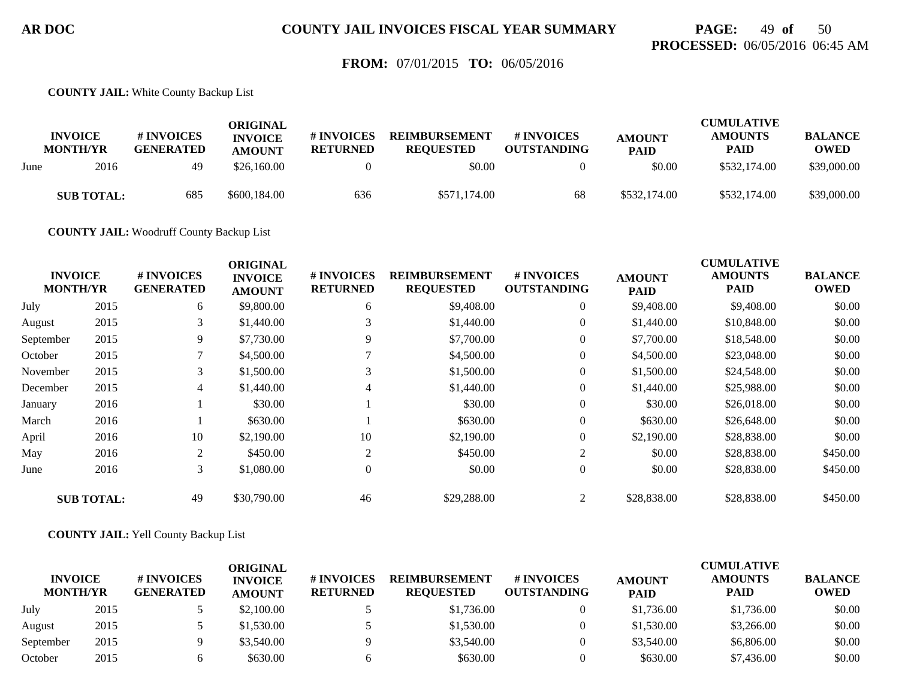**COUNTY JAIL:** White County Backup List

| INVOICE MONTH/YR | | # INVOICES GENERATED | ORIGINAL INVOICE AMOUNT | # INVOICES RETURNED | REIMBURSEMENT REQUESTED | # INVOICES OUTSTANDING | AMOUNT PAID | CUMULATIVE AMOUNTS PAID | BALANCE OWED |
|---|---|---|---|---|---|---|---|---|---|
| June | 2016 | 49 | $26,160.00 | 0 | $0.00 | 0 | $0.00 | $532,174.00 | $39,000.00 |
| **SUB TOTAL:** | | 685 | $600,184.00 | 636 | $571,174.00 | 68 | $532,174.00 | $532,174.00 | $39,000.00 |

**COUNTY JAIL:** Woodruff County Backup List

| INVOICE MONTH/YR | | # INVOICES GENERATED | ORIGINAL INVOICE AMOUNT | # INVOICES RETURNED | REIMBURSEMENT REQUESTED | # INVOICES OUTSTANDING | AMOUNT PAID | CUMULATIVE AMOUNTS PAID | BALANCE OWED |
|---|---|---|---|---|---|---|---|---|---|
| July | 2015 | 6 | $9,800.00 | 6 | $9,408.00 | 0 | $9,408.00 | $9,408.00 | $0.00 |
| August | 2015 | 3 | $1,440.00 | 3 | $1,440.00 | 0 | $1,440.00 | $10,848.00 | $0.00 |
| September | 2015 | 9 | $7,730.00 | 9 | $7,700.00 | 0 | $7,700.00 | $18,548.00 | $0.00 |
| October | 2015 | 7 | $4,500.00 | 7 | $4,500.00 | 0 | $4,500.00 | $23,048.00 | $0.00 |
| November | 2015 | 3 | $1,500.00 | 3 | $1,500.00 | 0 | $1,500.00 | $24,548.00 | $0.00 |
| December | 2015 | 4 | $1,440.00 | 4 | $1,440.00 | 0 | $1,440.00 | $25,988.00 | $0.00 |
| January | 2016 | 1 | $30.00 | 1 | $30.00 | 0 | $30.00 | $26,018.00 | $0.00 |
| March | 2016 | 1 | $630.00 | 1 | $630.00 | 0 | $630.00 | $26,648.00 | $0.00 |
| April | 2016 | 10 | $2,190.00 | 10 | $2,190.00 | 0 | $2,190.00 | $28,838.00 | $0.00 |
| May | 2016 | 2 | $450.00 | 2 | $450.00 | 2 | $0.00 | $28,838.00 | $450.00 |
| June | 2016 | 3 | $1,080.00 | 0 | $0.00 | 0 | $0.00 | $28,838.00 | $450.00 |
| **SUB TOTAL:** | | 49 | $30,790.00 | 46 | $29,288.00 | 2 | $28,838.00 | $28,838.00 | $450.00 |

**COUNTY JAIL:** Yell County Backup List

| INVOICE MONTH/YR | | # INVOICES GENERATED | ORIGINAL INVOICE AMOUNT | # INVOICES RETURNED | REIMBURSEMENT REQUESTED | # INVOICES OUTSTANDING | AMOUNT PAID | CUMULATIVE AMOUNTS PAID | BALANCE OWED |
|---|---|---|---|---|---|---|---|---|---|
| July | 2015 | 5 | $2,100.00 | 5 | $1,736.00 | 0 | $1,736.00 | $1,736.00 | $0.00 |
| August | 2015 | 5 | $1,530.00 | 5 | $1,530.00 | 0 | $1,530.00 | $3,266.00 | $0.00 |
| September | 2015 | 9 | $3,540.00 | 9 | $3,540.00 | 0 | $3,540.00 | $6,806.00 | $0.00 |
| October | 2015 | 6 | $630.00 | 6 | $630.00 | 0 | $630.00 | $7,436.00 | $0.00 |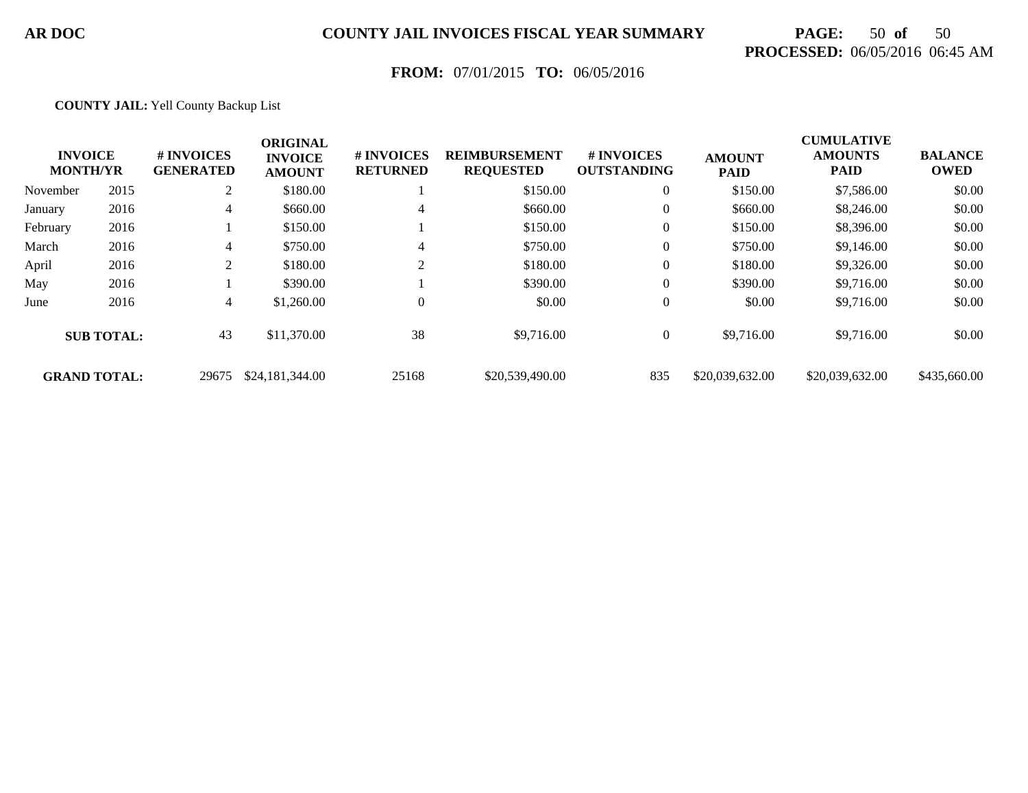**AR DOC** **COUNTY JAIL INVOICES FISCAL YEAR SUMMARY** **PROCESSED:** 06/05/2016 06:45 AM

**FROM:** 07/01/2015 **TO:** 06/05/2016

**COUNTY JAIL:** Yell County Backup List

| INVOICE MONTH/YR | | # INVOICES GENERATED | ORIGINAL INVOICE AMOUNT | # INVOICES RETURNED | REIMBURSEMENT REQUESTED | # INVOICES OUTSTANDING | AMOUNT PAID | CUMULATIVE AMOUNTS PAID | BALANCE OWED |
|---|---|---|---|---|---|---|---|---|---|
| November | 2015 | 2 | $180.00 | 1 | $150.00 | 0 | $150.00 | $7,586.00 | $0.00 |
| January | 2016 | 4 | $660.00 | 4 | $660.00 | 0 | $660.00 | $8,246.00 | $0.00 |
| February | 2016 | 1 | $150.00 | 1 | $150.00 | 0 | $150.00 | $8,396.00 | $0.00 |
| March | 2016 | 4 | $750.00 | 4 | $750.00 | 0 | $750.00 | $9,146.00 | $0.00 |
| April | 2016 | 2 | $180.00 | 2 | $180.00 | 0 | $180.00 | $9,326.00 | $0.00 |
| May | 2016 | 1 | $390.00 | 1 | $390.00 | 0 | $390.00 | $9,716.00 | $0.00 |
| June | 2016 | 4 | $1,260.00 | 0 | $0.00 | 0 | $0.00 | $9,716.00 | $0.00 |
| **SUB TOTAL:** | | 43 | $11,370.00 | 38 | $9,716.00 | 0 | $9,716.00 | $9,716.00 | $0.00 |
| **GRAND TOTAL:** | | 29675 | $24,181,344.00 | 25168 | $20,539,490.00 | 835 | $20,039,632.00 | $20,039,632.00 | $435,660.00 |